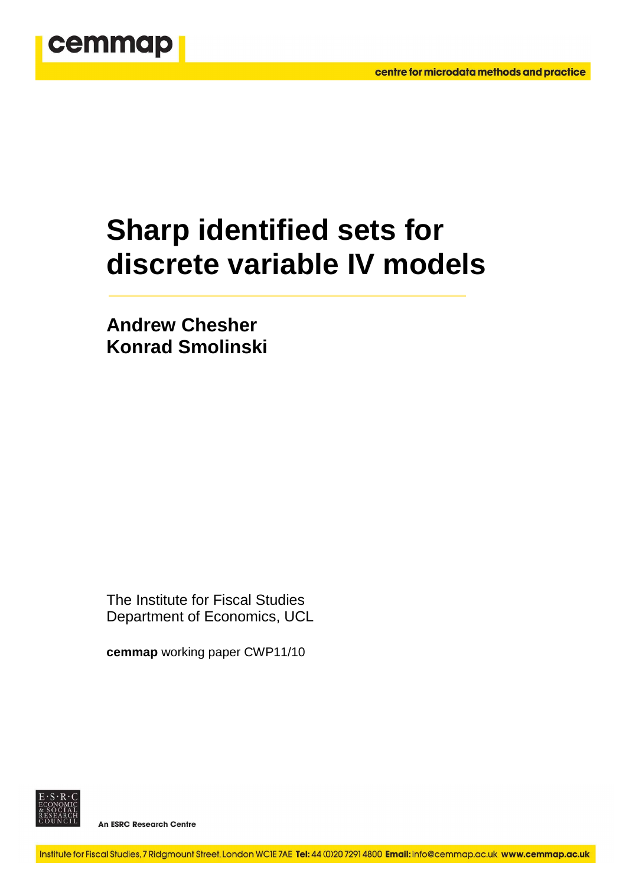cemmap

centre for microdata methods and practice

# Sharp identified sets for discrete variable IV models

**Andrew Chesher**
**Konrad Smolinski**

The Institute for Fiscal Studies
Department of Economics, UCL

**cemmap** working paper CWP11/10

An ESRC Research Centre

Institute for Fiscal Studies, 7 Ridgmount Street, London WC1E 7AE **Tel:** 44 (0)20 7291 4800 **Email:** info@cemmap.ac.uk **www.cemmap.ac.uk**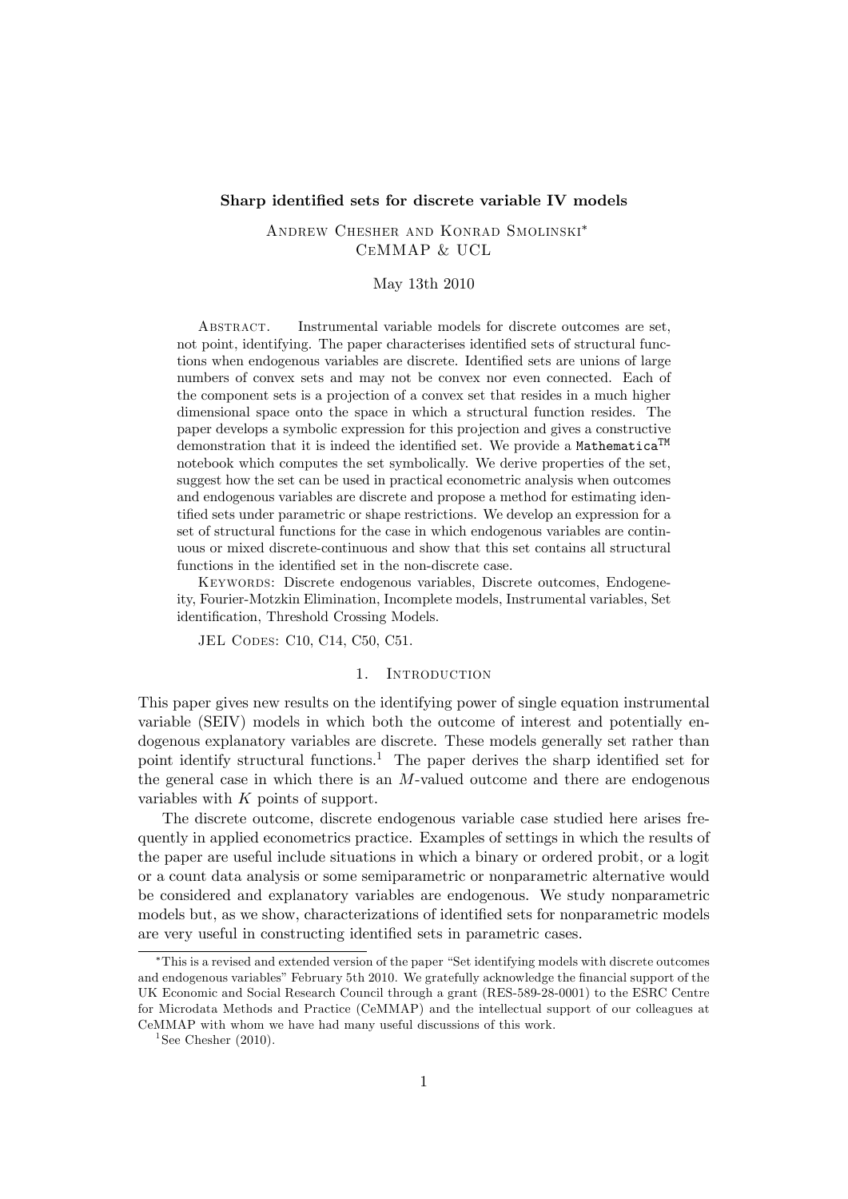**Sharp identified sets for discrete variable IV models**

Andrew Chesher and Konrad Smolinski[*]
CeMMAP & UCL

May 13th 2010

Abstract. Instrumental variable models for discrete outcomes are set, not point, identifying. The paper characterises identified sets of structural functions when endogenous variables are discrete. Identified sets are unions of large numbers of convex sets and may not be convex nor even connected. Each of the component sets is a projection of a convex set that resides in a much higher dimensional space onto the space in which a structural function resides. The paper develops a symbolic expression for this projection and gives a constructive demonstration that it is indeed the identified set. We provide a `Mathematica`[TM] notebook which computes the set symbolically. We derive properties of the set, suggest how the set can be used in practical econometric analysis when outcomes and endogenous variables are discrete and propose a method for estimating identified sets under parametric or shape restrictions. We develop an expression for a set of structural functions for the case in which endogenous variables are continuous or mixed discrete-continuous and show that this set contains all structural functions in the identified set in the non-discrete case.

Keywords: Discrete endogenous variables, Discrete outcomes, Endogeneity, Fourier-Motzkin Elimination, Incomplete models, Instrumental variables, Set identification, Threshold Crossing Models.

JEL Codes: C10, C14, C50, C51.

# 1. Introduction

This paper gives new results on the identifying power of single equation instrumental variable (SEIV) models in which both the outcome of interest and potentially endogenous explanatory variables are discrete. These models generally set rather than point identify structural functions.[1] The paper derives the sharp identified set for the general case in which there is an $M$-valued outcome and there are endogenous variables with $K$ points of support.

The discrete outcome, discrete endogenous variable case studied here arises frequently in applied econometrics practice. Examples of settings in which the results of the paper are useful include situations in which a binary or ordered probit, or a logit or a count data analysis or some semiparametric or nonparametric alternative would be considered and explanatory variables are endogenous. We study nonparametric models but, as we show, characterizations of identified sets for nonparametric models are very useful in constructing identified sets in parametric cases.

---

[*] This is a revised and extended version of the paper "Set identifying models with discrete outcomes and endogenous variables" February 5th 2010. We gratefully acknowledge the financial support of the UK Economic and Social Research Council through a grant (RES-589-28-0001) to the ESRC Centre for Microdata Methods and Practice (CeMMAP) and the intellectual support of our colleagues at CeMMAP with whom we have had many useful discussions of this work.

[1] See Chesher (2010).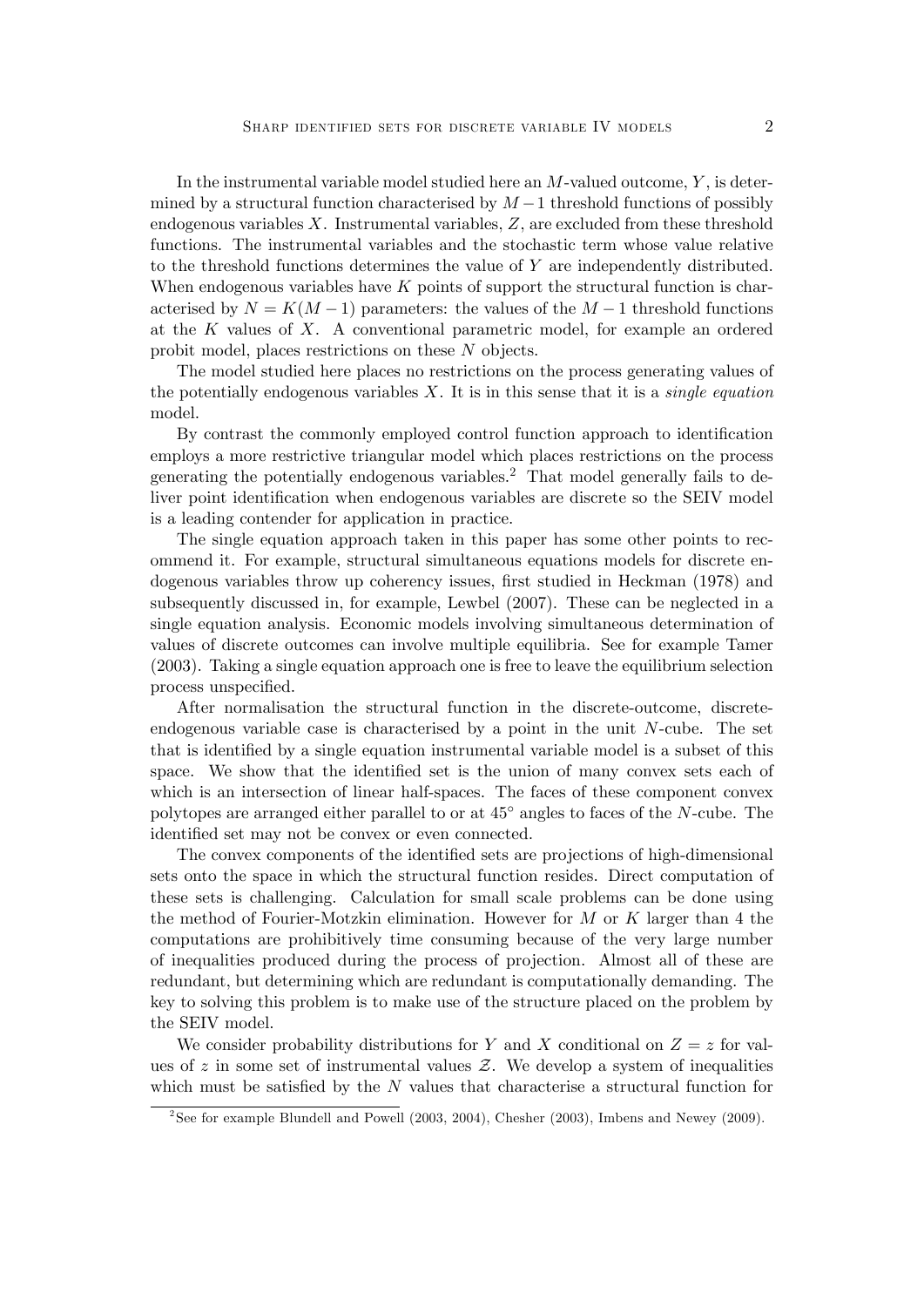In the instrumental variable model studied here an $M$-valued outcome, $Y$, is determined by a structural function characterised by $M-1$ threshold functions of possibly endogenous variables $X$. Instrumental variables, $Z$, are excluded from these threshold functions. The instrumental variables and the stochastic term whose value relative to the threshold functions determines the value of $Y$ are independently distributed. When endogenous variables have $K$ points of support the structural function is characterised by $N = K(M-1)$ parameters: the values of the $M-1$ threshold functions at the $K$ values of $X$. A conventional parametric model, for example an ordered probit model, places restrictions on these $N$ objects.

The model studied here places no restrictions on the process generating values of the potentially endogenous variables $X$. It is in this sense that it is a *single equation* model.

By contrast the commonly employed control function approach to identification employs a more restrictive triangular model which places restrictions on the process generating the potentially endogenous variables.[2] That model generally fails to deliver point identification when endogenous variables are discrete so the SEIV model is a leading contender for application in practice.

The single equation approach taken in this paper has some other points to recommend it. For example, structural simultaneous equations models for discrete endogenous variables throw up coherency issues, first studied in Heckman (1978) and subsequently discussed in, for example, Lewbel (2007). These can be neglected in a single equation analysis. Economic models involving simultaneous determination of values of discrete outcomes can involve multiple equilibria. See for example Tamer (2003). Taking a single equation approach one is free to leave the equilibrium selection process unspecified.

After normalisation the structural function in the discrete-outcome, discrete-endogenous variable case is characterised by a point in the unit $N$-cube. The set that is identified by a single equation instrumental variable model is a subset of this space. We show that the identified set is the union of many convex sets each of which is an intersection of linear half-spaces. The faces of these component convex polytopes are arranged either parallel to or at $45^\circ$ angles to faces of the $N$-cube. The identified set may not be convex or even connected.

The convex components of the identified sets are projections of high-dimensional sets onto the space in which the structural function resides. Direct computation of these sets is challenging. Calculation for small scale problems can be done using the method of Fourier-Motzkin elimination. However for $M$ or $K$ larger than 4 the computations are prohibitively time consuming because of the very large number of inequalities produced during the process of projection. Almost all of these are redundant, but determining which are redundant is computationally demanding. The key to solving this problem is to make use of the structure placed on the problem by the SEIV model.

We consider probability distributions for $Y$ and $X$ conditional on $Z = z$ for values of $z$ in some set of instrumental values $\mathcal{Z}$. We develop a system of inequalities which must be satisfied by the $N$ values that characterise a structural function for

[2] See for example Blundell and Powell (2003, 2004), Chesher (2003), Imbens and Newey (2009).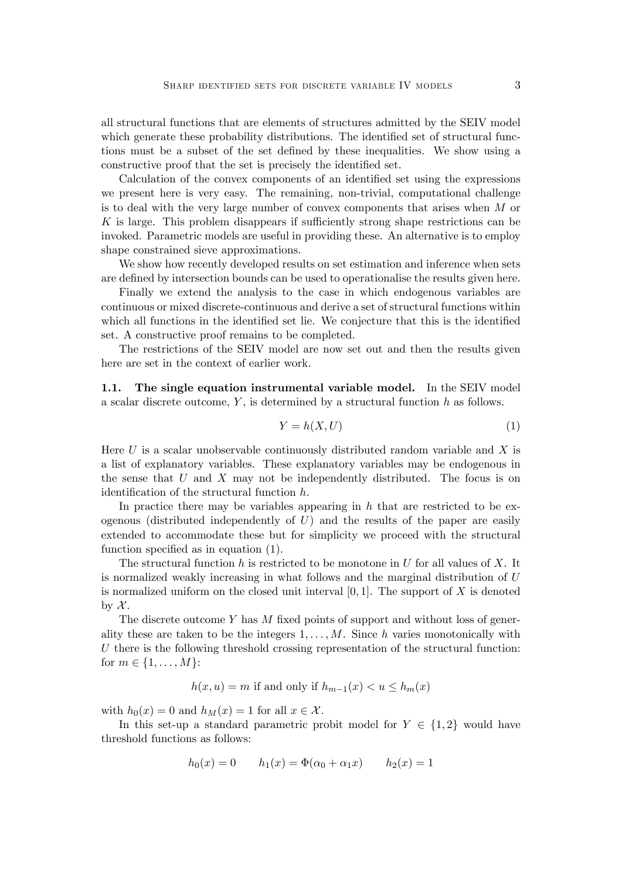all structural functions that are elements of structures admitted by the SEIV model which generate these probability distributions. The identified set of structural functions must be a subset of the set defined by these inequalities. We show using a constructive proof that the set is precisely the identified set.

Calculation of the convex components of an identified set using the expressions we present here is very easy. The remaining, non-trivial, computational challenge is to deal with the very large number of convex components that arises when $M$ or $K$ is large. This problem disappears if sufficiently strong shape restrictions can be invoked. Parametric models are useful in providing these. An alternative is to employ shape constrained sieve approximations.

We show how recently developed results on set estimation and inference when sets are defined by intersection bounds can be used to operationalise the results given here.

Finally we extend the analysis to the case in which endogenous variables are continuous or mixed discrete-continuous and derive a set of structural functions within which all functions in the identified set lie. We conjecture that this is the identified set. A constructive proof remains to be completed.

The restrictions of the SEIV model are now set out and then the results given here are set in the context of earlier work.

### 1.1. The single equation instrumental variable model.

In the SEIV model a scalar discrete outcome, $Y$, is determined by a structural function $h$ as follows.

$$Y = h(X, U) \tag{1}$$

Here $U$ is a scalar unobservable continuously distributed random variable and $X$ is a list of explanatory variables. These explanatory variables may be endogenous in the sense that $U$ and $X$ may not be independently distributed. The focus is on identification of the structural function $h$.

In practice there may be variables appearing in $h$ that are restricted to be exogenous (distributed independently of $U$) and the results of the paper are easily extended to accommodate these but for simplicity we proceed with the structural function specified as in equation (1).

The structural function $h$ is restricted to be monotone in $U$ for all values of $X$. It is normalized weakly increasing in what follows and the marginal distribution of $U$ is normalized uniform on the closed unit interval $[0, 1]$. The support of $X$ is denoted by $\mathcal{X}$.

The discrete outcome $Y$ has $M$ fixed points of support and without loss of generality these are taken to be the integers $1, \ldots, M$. Since $h$ varies monotonically with $U$ there is the following threshold crossing representation of the structural function: for $m \in \{1, \ldots, M\}$:

$$h(x, u) = m \text{ if and only if } h_{m-1}(x) < u \leq h_m(x)$$

with $h_0(x) = 0$ and $h_M(x) = 1$ for all $x \in \mathcal{X}$.

In this set-up a standard parametric probit model for $Y \in \{1, 2\}$ would have threshold functions as follows:

$$h_0(x) = 0 \qquad h_1(x) = \Phi(\alpha_0 + \alpha_1 x) \qquad h_2(x) = 1$$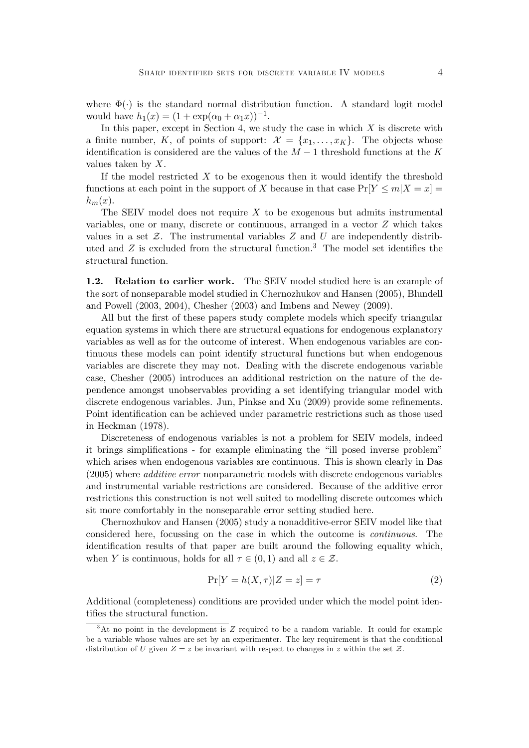where $\Phi(\cdot)$ is the standard normal distribution function. A standard logit model would have $h_1(x) = (1 + \exp(\alpha_0 + \alpha_1 x))^{-1}$.

In this paper, except in Section 4, we study the case in which $X$ is discrete with a finite number, $K$, of points of support: $\mathcal{X} = \{x_1, \ldots, x_K\}$. The objects whose identification is considered are the values of the $M - 1$ threshold functions at the $K$ values taken by $X$.

If the model restricted $X$ to be exogenous then it would identify the threshold functions at each point in the support of $X$ because in that case $\Pr[Y \leq m | X = x] = h_m(x)$.

The SEIV model does not require $X$ to be exogenous but admits instrumental variables, one or many, discrete or continuous, arranged in a vector $Z$ which takes values in a set $\mathcal{Z}$. The instrumental variables $Z$ and $U$ are independently distributed and $Z$ is excluded from the structural function.[3] The model set identifies the structural function.

**1.2. Relation to earlier work.** The SEIV model studied here is an example of the sort of nonseparable model studied in Chernozhukov and Hansen (2005), Blundell and Powell (2003, 2004), Chesher (2003) and Imbens and Newey (2009).

All but the first of these papers study complete models which specify triangular equation systems in which there are structural equations for endogenous explanatory variables as well as for the outcome of interest. When endogenous variables are continuous these models can point identify structural functions but when endogenous variables are discrete they may not. Dealing with the discrete endogenous variable case, Chesher (2005) introduces an additional restriction on the nature of the dependence amongst unobservables providing a set identifying triangular model with discrete endogenous variables. Jun, Pinkse and Xu (2009) provide some refinements. Point identification can be achieved under parametric restrictions such as those used in Heckman (1978).

Discreteness of endogenous variables is not a problem for SEIV models, indeed it brings simplifications - for example eliminating the "ill posed inverse problem" which arises when endogenous variables are continuous. This is shown clearly in Das (2005) where *additive error* nonparametric models with discrete endogenous variables and instrumental variable restrictions are considered. Because of the additive error restrictions this construction is not well suited to modelling discrete outcomes which sit more comfortably in the nonseparable error setting studied here.

Chernozhukov and Hansen (2005) study a nonadditive-error SEIV model like that considered here, focussing on the case in which the outcome is *continuous*. The identification results of that paper are built around the following equality which, when $Y$ is continuous, holds for all $\tau \in (0, 1)$ and all $z \in \mathcal{Z}$.

$$\Pr[Y = h(X, \tau) | Z = z] = \tau \tag{2}$$

Additional (completeness) conditions are provided under which the model point identifies the structural function.

[3] At no point in the development is $Z$ required to be a random variable. It could for example be a variable whose values are set by an experimenter. The key requirement is that the conditional distribution of $U$ given $Z = z$ be invariant with respect to changes in $z$ within the set $\mathcal{Z}$.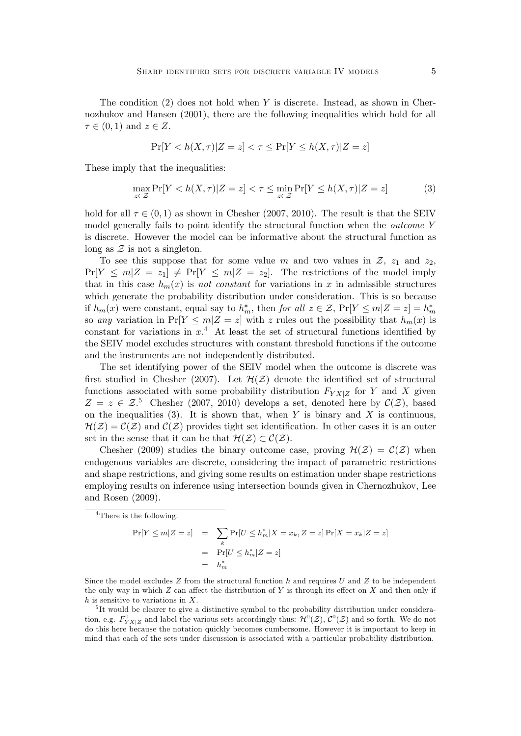The condition (2) does not hold when $Y$ is discrete. Instead, as shown in Chernozhukov and Hansen (2001), there are the following inequalities which hold for all $\tau \in (0,1)$ and $z \in Z$.

$$\Pr[Y < h(X,\tau)|Z = z] < \tau \leq \Pr[Y \leq h(X,\tau)|Z = z]$$

These imply that the inequalities:

$$\max_{z \in \mathcal{Z}} \Pr[Y < h(X,\tau)|Z = z] < \tau \leq \min_{z \in \mathcal{Z}} \Pr[Y \leq h(X,\tau)|Z = z] \tag{3}$$

hold for all $\tau \in (0,1)$ as shown in Chesher (2007, 2010). The result is that the SEIV model generally fails to point identify the structural function when the *outcome* $Y$ is discrete. However the model can be informative about the structural function as long as $\mathcal{Z}$ is not a singleton.

To see this suppose that for some value $m$ and two values in $\mathcal{Z}$, $z_1$ and $z_2$, $\Pr[Y \leq m|Z = z_1] \neq \Pr[Y \leq m|Z = z_2]$. The restrictions of the model imply that in this case $h_m(x)$ is *not constant* for variations in $x$ in admissible structures which generate the probability distribution under consideration. This is so because if $h_m(x)$ were constant, equal say to $h_m^*$, then *for all* $z \in \mathcal{Z}$, $\Pr[Y \leq m|Z = z] = h_m^*$ so *any* variation in $\Pr[Y \leq m|Z = z]$ with $z$ rules out the possibility that $h_m(x)$ is constant for variations in $x$.[4] At least the set of structural functions identified by the SEIV model excludes structures with constant threshold functions if the outcome and the instruments are not independently distributed.

The set identifying power of the SEIV model when the outcome is discrete was first studied in Chesher (2007). Let $\mathcal{H}(\mathcal{Z})$ denote the identified set of structural functions associated with some probability distribution $F_{YX|Z}$ for $Y$ and $X$ given $Z = z \in \mathcal{Z}$.[5] Chesher (2007, 2010) develops a set, denoted here by $\mathcal{C}(\mathcal{Z})$, based on the inequalities (3). It is shown that, when $Y$ is binary and $X$ is continuous, $\mathcal{H}(\mathcal{Z}) = \mathcal{C}(\mathcal{Z})$ and $\mathcal{C}(\mathcal{Z})$ provides tight set identification. In other cases it is an outer set in the sense that it can be that $\mathcal{H}(\mathcal{Z}) \subset \mathcal{C}(\mathcal{Z})$.

Chesher (2009) studies the binary outcome case, proving $\mathcal{H}(\mathcal{Z}) = \mathcal{C}(\mathcal{Z})$ when endogenous variables are discrete, considering the impact of parametric restrictions and shape restrictions, and giving some results on estimation under shape restrictions employing results on inference using intersection bounds given in Chernozhukov, Lee and Rosen (2009).

---

[4] There is the following.

$$\begin{aligned}
\Pr[Y \leq m|Z = z] &= \sum_k \Pr[U \leq h_m^*|X = x_k, Z = z] \Pr[X = x_k|Z = z] \\
&= \Pr[U \leq h_m^*|Z = z] \\
&= h_m^*
\end{aligned}$$

Since the model excludes $Z$ from the structural function $h$ and requires $U$ and $Z$ to be independent the only way in which $Z$ can affect the distribution of $Y$ is through its effect on $X$ and then only if $h$ is sensitive to variations in $X$.

[5] It would be clearer to give a distinctive symbol to the probability distribution under consideration, e.g. $F^0_{YX|Z}$ and label the various sets accordingly thus: $\mathcal{H}^0(\mathcal{Z})$, $\mathcal{C}^0(\mathcal{Z})$ and so forth. We do not do this here because the notation quickly becomes cumbersome. However it is important to keep in mind that each of the sets under discussion is associated with a particular probability distribution.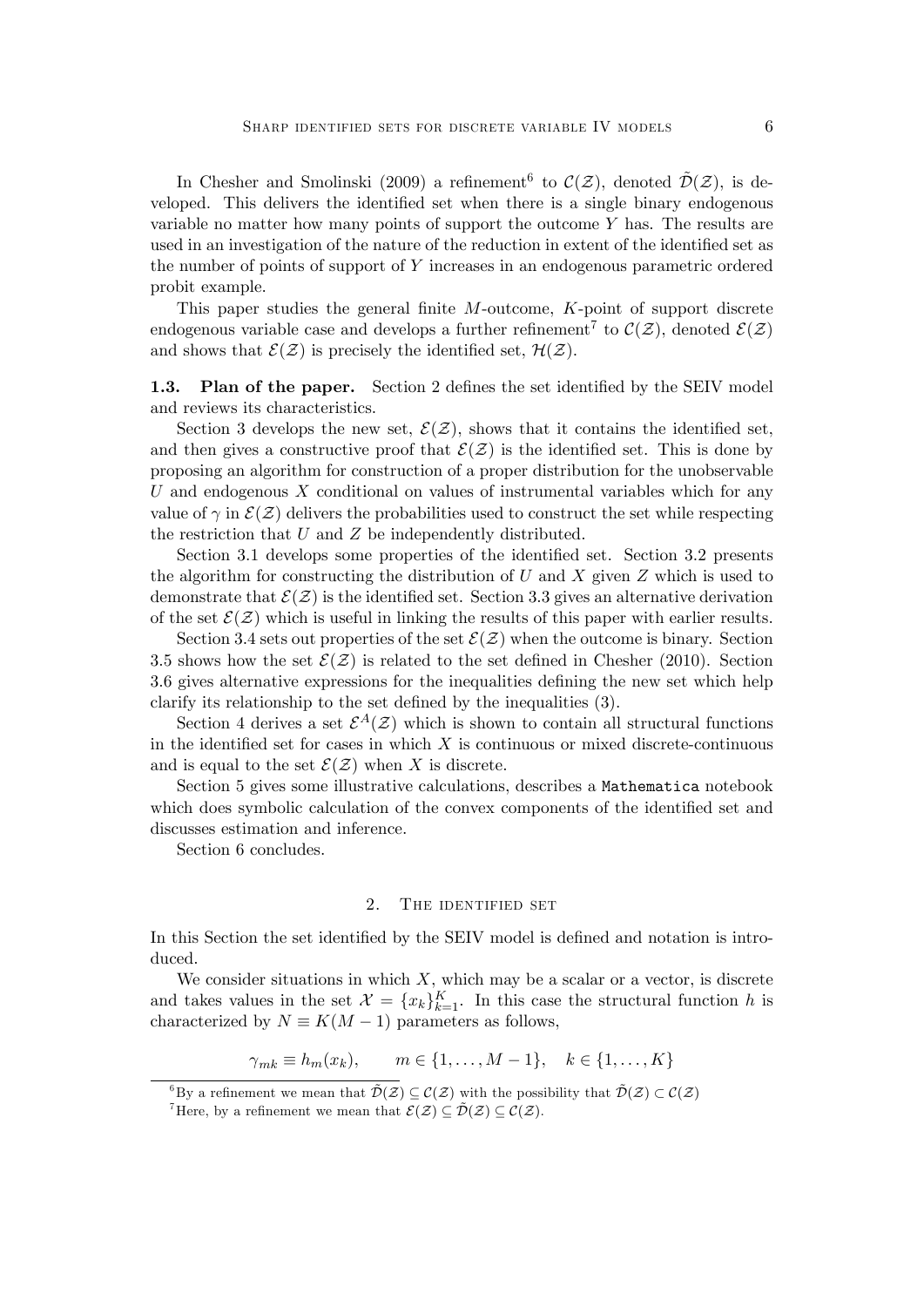In Chesher and Smolinski (2009) a refinement[6] to $\mathcal{C}(\mathcal{Z})$, denoted $\tilde{\mathcal{D}}(\mathcal{Z})$, is developed. This delivers the identified set when there is a single binary endogenous variable no matter how many points of support the outcome $Y$ has. The results are used in an investigation of the nature of the reduction in extent of the identified set as the number of points of support of $Y$ increases in an endogenous parametric ordered probit example.

This paper studies the general finite $M$-outcome, $K$-point of support discrete endogenous variable case and develops a further refinement[7] to $\mathcal{C}(\mathcal{Z})$, denoted $\mathcal{E}(\mathcal{Z})$ and shows that $\mathcal{E}(\mathcal{Z})$ is precisely the identified set, $\mathcal{H}(\mathcal{Z})$.

**1.3. Plan of the paper.** Section 2 defines the set identified by the SEIV model and reviews its characteristics.

Section 3 develops the new set, $\mathcal{E}(\mathcal{Z})$, shows that it contains the identified set, and then gives a constructive proof that $\mathcal{E}(\mathcal{Z})$ is the identified set. This is done by proposing an algorithm for construction of a proper distribution for the unobservable $U$ and endogenous $X$ conditional on values of instrumental variables which for any value of $\gamma$ in $\mathcal{E}(\mathcal{Z})$ delivers the probabilities used to construct the set while respecting the restriction that $U$ and $Z$ be independently distributed.

Section 3.1 develops some properties of the identified set. Section 3.2 presents the algorithm for constructing the distribution of $U$ and $X$ given $Z$ which is used to demonstrate that $\mathcal{E}(\mathcal{Z})$ is the identified set. Section 3.3 gives an alternative derivation of the set $\mathcal{E}(\mathcal{Z})$ which is useful in linking the results of this paper with earlier results.

Section 3.4 sets out properties of the set $\mathcal{E}(\mathcal{Z})$ when the outcome is binary. Section 3.5 shows how the set $\mathcal{E}(\mathcal{Z})$ is related to the set defined in Chesher (2010). Section 3.6 gives alternative expressions for the inequalities defining the new set which help clarify its relationship to the set defined by the inequalities (3).

Section 4 derives a set $\mathcal{E}^A(\mathcal{Z})$ which is shown to contain all structural functions in the identified set for cases in which $X$ is continuous or mixed discrete-continuous and is equal to the set $\mathcal{E}(\mathcal{Z})$ when $X$ is discrete.

Section 5 gives some illustrative calculations, describes a `Mathematica` notebook which does symbolic calculation of the convex components of the identified set and discusses estimation and inference.

Section 6 concludes.

## 2. The identified set

In this Section the set identified by the SEIV model is defined and notation is introduced.

We consider situations in which $X$, which may be a scalar or a vector, is discrete and takes values in the set $\mathcal{X} = \{x_k\}_{k=1}^{K}$. In this case the structural function $h$ is characterized by $N \equiv K(M-1)$ parameters as follows,

$$\gamma_{mk} \equiv h_m(x_k), \qquad m \in \{1, \ldots, M-1\}, \quad k \in \{1, \ldots, K\}$$

[6] By a refinement we mean that $\tilde{\mathcal{D}}(\mathcal{Z}) \subseteq \mathcal{C}(\mathcal{Z})$ with the possibility that $\tilde{\mathcal{D}}(\mathcal{Z}) \subset \mathcal{C}(\mathcal{Z})$

[7] Here, by a refinement we mean that $\mathcal{E}(\mathcal{Z}) \subseteq \tilde{\mathcal{D}}(\mathcal{Z}) \subseteq \mathcal{C}(\mathcal{Z})$.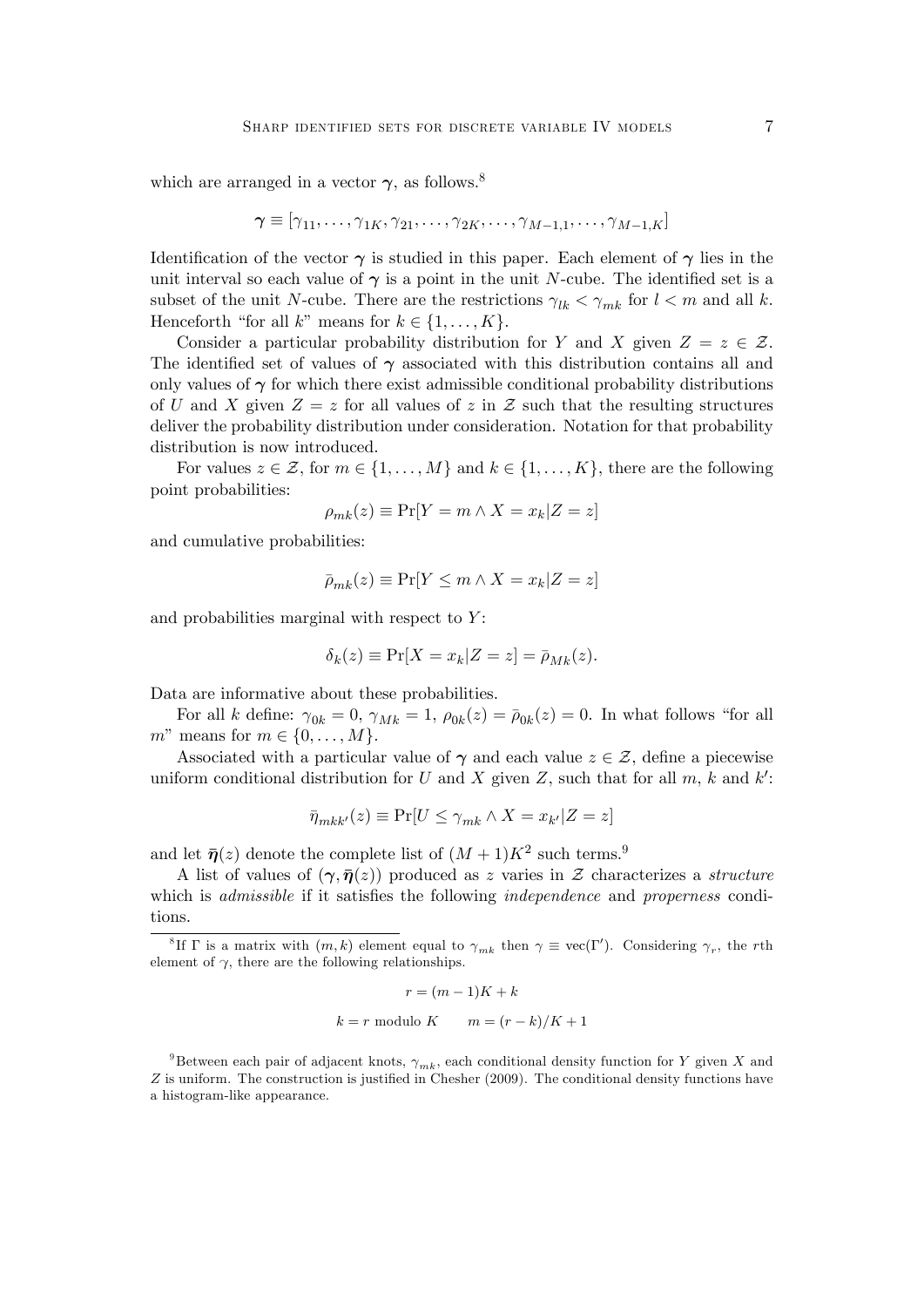which are arranged in a vector $\boldsymbol{\gamma}$, as follows.[8]

$$\boldsymbol{\gamma} \equiv [\gamma_{11}, \ldots, \gamma_{1K}, \gamma_{21}, \ldots, \gamma_{2K}, \ldots, \gamma_{M-1,1}, \ldots, \gamma_{M-1,K}]$$

Identification of the vector $\boldsymbol{\gamma}$ is studied in this paper. Each element of $\boldsymbol{\gamma}$ lies in the unit interval so each value of $\boldsymbol{\gamma}$ is a point in the unit $N$-cube. The identified set is a subset of the unit $N$-cube. There are the restrictions $\gamma_{lk} < \gamma_{mk}$ for $l < m$ and all $k$. Henceforth "for all $k$" means for $k \in \{1, \ldots, K\}$.

Consider a particular probability distribution for $Y$ and $X$ given $Z = z \in \mathcal{Z}$. The identified set of values of $\boldsymbol{\gamma}$ associated with this distribution contains all and only values of $\boldsymbol{\gamma}$ for which there exist admissible conditional probability distributions of $U$ and $X$ given $Z = z$ for all values of $z$ in $\mathcal{Z}$ such that the resulting structures deliver the probability distribution under consideration. Notation for that probability distribution is now introduced.

For values $z \in \mathcal{Z}$, for $m \in \{1, \ldots, M\}$ and $k \in \{1, \ldots, K\}$, there are the following point probabilities:

$$\rho_{mk}(z) \equiv \Pr[Y = m \wedge X = x_k | Z = z]$$

and cumulative probabilities:

$$\bar{\rho}_{mk}(z) \equiv \Pr[Y \leq m \wedge X = x_k | Z = z]$$

and probabilities marginal with respect to $Y$:

$$\delta_k(z) \equiv \Pr[X = x_k | Z = z] = \bar{\rho}_{Mk}(z).$$

Data are informative about these probabilities.

For all $k$ define: $\gamma_{0k} = 0$, $\gamma_{Mk} = 1$, $\rho_{0k}(z) = \bar{\rho}_{0k}(z) = 0$. In what follows "for all $m$" means for $m \in \{0, \ldots, M\}$.

Associated with a particular value of $\boldsymbol{\gamma}$ and each value $z \in \mathcal{Z}$, define a piecewise uniform conditional distribution for $U$ and $X$ given $Z$, such that for all $m$, $k$ and $k'$:

$$\bar{\eta}_{mkk'}(z) \equiv \Pr[U \leq \gamma_{mk} \wedge X = x_{k'} | Z = z]$$

and let $\bar{\boldsymbol{\eta}}(z)$ denote the complete list of $(M+1)K^2$ such terms.[9]

A list of values of $(\boldsymbol{\gamma}, \bar{\boldsymbol{\eta}}(z))$ produced as $z$ varies in $\mathcal{Z}$ characterizes a *structure* which is *admissible* if it satisfies the following *independence* and *properness* conditions.

---

[8] If $\Gamma$ is a matrix with $(m,k)$ element equal to $\gamma_{mk}$ then $\gamma \equiv \text{vec}(\Gamma')$. Considering $\gamma_r$, the $r$th element of $\gamma$, there are the following relationships.

$$r = (m-1)K + k$$

$$k = r \text{ modulo } K \qquad m = (r-k)/K + 1$$

[9] Between each pair of adjacent knots, $\gamma_{mk}$, each conditional density function for $Y$ given $X$ and $Z$ is uniform. The construction is justified in Chesher (2009). The conditional density functions have a histogram-like appearance.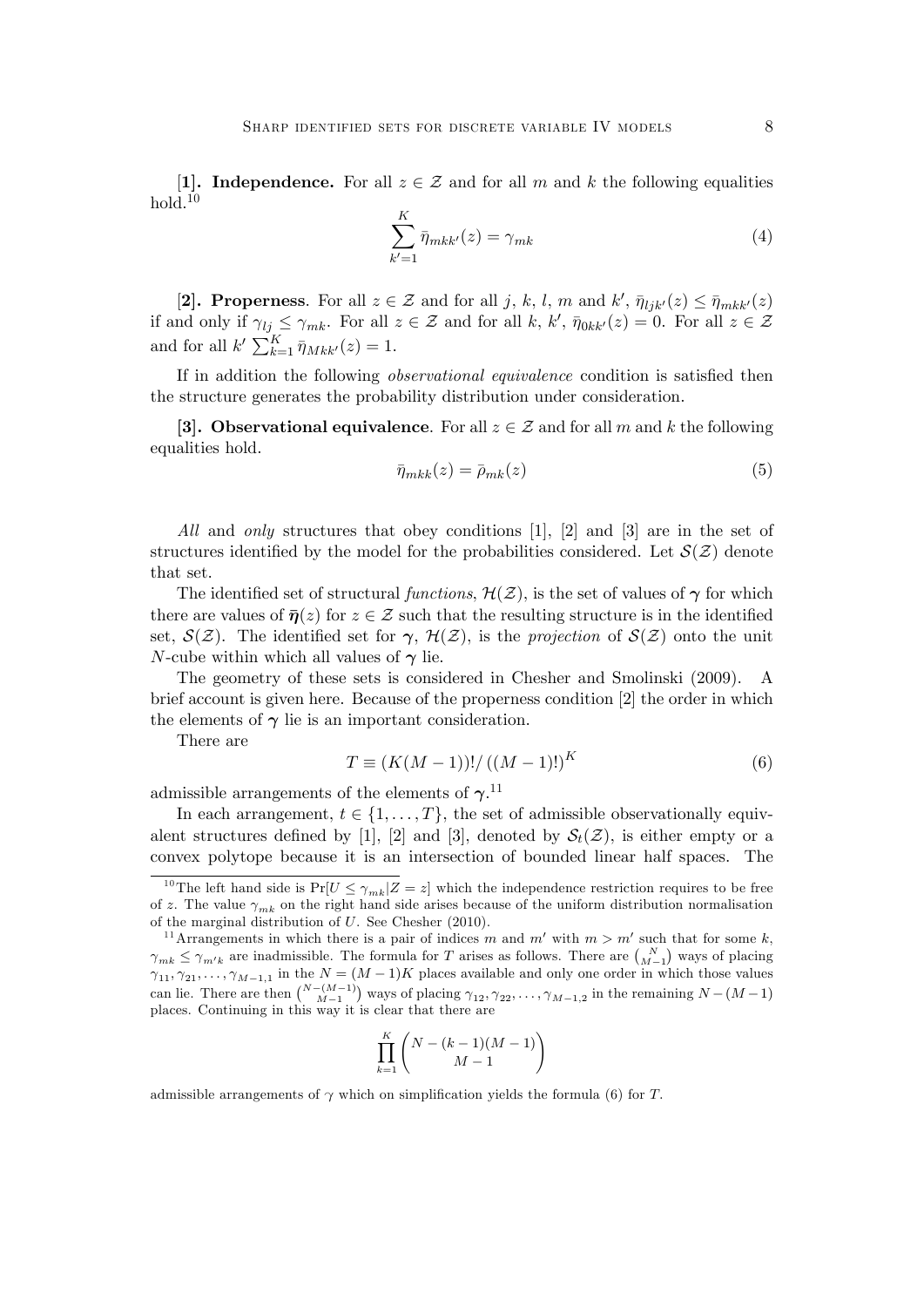**[1]. Independence.** For all $z \in \mathcal{Z}$ and for all $m$ and $k$ the following equalities hold.[10]

$$\sum_{k'=1}^{K} \bar{\eta}_{mkk'}(z) = \gamma_{mk} \tag{4}$$

**[2]. Properness**. For all $z \in \mathcal{Z}$ and for all $j$, $k$, $l$, $m$ and $k'$, $\bar{\eta}_{ljk'}(z) \leq \bar{\eta}_{mkk'}(z)$ if and only if $\gamma_{lj} \leq \gamma_{mk}$. For all $z \in \mathcal{Z}$ and for all $k$, $k'$, $\bar{\eta}_{0kk'}(z) = 0$. For all $z \in \mathcal{Z}$ and for all $k'$ $\sum_{k=1}^{K} \bar{\eta}_{Mkk'}(z) = 1$.

If in addition the following *observational equivalence* condition is satisfied then the structure generates the probability distribution under consideration.

**[3]. Observational equivalence**. For all $z \in \mathcal{Z}$ and for all $m$ and $k$ the following equalities hold.

$$\bar{\eta}_{mkk}(z) = \bar{\rho}_{mk}(z) \tag{5}$$

*All* and *only* structures that obey conditions [1], [2] and [3] are in the set of structures identified by the model for the probabilities considered. Let $\mathcal{S}(\mathcal{Z})$ denote that set.

The identified set of structural *functions*, $\mathcal{H}(\mathcal{Z})$, is the set of values of $\boldsymbol{\gamma}$ for which there are values of $\bar{\boldsymbol{\eta}}(z)$ for $z \in \mathcal{Z}$ such that the resulting structure is in the identified set, $\mathcal{S}(\mathcal{Z})$. The identified set for $\boldsymbol{\gamma}$, $\mathcal{H}(\mathcal{Z})$, is the *projection* of $\mathcal{S}(\mathcal{Z})$ onto the unit $N$-cube within which all values of $\boldsymbol{\gamma}$ lie.

The geometry of these sets is considered in Chesher and Smolinski (2009). A brief account is given here. Because of the properness condition [2] the order in which the elements of $\boldsymbol{\gamma}$ lie is an important consideration.

There are

$$T \equiv (K(M-1))!/\left((M-1)!\right)^K \tag{6}$$

admissible arrangements of the elements of $\boldsymbol{\gamma}$.[11]

In each arrangement, $t \in \{1, \ldots, T\}$, the set of admissible observationally equivalent structures defined by [1], [2] and [3], denoted by $\mathcal{S}_t(\mathcal{Z})$, is either empty or a convex polytope because it is an intersection of bounded linear half spaces. The

---

[10] The left hand side is $\Pr[U \leq \gamma_{mk} | Z = z]$ which the independence restriction requires to be free of $z$. The value $\gamma_{mk}$ on the right hand side arises because of the uniform distribution normalisation of the marginal distribution of $U$. See Chesher (2010).

[11] Arrangements in which there is a pair of indices $m$ and $m'$ with $m > m'$ such that for some $k$, $\gamma_{mk} \leq \gamma_{m'k}$ are inadmissible. The formula for $T$ arises as follows. There are $\binom{N}{M-1}$ ways of placing $\gamma_{11}, \gamma_{21}, \ldots, \gamma_{M-1,1}$ in the $N = (M-1)K$ places available and only one order in which those values can lie. There are then $\binom{N-(M-1)}{M-1}$ ways of placing $\gamma_{12}, \gamma_{22}, \ldots, \gamma_{M-1,2}$ in the remaining $N-(M-1)$ places. Continuing in this way it is clear that there are

$$\prod_{k=1}^{K} \binom{N-(k-1)(M-1)}{M-1}$$

admissible arrangements of $\gamma$ which on simplification yields the formula (6) for $T$.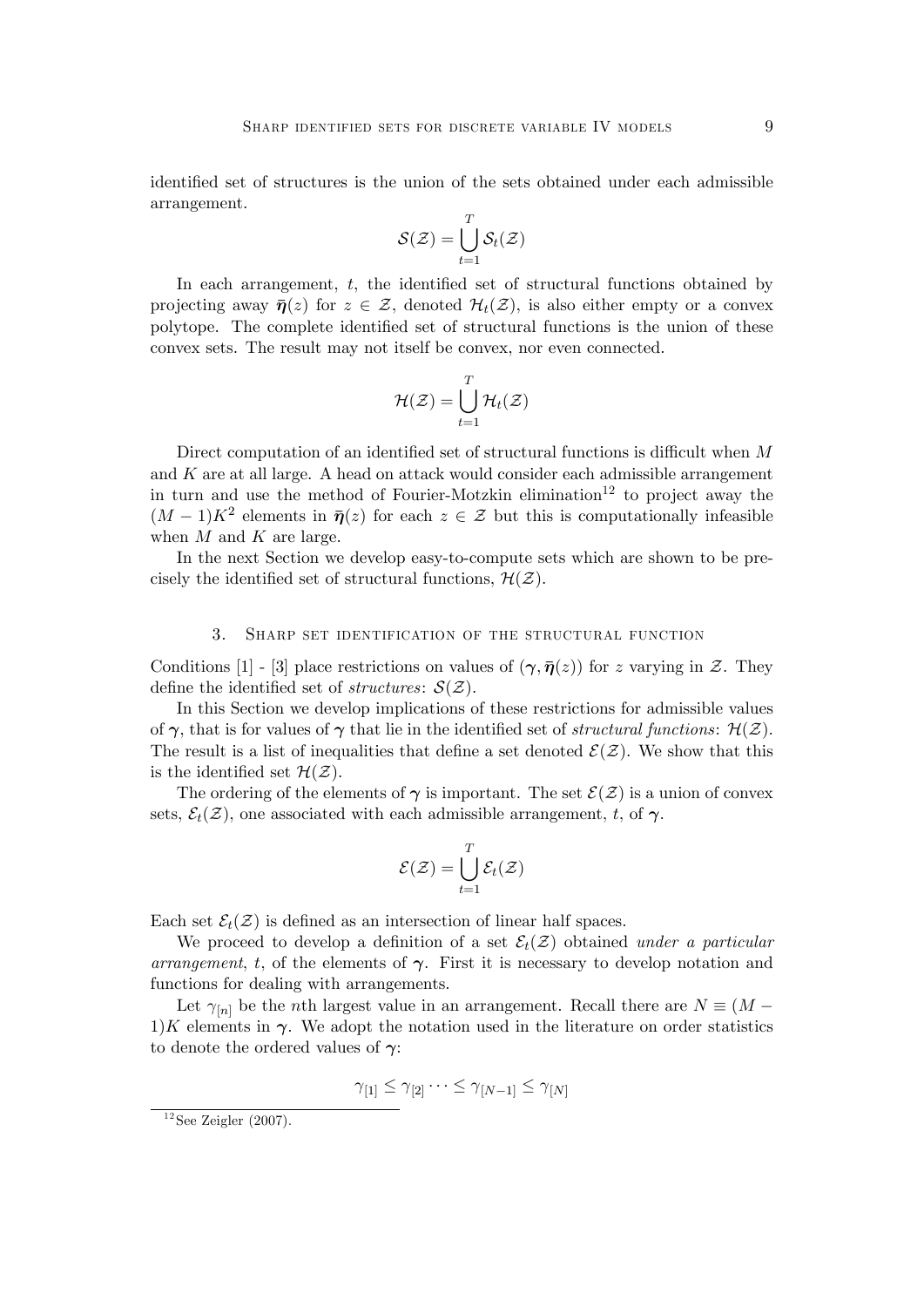identified set of structures is the union of the sets obtained under each admissible arrangement.

$$\mathcal{S}(\mathcal{Z}) = \bigcup_{t=1}^{T} \mathcal{S}_t(\mathcal{Z})$$

In each arrangement, $t$, the identified set of structural functions obtained by projecting away $\bar{\boldsymbol{\eta}}(z)$ for $z \in \mathcal{Z}$, denoted $\mathcal{H}_t(\mathcal{Z})$, is also either empty or a convex polytope. The complete identified set of structural functions is the union of these convex sets. The result may not itself be convex, nor even connected.

$$\mathcal{H}(\mathcal{Z}) = \bigcup_{t=1}^{T} \mathcal{H}_t(\mathcal{Z})$$

Direct computation of an identified set of structural functions is difficult when $M$ and $K$ are at all large. A head on attack would consider each admissible arrangement in turn and use the method of Fourier-Motzkin elimination[12] to project away the $(M-1)K^2$ elements in $\bar{\boldsymbol{\eta}}(z)$ for each $z \in \mathcal{Z}$ but this is computationally infeasible when $M$ and $K$ are large.

In the next Section we develop easy-to-compute sets which are shown to be precisely the identified set of structural functions, $\mathcal{H}(\mathcal{Z})$.

## 3. Sharp set identification of the structural function

Conditions [1] - [3] place restrictions on values of $(\boldsymbol{\gamma}, \bar{\boldsymbol{\eta}}(z))$ for $z$ varying in $\mathcal{Z}$. They define the identified set of *structures*: $\mathcal{S}(\mathcal{Z})$.

In this Section we develop implications of these restrictions for admissible values of $\boldsymbol{\gamma}$, that is for values of $\boldsymbol{\gamma}$ that lie in the identified set of *structural functions*: $\mathcal{H}(\mathcal{Z})$. The result is a list of inequalities that define a set denoted $\mathcal{E}(\mathcal{Z})$. We show that this is the identified set $\mathcal{H}(\mathcal{Z})$.

The ordering of the elements of $\boldsymbol{\gamma}$ is important. The set $\mathcal{E}(\mathcal{Z})$ is a union of convex sets, $\mathcal{E}_t(\mathcal{Z})$, one associated with each admissible arrangement, $t$, of $\boldsymbol{\gamma}$.

$$\mathcal{E}(\mathcal{Z}) = \bigcup_{t=1}^{T} \mathcal{E}_t(\mathcal{Z})$$

Each set $\mathcal{E}_t(\mathcal{Z})$ is defined as an intersection of linear half spaces.

We proceed to develop a definition of a set $\mathcal{E}_t(\mathcal{Z})$ obtained *under a particular arrangement*, $t$, of the elements of $\boldsymbol{\gamma}$. First it is necessary to develop notation and functions for dealing with arrangements.

Let $\gamma_{[n]}$ be the $n$th largest value in an arrangement. Recall there are $N \equiv (M-1)K$ elements in $\boldsymbol{\gamma}$. We adopt the notation used in the literature on order statistics to denote the ordered values of $\boldsymbol{\gamma}$:

$$\gamma_{[1]} \leq \gamma_{[2]} \cdots \leq \gamma_{[N-1]} \leq \gamma_{[N]}$$

[12] See Zeigler (2007).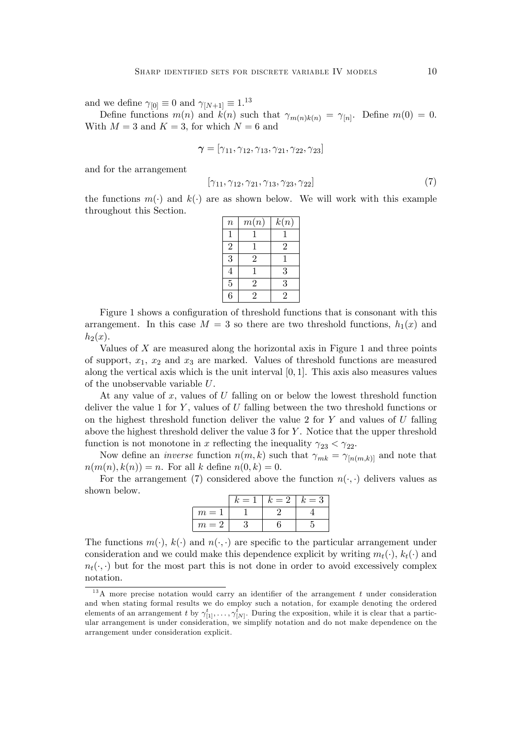and we define $\gamma_{[0]} \equiv 0$ and $\gamma_{[N+1]} \equiv 1$.[13]

Define functions $m(n)$ and $k(n)$ such that $\gamma_{m(n)k(n)} = \gamma_{[n]}$. Define $m(0) = 0$. With $M = 3$ and $K = 3$, for which $N = 6$ and

$$\boldsymbol{\gamma} = [\gamma_{11}, \gamma_{12}, \gamma_{13}, \gamma_{21}, \gamma_{22}, \gamma_{23}]$$

and for the arrangement

$$[\gamma_{11}, \gamma_{12}, \gamma_{21}, \gamma_{13}, \gamma_{23}, \gamma_{22}] \tag{7}$$

the functions $m(\cdot)$ and $k(\cdot)$ are as shown below. We will work with this example throughout this Section.

| $n$ | $m(n)$ | $k(n)$ |
|---|---|---|
| 1 | 1 | 1 |
| 2 | 1 | 2 |
| 3 | 2 | 1 |
| 4 | 1 | 3 |
| 5 | 2 | 3 |
| 6 | 2 | 2 |

Figure 1 shows a configuration of threshold functions that is consonant with this arrangement. In this case $M = 3$ so there are two threshold functions, $h_1(x)$ and $h_2(x)$.

Values of $X$ are measured along the horizontal axis in Figure 1 and three points of support, $x_1$, $x_2$ and $x_3$ are marked. Values of threshold functions are measured along the vertical axis which is the unit interval $[0, 1]$. This axis also measures values of the unobservable variable $U$.

At any value of $x$, values of $U$ falling on or below the lowest threshold function deliver the value 1 for $Y$, values of $U$ falling between the two threshold functions or on the highest threshold function deliver the value 2 for $Y$ and values of $U$ falling above the highest threshold deliver the value 3 for $Y$. Notice that the upper threshold function is not monotone in $x$ reflecting the inequality $\gamma_{23} < \gamma_{22}$.

Now define an *inverse* function $n(m, k)$ such that $\gamma_{mk} = \gamma_{[n(m,k)]}$ and note that $n(m(n), k(n)) = n$. For all $k$ define $n(0, k) = 0$.

For the arrangement (7) considered above the function $n(\cdot, \cdot)$ delivers values as shown below.

| | $k = 1$ | $k = 2$ | $k = 3$ |
|---|---|---|---|
| $m = 1$ | 1 | 2 | 4 |
| $m = 2$ | 3 | 6 | 5 |

The functions $m(\cdot)$, $k(\cdot)$ and $n(\cdot, \cdot)$ are specific to the particular arrangement under consideration and we could make this dependence explicit by writing $m_t(\cdot)$, $k_t(\cdot)$ and $n_t(\cdot, \cdot)$ but for the most part this is not done in order to avoid excessively complex notation.

[13] A more precise notation would carry an identifier of the arrangement $t$ under consideration and when stating formal results we do employ such a notation, for example denoting the ordered elements of an arrangement $t$ by $\gamma^t_{[1]}, \ldots, \gamma^t_{[N]}$. During the exposition, while it is clear that a particular arrangement is under consideration, we simplify notation and do not make dependence on the arrangement under consideration explicit.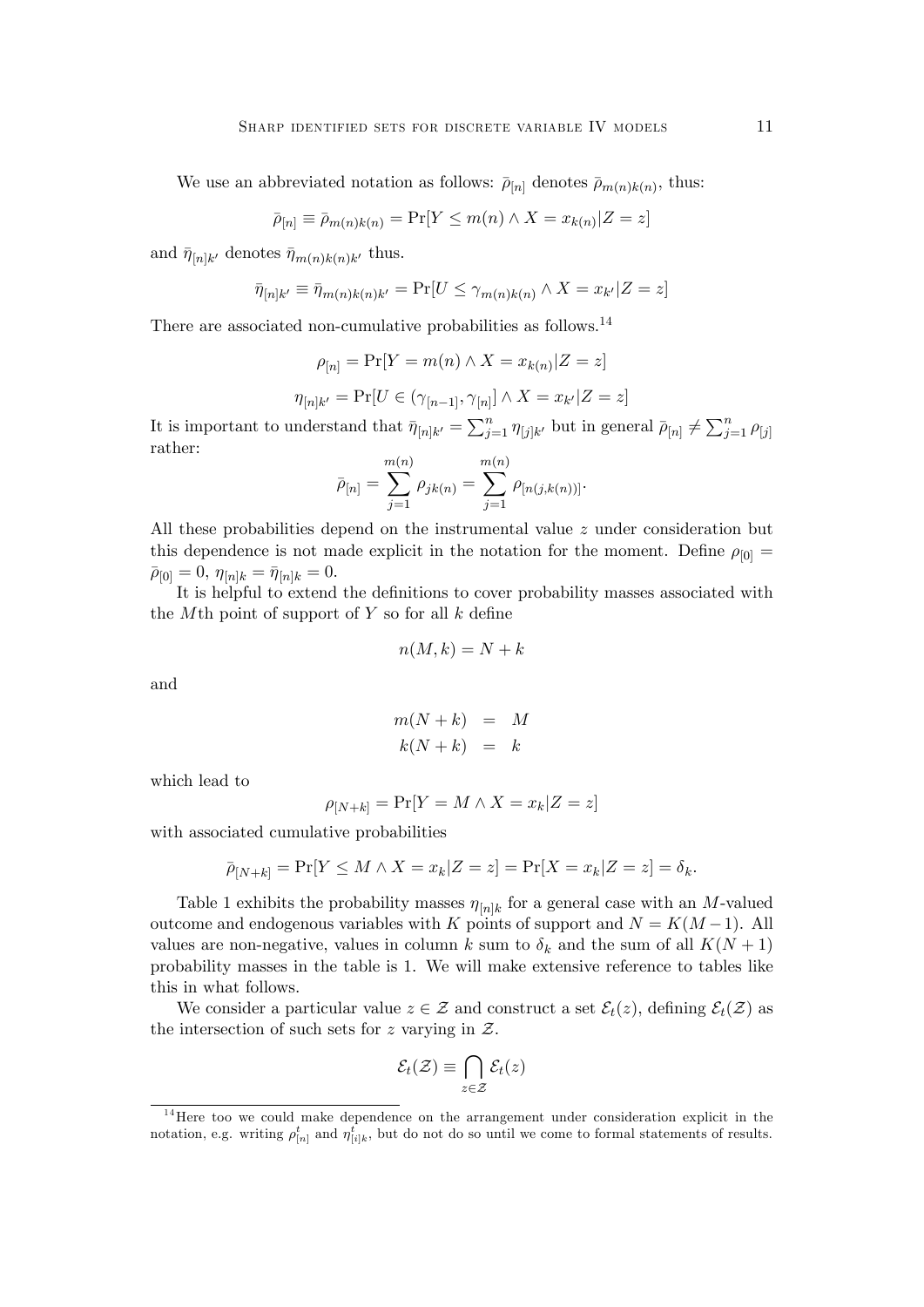We use an abbreviated notation as follows: $\bar{\rho}_{[n]}$ denotes $\bar{\rho}_{m(n)k(n)}$, thus:

$$\bar{\rho}_{[n]} \equiv \bar{\rho}_{m(n)k(n)} = \Pr[Y \leq m(n) \wedge X = x_{k(n)} | Z = z]$$

and $\bar{\eta}_{[n]k'}$ denotes $\bar{\eta}_{m(n)k(n)k'}$ thus.

$$\bar{\eta}_{[n]k'} \equiv \bar{\eta}_{m(n)k(n)k'} = \Pr[U \leq \gamma_{m(n)k(n)} \wedge X = x_{k'} | Z = z]$$

There are associated non-cumulative probabilities as follows.[14]

$$\rho_{[n]} = \Pr[Y = m(n) \wedge X = x_{k(n)} | Z = z]$$

$$\eta_{[n]k'} = \Pr[U \in (\gamma_{[n-1]}, \gamma_{[n]}] \wedge X = x_{k'} | Z = z]$$

It is important to understand that $\bar{\eta}_{[n]k'} = \sum_{j=1}^{n} \eta_{[j]k'}$ but in general $\bar{\rho}_{[n]} \neq \sum_{j=1}^{n} \rho_{[j]}$ rather:

$$\bar{\rho}_{[n]} = \sum_{j=1}^{m(n)} \rho_{jk(n)} = \sum_{j=1}^{m(n)} \rho_{[n(j,k(n))]}.$$

All these probabilities depend on the instrumental value $z$ under consideration but this dependence is not made explicit in the notation for the moment. Define $\rho_{[0]} = \bar{\rho}_{[0]} = 0$, $\eta_{[n]k} = \bar{\eta}_{[n]k} = 0$.

It is helpful to extend the definitions to cover probability masses associated with the $M$th point of support of $Y$ so for all $k$ define

$$n(M, k) = N + k$$

and

$$\begin{aligned} m(N+k) &= M \\ k(N+k) &= k \end{aligned}$$

which lead to

$$\rho_{[N+k]} = \Pr[Y = M \wedge X = x_k | Z = z]$$

with associated cumulative probabilities

$$\bar{\rho}_{[N+k]} = \Pr[Y \leq M \wedge X = x_k | Z = z] = \Pr[X = x_k | Z = z] = \delta_k.$$

Table 1 exhibits the probability masses $\eta_{[n]k}$ for a general case with an $M$-valued outcome and endogenous variables with $K$ points of support and $N = K(M-1)$. All values are non-negative, values in column $k$ sum to $\delta_k$ and the sum of all $K(N+1)$ probability masses in the table is 1. We will make extensive reference to tables like this in what follows.

We consider a particular value $z \in \mathcal{Z}$ and construct a set $\mathcal{E}_t(z)$, defining $\mathcal{E}_t(\mathcal{Z})$ as the intersection of such sets for $z$ varying in $\mathcal{Z}$.

$$\mathcal{E}_t(\mathcal{Z}) \equiv \bigcap_{z \in \mathcal{Z}} \mathcal{E}_t(z)$$

---

[14] Here too we could make dependence on the arrangement under consideration explicit in the notation, e.g. writing $\rho^t_{[n]}$ and $\eta^t_{[i]k}$, but do not do so until we come to formal statements of results.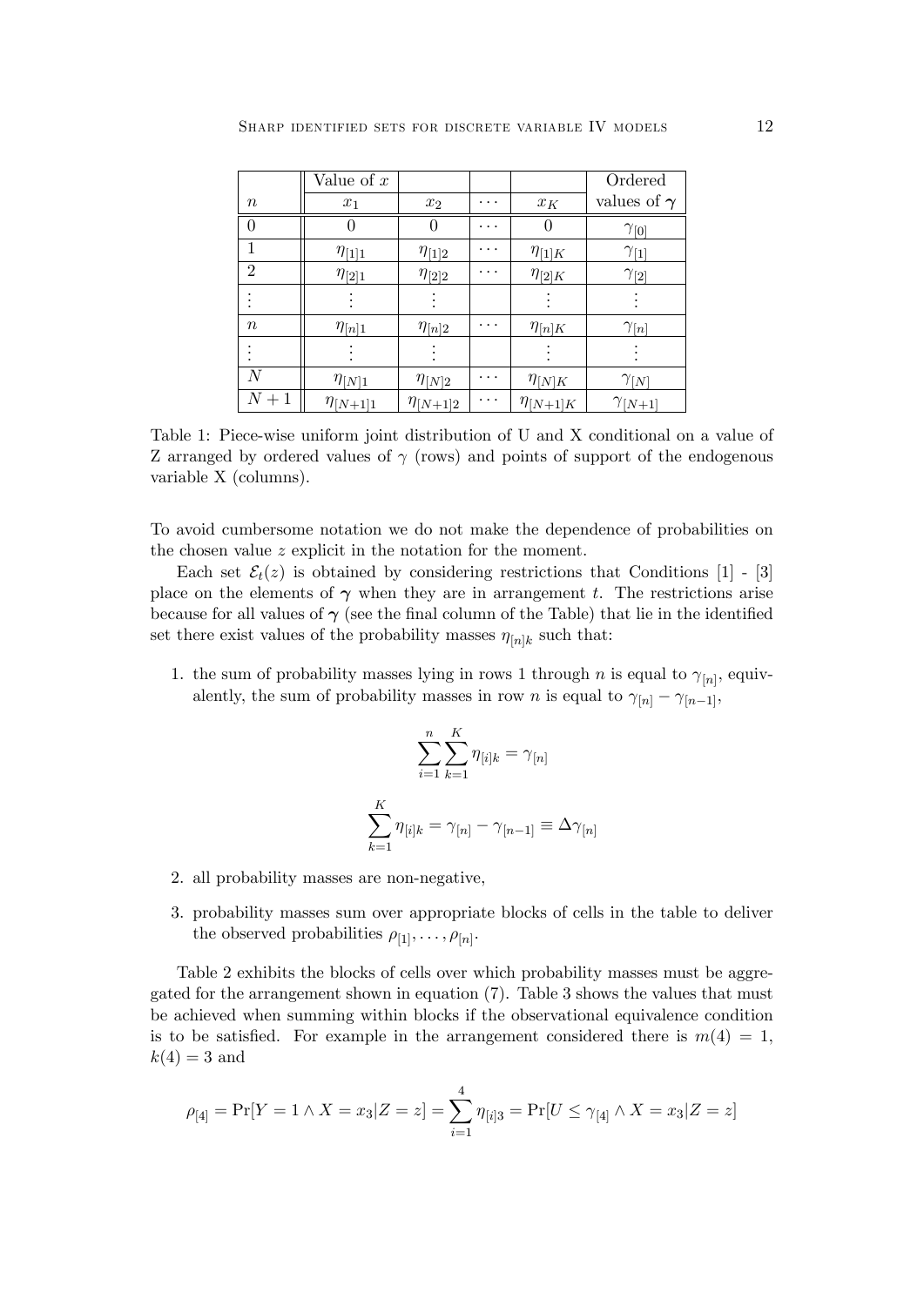| $n$ | Value of $x$ $x_1$ | $x_2$ | $\cdots$ | $x_K$ | Ordered values of $\boldsymbol{\gamma}$ |
|---|---|---|---|---|---|
| 0 | 0 | 0 | $\cdots$ | 0 | $\gamma_{[0]}$ |
| 1 | $\eta_{[1]1}$ | $\eta_{[1]2}$ | $\cdots$ | $\eta_{[1]K}$ | $\gamma_{[1]}$ |
| 2 | $\eta_{[2]1}$ | $\eta_{[2]2}$ | $\cdots$ | $\eta_{[2]K}$ | $\gamma_{[2]}$ |
| $\vdots$ | $\vdots$ | $\vdots$ | | $\vdots$ | $\vdots$ |
| $n$ | $\eta_{[n]1}$ | $\eta_{[n]2}$ | $\cdots$ | $\eta_{[n]K}$ | $\gamma_{[n]}$ |
| $\vdots$ | $\vdots$ | $\vdots$ | | $\vdots$ | $\vdots$ |
| $N$ | $\eta_{[N]1}$ | $\eta_{[N]2}$ | $\cdots$ | $\eta_{[N]K}$ | $\gamma_{[N]}$ |
| $N+1$ | $\eta_{[N+1]1}$ | $\eta_{[N+1]2}$ | $\cdots$ | $\eta_{[N+1]K}$ | $\gamma_{[N+1]}$ |

Table 1: Piece-wise uniform joint distribution of U and X conditional on a value of Z arranged by ordered values of $\gamma$ (rows) and points of support of the endogenous variable X (columns).

To avoid cumbersome notation we do not make the dependence of probabilities on the chosen value $z$ explicit in the notation for the moment.

Each set $\mathcal{E}_t(z)$ is obtained by considering restrictions that Conditions [1] - [3] place on the elements of $\boldsymbol{\gamma}$ when they are in arrangement $t$. The restrictions arise because for all values of $\boldsymbol{\gamma}$ (see the final column of the Table) that lie in the identified set there exist values of the probability masses $\eta_{[n]k}$ such that:

1. the sum of probability masses lying in rows 1 through $n$ is equal to $\gamma_{[n]}$, equivalently, the sum of probability masses in row $n$ is equal to $\gamma_{[n]} - \gamma_{[n-1]}$,

$$\sum_{i=1}^{n}\sum_{k=1}^{K}\eta_{[i]k} = \gamma_{[n]}$$

$$\sum_{k=1}^{K}\eta_{[i]k} = \gamma_{[n]} - \gamma_{[n-1]} \equiv \Delta\gamma_{[n]}$$

2. all probability masses are non-negative,

3. probability masses sum over appropriate blocks of cells in the table to deliver the observed probabilities $\rho_{[1]}, \ldots, \rho_{[n]}$.

Table 2 exhibits the blocks of cells over which probability masses must be aggregated for the arrangement shown in equation (7). Table 3 shows the values that must be achieved when summing within blocks if the observational equivalence condition is to be satisfied. For example in the arrangement considered there is $m(4) = 1$, $k(4) = 3$ and

$$\rho_{[4]} = \Pr[Y = 1 \wedge X = x_3|Z = z] = \sum_{i=1}^{4}\eta_{[i]3} = \Pr[U \leq \gamma_{[4]} \wedge X = x_3|Z = z]$$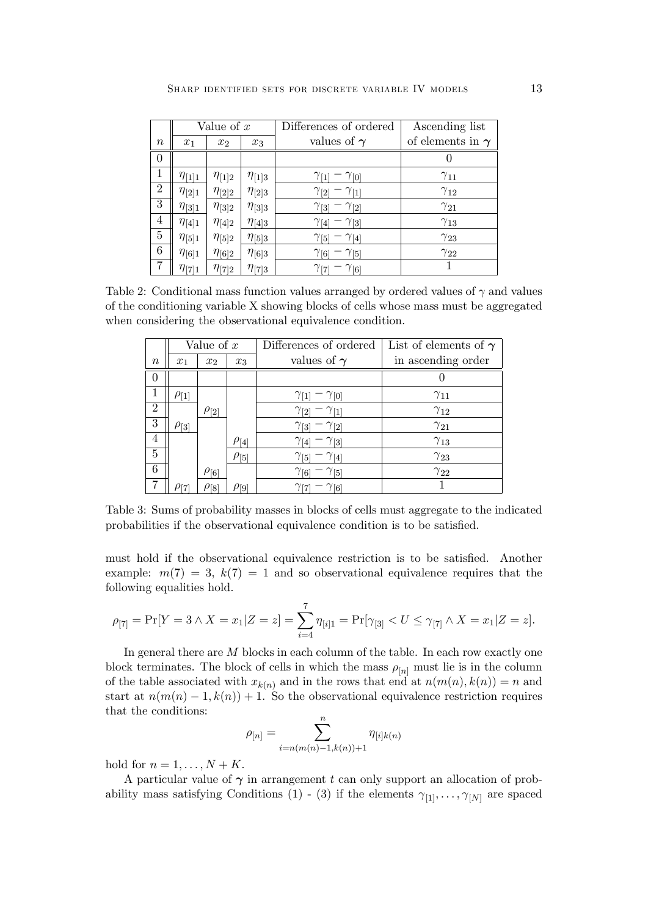|  | Value of $x$ | | | Differences of ordered | Ascending list |
|---|---|---|---|---|---|
| $n$ | $x_1$ | $x_2$ | $x_3$ | values of $\boldsymbol{\gamma}$ | of elements in $\boldsymbol{\gamma}$ |
| 0 |  |  |  |  | 0 |
| 1 | $\eta_{[1]1}$ | $\eta_{[1]2}$ | $\eta_{[1]3}$ | $\gamma_{[1]} - \gamma_{[0]}$ | $\gamma_{11}$ |
| 2 | $\eta_{[2]1}$ | $\eta_{[2]2}$ | $\eta_{[2]3}$ | $\gamma_{[2]} - \gamma_{[1]}$ | $\gamma_{12}$ |
| 3 | $\eta_{[3]1}$ | $\eta_{[3]2}$ | $\eta_{[3]3}$ | $\gamma_{[3]} - \gamma_{[2]}$ | $\gamma_{21}$ |
| 4 | $\eta_{[4]1}$ | $\eta_{[4]2}$ | $\eta_{[4]3}$ | $\gamma_{[4]} - \gamma_{[3]}$ | $\gamma_{13}$ |
| 5 | $\eta_{[5]1}$ | $\eta_{[5]2}$ | $\eta_{[5]3}$ | $\gamma_{[5]} - \gamma_{[4]}$ | $\gamma_{23}$ |
| 6 | $\eta_{[6]1}$ | $\eta_{[6]2}$ | $\eta_{[6]3}$ | $\gamma_{[6]} - \gamma_{[5]}$ | $\gamma_{22}$ |
| 7 | $\eta_{[7]1}$ | $\eta_{[7]2}$ | $\eta_{[7]3}$ | $\gamma_{[7]} - \gamma_{[6]}$ | 1 |

Table 2: Conditional mass function values arranged by ordered values of $\gamma$ and values of the conditioning variable X showing blocks of cells whose mass must be aggregated when considering the observational equivalence condition.

|  | Value of $x$ | | | Differences of ordered | List of elements of $\boldsymbol{\gamma}$ |
|---|---|---|---|---|---|
| $n$ | $x_1$ | $x_2$ | $x_3$ | values of $\boldsymbol{\gamma}$ | in ascending order |
| 0 |  |  |  |  | 0 |
| 1 | $\rho_{[1]}$ |  |  | $\gamma_{[1]} - \gamma_{[0]}$ | $\gamma_{11}$ |
| 2 |  | $\rho_{[2]}$ |  | $\gamma_{[2]} - \gamma_{[1]}$ | $\gamma_{12}$ |
| 3 | $\rho_{[3]}$ |  |  | $\gamma_{[3]} - \gamma_{[2]}$ | $\gamma_{21}$ |
| 4 |  |  | $\rho_{[4]}$ | $\gamma_{[4]} - \gamma_{[3]}$ | $\gamma_{13}$ |
| 5 |  |  | $\rho_{[5]}$ | $\gamma_{[5]} - \gamma_{[4]}$ | $\gamma_{23}$ |
| 6 |  | $\rho_{[6]}$ |  | $\gamma_{[6]} - \gamma_{[5]}$ | $\gamma_{22}$ |
| 7 | $\rho_{[7]}$ | $\rho_{[8]}$ | $\rho_{[9]}$ | $\gamma_{[7]} - \gamma_{[6]}$ | 1 |

Table 3: Sums of probability masses in blocks of cells must aggregate to the indicated probabilities if the observational equivalence condition is to be satisfied.

must hold if the observational equivalence restriction is to be satisfied. Another example: $m(7) = 3$, $k(7) = 1$ and so observational equivalence requires that the following equalities hold.

$$\rho_{[7]} = \Pr[Y = 3 \wedge X = x_1 | Z = z] = \sum_{i=4}^{7} \eta_{[i]1} = \Pr[\gamma_{[3]} < U \leq \gamma_{[7]} \wedge X = x_1 | Z = z].$$

In general there are $M$ blocks in each column of the table. In each row exactly one block terminates. The block of cells in which the mass $\rho_{[n]}$ must lie is in the column of the table associated with $x_{k(n)}$ and in the rows that end at $n(m(n), k(n)) = n$ and start at $n(m(n) - 1, k(n)) + 1$. So the observational equivalence restriction requires that the conditions:

$$\rho_{[n]} = \sum_{i=n(m(n)-1,k(n))+1}^{n} \eta_{[i]k(n)}$$

hold for $n = 1, \ldots, N + K$.

A particular value of $\boldsymbol{\gamma}$ in arrangement $t$ can only support an allocation of probability mass satisfying Conditions (1) - (3) if the elements $\gamma_{[1]}, \ldots, \gamma_{[N]}$ are spaced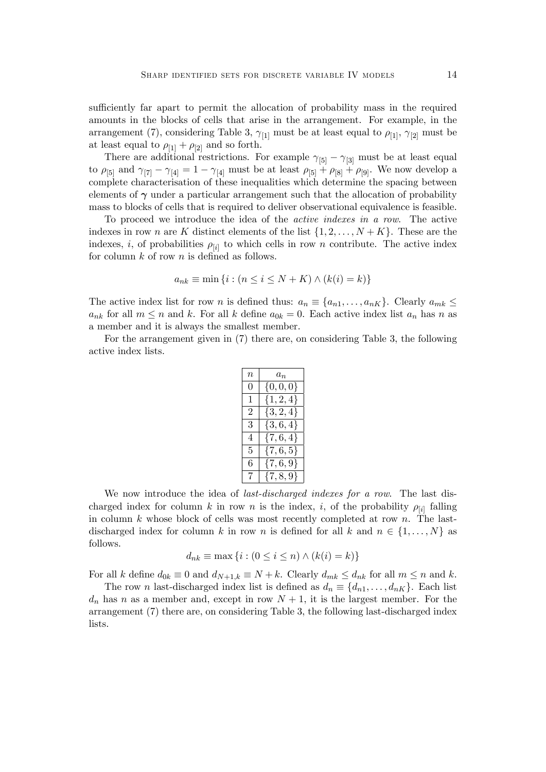sufficiently far apart to permit the allocation of probability mass in the required amounts in the blocks of cells that arise in the arrangement. For example, in the arrangement (7), considering Table 3, $\gamma_{[1]}$ must be at least equal to $\rho_{[1]}$, $\gamma_{[2]}$ must be at least equal to $\rho_{[1]} + \rho_{[2]}$ and so forth.

There are additional restrictions. For example $\gamma_{[5]} - \gamma_{[3]}$ must be at least equal to $\rho_{[5]}$ and $\gamma_{[7]} - \gamma_{[4]} = 1 - \gamma_{[4]}$ must be at least $\rho_{[5]} + \rho_{[8]} + \rho_{[9]}$. We now develop a complete characterisation of these inequalities which determine the spacing between elements of $\boldsymbol{\gamma}$ under a particular arrangement such that the allocation of probability mass to blocks of cells that is required to deliver observational equivalence is feasible.

To proceed we introduce the idea of the *active indexes in a row*. The active indexes in row $n$ are $K$ distinct elements of the list $\{1, 2, \ldots, N + K\}$. These are the indexes, $i$, of probabilities $\rho_{[i]}$ to which cells in row $n$ contribute. The active index for column $k$ of row $n$ is defined as follows.

$$a_{nk} \equiv \min \{i : (n \leq i \leq N + K) \wedge (k(i) = k)\}$$

The active index list for row $n$ is defined thus: $a_n \equiv \{a_{n1}, \ldots, a_{nK}\}$. Clearly $a_{mk} \leq a_{nk}$ for all $m \leq n$ and $k$. For all $k$ define $a_{0k} = 0$. Each active index list $a_n$ has $n$ as a member and it is always the smallest member.

For the arrangement given in (7) there are, on considering Table 3, the following active index lists.

| $n$ | $a_n$ |
|---|---|
| 0 | $\{0, 0, 0\}$ |
| 1 | $\{1, 2, 4\}$ |
| 2 | $\{3, 2, 4\}$ |
| 3 | $\{3, 6, 4\}$ |
| 4 | $\{7, 6, 4\}$ |
| 5 | $\{7, 6, 5\}$ |
| 6 | $\{7, 6, 9\}$ |
| 7 | $\{7, 8, 9\}$ |

We now introduce the idea of *last-discharged indexes for a row*. The last discharged index for column $k$ in row $n$ is the index, $i$, of the probability $\rho_{[i]}$ falling in column $k$ whose block of cells was most recently completed at row $n$. The last-discharged index for column $k$ in row $n$ is defined for all $k$ and $n \in \{1, \ldots, N\}$ as follows.

$$d_{nk} \equiv \max \{i : (0 \leq i \leq n) \wedge (k(i) = k)\}$$

For all $k$ define $d_{0k} \equiv 0$ and $d_{N+1,k} \equiv N + k$. Clearly $d_{mk} \leq d_{nk}$ for all $m \leq n$ and $k$.

The row $n$ last-discharged index list is defined as $d_n \equiv \{d_{n1}, \ldots, d_{nK}\}$. Each list $d_n$ has $n$ as a member and, except in row $N + 1$, it is the largest member. For the arrangement (7) there are, on considering Table 3, the following last-discharged index lists.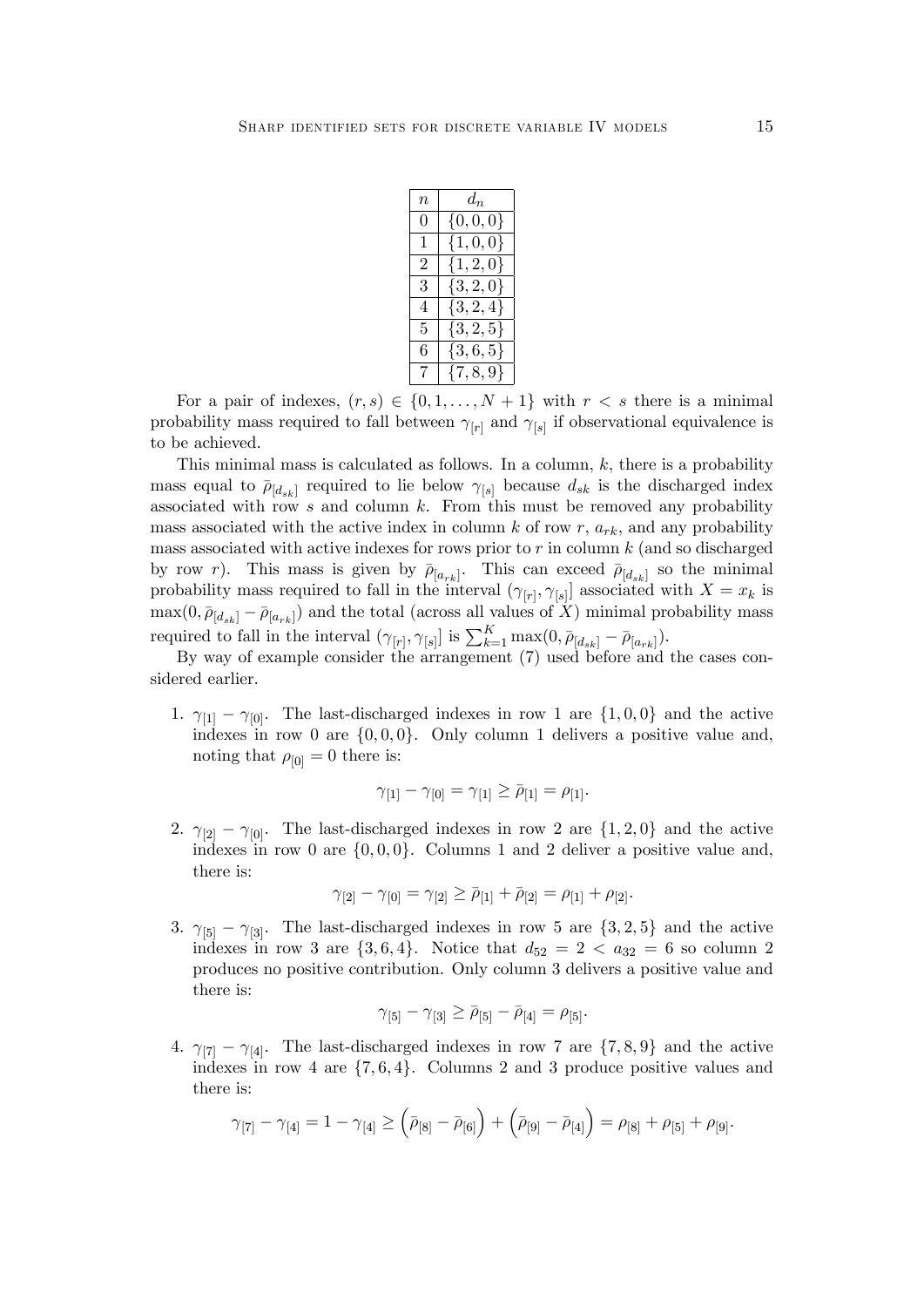| $n$ | $d_n$ |
|---|---|
| 0 | $\{0,0,0\}$ |
| 1 | $\{1,0,0\}$ |
| 2 | $\{1,2,0\}$ |
| 3 | $\{3,2,0\}$ |
| 4 | $\{3,2,4\}$ |
| 5 | $\{3,2,5\}$ |
| 6 | $\{3,6,5\}$ |
| 7 | $\{7,8,9\}$ |

For a pair of indexes, $(r,s) \in \{0,1,\ldots,N+1\}$ with $r < s$ there is a minimal probability mass required to fall between $\gamma_{[r]}$ and $\gamma_{[s]}$ if observational equivalence is to be achieved.

This minimal mass is calculated as follows. In a column, $k$, there is a probability mass equal to $\bar{\rho}_{[d_{sk}]}$ required to lie below $\gamma_{[s]}$ because $d_{sk}$ is the discharged index associated with row $s$ and column $k$. From this must be removed any probability mass associated with the active index in column $k$ of row $r$, $a_{rk}$, and any probability mass associated with active indexes for rows prior to $r$ in column $k$ (and so discharged by row $r$). This mass is given by $\bar{\rho}_{[a_{rk}]}$. This can exceed $\bar{\rho}_{[d_{sk}]}$ so the minimal probability mass required to fall in the interval $(\gamma_{[r]}, \gamma_{[s]}]$ associated with $X = x_k$ is $\max(0, \bar{\rho}_{[d_{sk}]} - \bar{\rho}_{[a_{rk}]})$ and the total (across all values of $X$) minimal probability mass required to fall in the interval $(\gamma_{[r]}, \gamma_{[s]}]$ is $\sum_{k=1}^{K} \max(0, \bar{\rho}_{[d_{sk}]} - \bar{\rho}_{[a_{rk}]})$.

By way of example consider the arrangement (7) used before and the cases considered earlier.

1. $\gamma_{[1]} - \gamma_{[0]}$. The last-discharged indexes in row 1 are $\{1,0,0\}$ and the active indexes in row 0 are $\{0,0,0\}$. Only column 1 delivers a positive value and, noting that $\rho_{[0]} = 0$ there is:

$$\gamma_{[1]} - \gamma_{[0]} = \gamma_{[1]} \geq \bar{\rho}_{[1]} = \rho_{[1]}.$$

2. $\gamma_{[2]} - \gamma_{[0]}$. The last-discharged indexes in row 2 are $\{1,2,0\}$ and the active indexes in row 0 are $\{0,0,0\}$. Columns 1 and 2 deliver a positive value and, there is:

$$\gamma_{[2]} - \gamma_{[0]} = \gamma_{[2]} \geq \bar{\rho}_{[1]} + \bar{\rho}_{[2]} = \rho_{[1]} + \rho_{[2]}.$$

3. $\gamma_{[5]} - \gamma_{[3]}$. The last-discharged indexes in row 5 are $\{3,2,5\}$ and the active indexes in row 3 are $\{3,6,4\}$. Notice that $d_{52} = 2 < a_{32} = 6$ so column 2 produces no positive contribution. Only column 3 delivers a positive value and there is:

$$\gamma_{[5]} - \gamma_{[3]} \geq \bar{\rho}_{[5]} - \bar{\rho}_{[4]} = \rho_{[5]}.$$

4. $\gamma_{[7]} - \gamma_{[4]}$. The last-discharged indexes in row 7 are $\{7,8,9\}$ and the active indexes in row 4 are $\{7,6,4\}$. Columns 2 and 3 produce positive values and there is:

$$\gamma_{[7]} - \gamma_{[4]} = 1 - \gamma_{[4]} \geq \left(\bar{\rho}_{[8]} - \bar{\rho}_{[6]}\right) + \left(\bar{\rho}_{[9]} - \bar{\rho}_{[4]}\right) = \rho_{[8]} + \rho_{[5]} + \rho_{[9]}.$$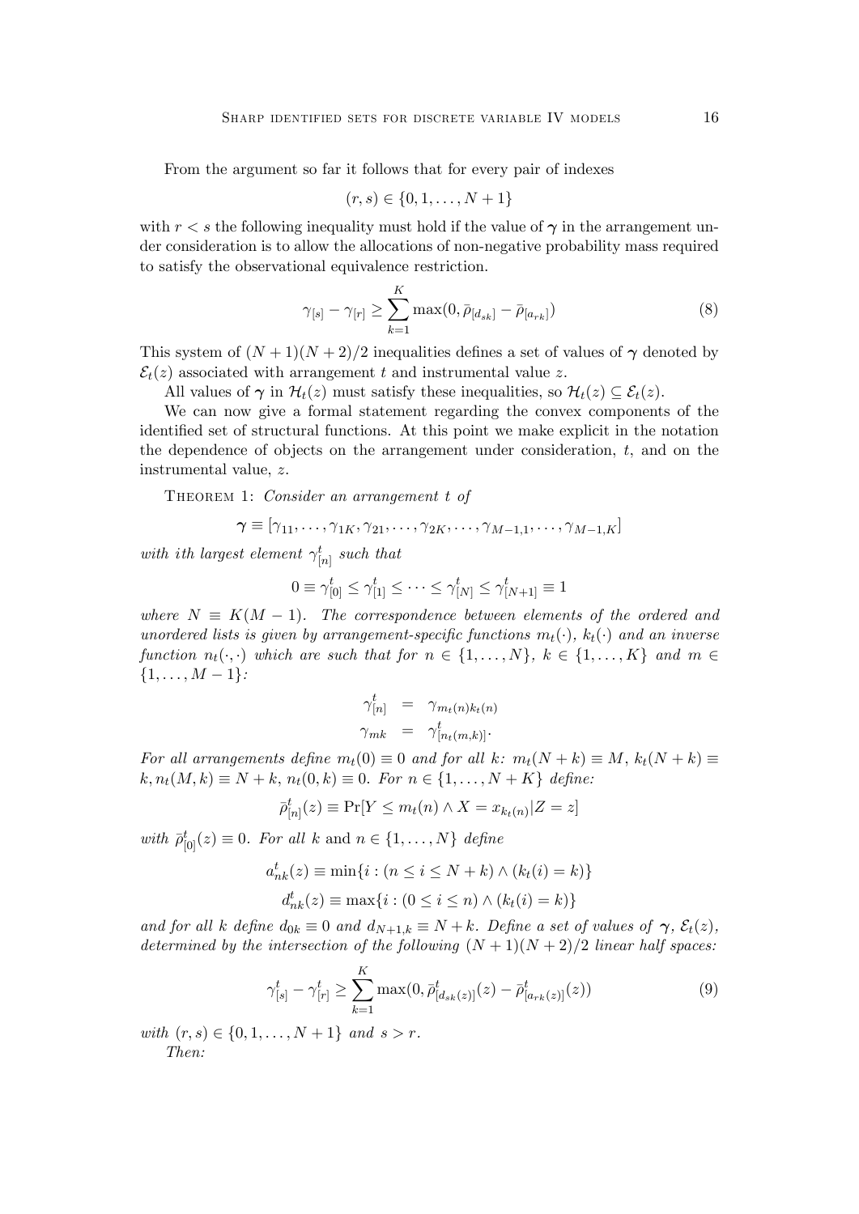From the argument so far it follows that for every pair of indexes

$$(r, s) \in \{0, 1, \ldots, N+1\}$$

with $r < s$ the following inequality must hold if the value of $\boldsymbol{\gamma}$ in the arrangement under consideration is to allow the allocations of non-negative probability mass required to satisfy the observational equivalence restriction.

$$\gamma_{[s]} - \gamma_{[r]} \geq \sum_{k=1}^{K} \max(0, \bar{\rho}_{[d_{sk}]} - \bar{\rho}_{[a_{rk}]}) \tag{8}$$

This system of $(N+1)(N+2)/2$ inequalities defines a set of values of $\boldsymbol{\gamma}$ denoted by $\mathcal{E}_t(z)$ associated with arrangement $t$ and instrumental value $z$.

All values of $\boldsymbol{\gamma}$ in $\mathcal{H}_t(z)$ must satisfy these inequalities, so $\mathcal{H}_t(z) \subseteq \mathcal{E}_t(z)$.

We can now give a formal statement regarding the convex components of the identified set of structural functions. At this point we make explicit in the notation the dependence of objects on the arrangement under consideration, $t$, and on the instrumental value, $z$.

Theorem 1: *Consider an arrangement $t$ of*

$$\boldsymbol{\gamma} \equiv [\gamma_{11}, \ldots, \gamma_{1K}, \gamma_{21}, \ldots, \gamma_{2K}, \ldots, \gamma_{M-1,1}, \ldots, \gamma_{M-1,K}]$$

*with ith largest element $\gamma^t_{[n]}$ such that*

$$0 \equiv \gamma^t_{[0]} \leq \gamma^t_{[1]} \leq \cdots \leq \gamma^t_{[N]} \leq \gamma^t_{[N+1]} \equiv 1$$

*where $N \equiv K(M-1)$. The correspondence between elements of the ordered and unordered lists is given by arrangement-specific functions $m_t(\cdot)$, $k_t(\cdot)$ and an inverse function $n_t(\cdot, \cdot)$ which are such that for $n \in \{1, \ldots, N\}$, $k \in \{1, \ldots, K\}$ and $m \in \{1, \ldots, M-1\}$:*

$$\begin{aligned} \gamma^t_{[n]} &= \gamma_{m_t(n)k_t(n)} \\ \gamma_{mk} &= \gamma^t_{[n_t(m,k)]}. \end{aligned}$$

*For all arrangements define $m_t(0) \equiv 0$ and for all $k$: $m_t(N+k) \equiv M$, $k_t(N+k) \equiv k$, $n_t(M,k) \equiv N+k$, $n_t(0,k) \equiv 0$. For $n \in \{1, \ldots, N+K\}$ define:*

$$\bar{\rho}^t_{[n]}(z) \equiv \Pr[Y \leq m_t(n) \wedge X = x_{k_t(n)} | Z = z]$$

*with $\bar{\rho}^t_{[0]}(z) \equiv 0$. For all $k$ and $n \in \{1, \ldots, N\}$ define*

$$a^t_{nk}(z) \equiv \min\{i : (n \leq i \leq N+k) \wedge (k_t(i) = k)\}$$

$$d^t_{nk}(z) \equiv \max\{i : (0 \leq i \leq n) \wedge (k_t(i) = k)\}$$

*and for all $k$ define $d_{0k} \equiv 0$ and $d_{N+1,k} \equiv N+k$. Define a set of values of $\boldsymbol{\gamma}$, $\mathcal{E}_t(z)$, determined by the intersection of the following $(N+1)(N+2)/2$ linear half spaces:*

$$\gamma^t_{[s]} - \gamma^t_{[r]} \geq \sum_{k=1}^{K} \max(0, \bar{\rho}^t_{[d_{sk}(z)]}(z) - \bar{\rho}^t_{[a_{rk}(z)]}(z)) \tag{9}$$

*with $(r, s) \in \{0, 1, \ldots, N+1\}$ and $s > r$.*

*Then:*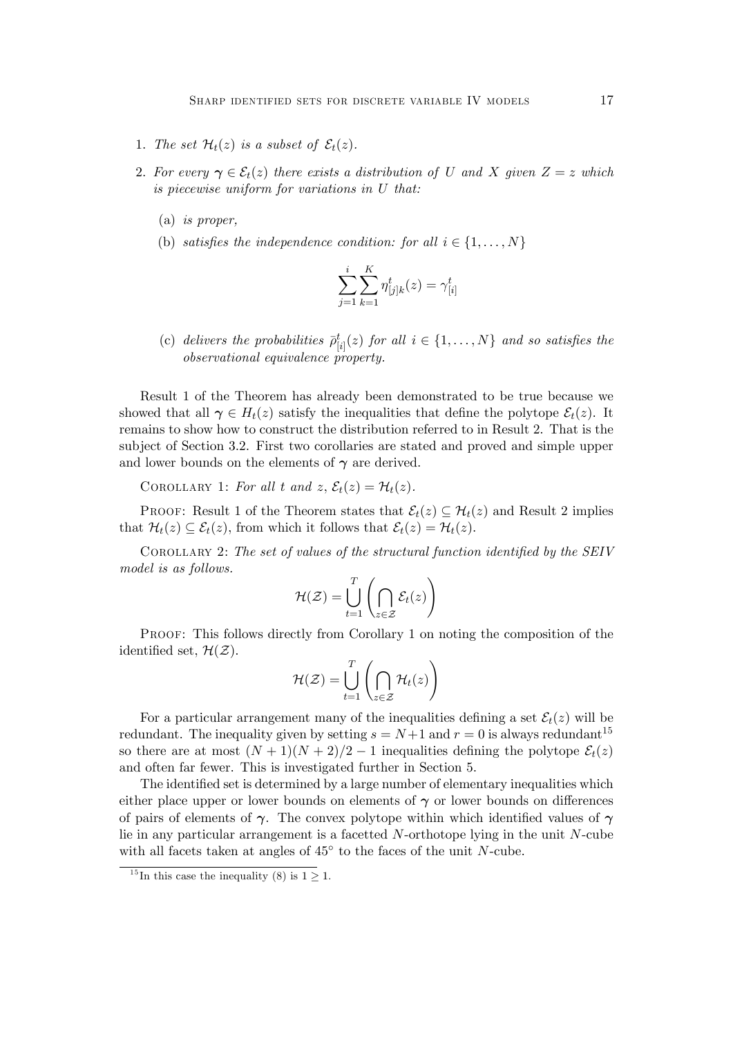1. *The set* $\mathcal{H}_t(z)$ *is a subset of* $\mathcal{E}_t(z)$.

2. *For every* $\boldsymbol{\gamma} \in \mathcal{E}_t(z)$ *there exists a distribution of* $U$ *and* $X$ *given* $Z = z$ *which is piecewise uniform for variations in* $U$ *that:*

   (a) *is proper,*

   (b) *satisfies the independence condition: for all* $i \in \{1, \ldots, N\}$

   $$\sum_{j=1}^{i} \sum_{k=1}^{K} \eta^t_{[j]k}(z) = \gamma^t_{[i]}$$

   (c) *delivers the probabilities* $\bar{\rho}^t_{[i]}(z)$ *for all* $i \in \{1, \ldots, N\}$ *and so satisfies the observational equivalence property.*

Result 1 of the Theorem has already been demonstrated to be true because we showed that all $\boldsymbol{\gamma} \in H_t(z)$ satisfy the inequalities that define the polytope $\mathcal{E}_t(z)$. It remains to show how to construct the distribution referred to in Result 2. That is the subject of Section 3.2. First two corollaries are stated and proved and simple upper and lower bounds on the elements of $\boldsymbol{\gamma}$ are derived.

Corollary 1: *For all* $t$ *and* $z$, $\mathcal{E}_t(z) = \mathcal{H}_t(z)$.

Proof: Result 1 of the Theorem states that $\mathcal{E}_t(z) \subseteq \mathcal{H}_t(z)$ and Result 2 implies that $\mathcal{H}_t(z) \subseteq \mathcal{E}_t(z)$, from which it follows that $\mathcal{E}_t(z) = \mathcal{H}_t(z)$.

Corollary 2: *The set of values of the structural function identified by the SEIV model is as follows.*

$$\mathcal{H}(\mathcal{Z}) = \bigcup_{t=1}^{T} \left( \bigcap_{z \in \mathcal{Z}} \mathcal{E}_t(z) \right)$$

Proof: This follows directly from Corollary 1 on noting the composition of the identified set, $\mathcal{H}(\mathcal{Z})$.

$$\mathcal{H}(\mathcal{Z}) = \bigcup_{t=1}^{T} \left( \bigcap_{z \in \mathcal{Z}} \mathcal{H}_t(z) \right)$$

For a particular arrangement many of the inequalities defining a set $\mathcal{E}_t(z)$ will be redundant. The inequality given by setting $s = N+1$ and $r = 0$ is always redundant[15] so there are at most $(N+1)(N+2)/2 - 1$ inequalities defining the polytope $\mathcal{E}_t(z)$ and often far fewer. This is investigated further in Section 5.

The identified set is determined by a large number of elementary inequalities which either place upper or lower bounds on elements of $\boldsymbol{\gamma}$ or lower bounds on differences of pairs of elements of $\boldsymbol{\gamma}$. The convex polytope within which identified values of $\boldsymbol{\gamma}$ lie in any particular arrangement is a facetted $N$-orthotope lying in the unit $N$-cube with all facets taken at angles of 45° to the faces of the unit $N$-cube.

[15] In this case the inequality (8) is $1 \geq 1$.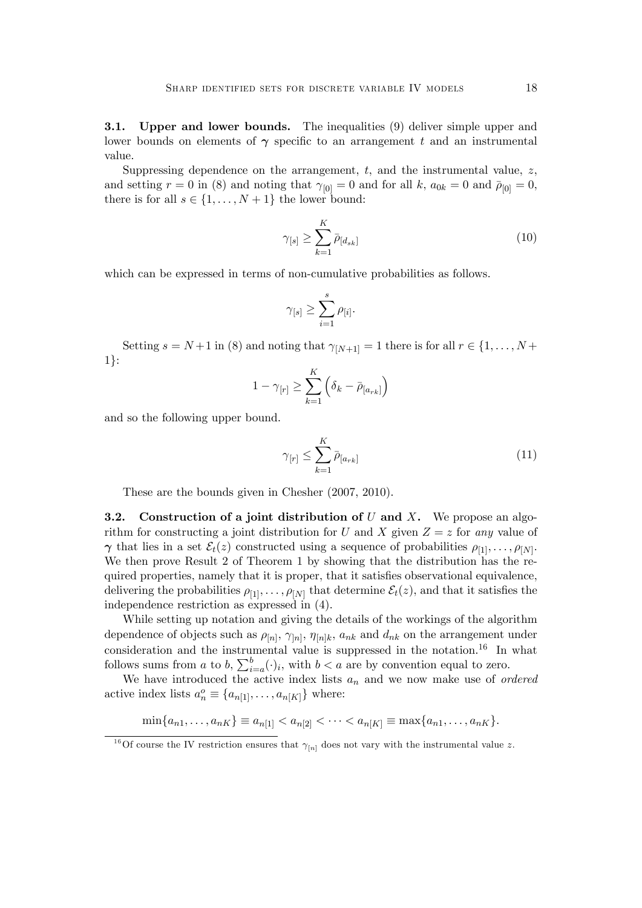**3.1. Upper and lower bounds.** The inequalities (9) deliver simple upper and lower bounds on elements of $\boldsymbol{\gamma}$ specific to an arrangement $t$ and an instrumental value.

Suppressing dependence on the arrangement, $t$, and the instrumental value, $z$, and setting $r = 0$ in (8) and noting that $\gamma_{[0]} = 0$ and for all $k$, $a_{0k} = 0$ and $\bar{\rho}_{[0]} = 0$, there is for all $s \in \{1, \ldots, N+1\}$ the lower bound:

$$\gamma_{[s]} \geq \sum_{k=1}^{K} \bar{\rho}_{[d_{sk}]} \tag{10}$$

which can be expressed in terms of non-cumulative probabilities as follows.

$$\gamma_{[s]} \geq \sum_{i=1}^{s} \rho_{[i]}.$$

Setting $s = N+1$ in (8) and noting that $\gamma_{[N+1]} = 1$ there is for all $r \in \{1, \ldots, N+1\}$:

$$1 - \gamma_{[r]} \geq \sum_{k=1}^{K} \left( \delta_k - \bar{\rho}_{[a_{rk}]} \right)$$

and so the following upper bound.

$$\gamma_{[r]} \leq \sum_{k=1}^{K} \bar{\rho}_{[a_{rk}]} \tag{11}$$

These are the bounds given in Chesher (2007, 2010).

**3.2. Construction of a joint distribution of $U$ and $X$.** We propose an algorithm for constructing a joint distribution for $U$ and $X$ given $Z = z$ for *any* value of $\boldsymbol{\gamma}$ that lies in a set $\mathcal{E}_t(z)$ constructed using a sequence of probabilities $\rho_{[1]}, \ldots, \rho_{[N]}$. We then prove Result 2 of Theorem 1 by showing that the distribution has the required properties, namely that it is proper, that it satisfies observational equivalence, delivering the probabilities $\rho_{[1]}, \ldots, \rho_{[N]}$ that determine $\mathcal{E}_t(z)$, and that it satisfies the independence restriction as expressed in (4).

While setting up notation and giving the details of the workings of the algorithm dependence of objects such as $\rho_{[n]}$, $\gamma_{]n]}$, $\eta_{[n]k}$, $a_{nk}$ and $d_{nk}$ on the arrangement under consideration and the instrumental value is suppressed in the notation.[16] In what follows sums from $a$ to $b$, $\sum_{i=a}^{b}(\cdot)_i$, with $b < a$ are by convention equal to zero.

We have introduced the active index lists $a_n$ and we now make use of *ordered* active index lists $a_n^o \equiv \{a_{n[1]}, \ldots, a_{n[K]}\}$ where:

$$\min\{a_{n1}, \ldots, a_{nK}\} \equiv a_{n[1]} < a_{n[2]} < \cdots < a_{n[K]} \equiv \max\{a_{n1}, \ldots, a_{nK}\}.$$

[16] Of course the IV restriction ensures that $\gamma_{[n]}$ does not vary with the instrumental value $z$.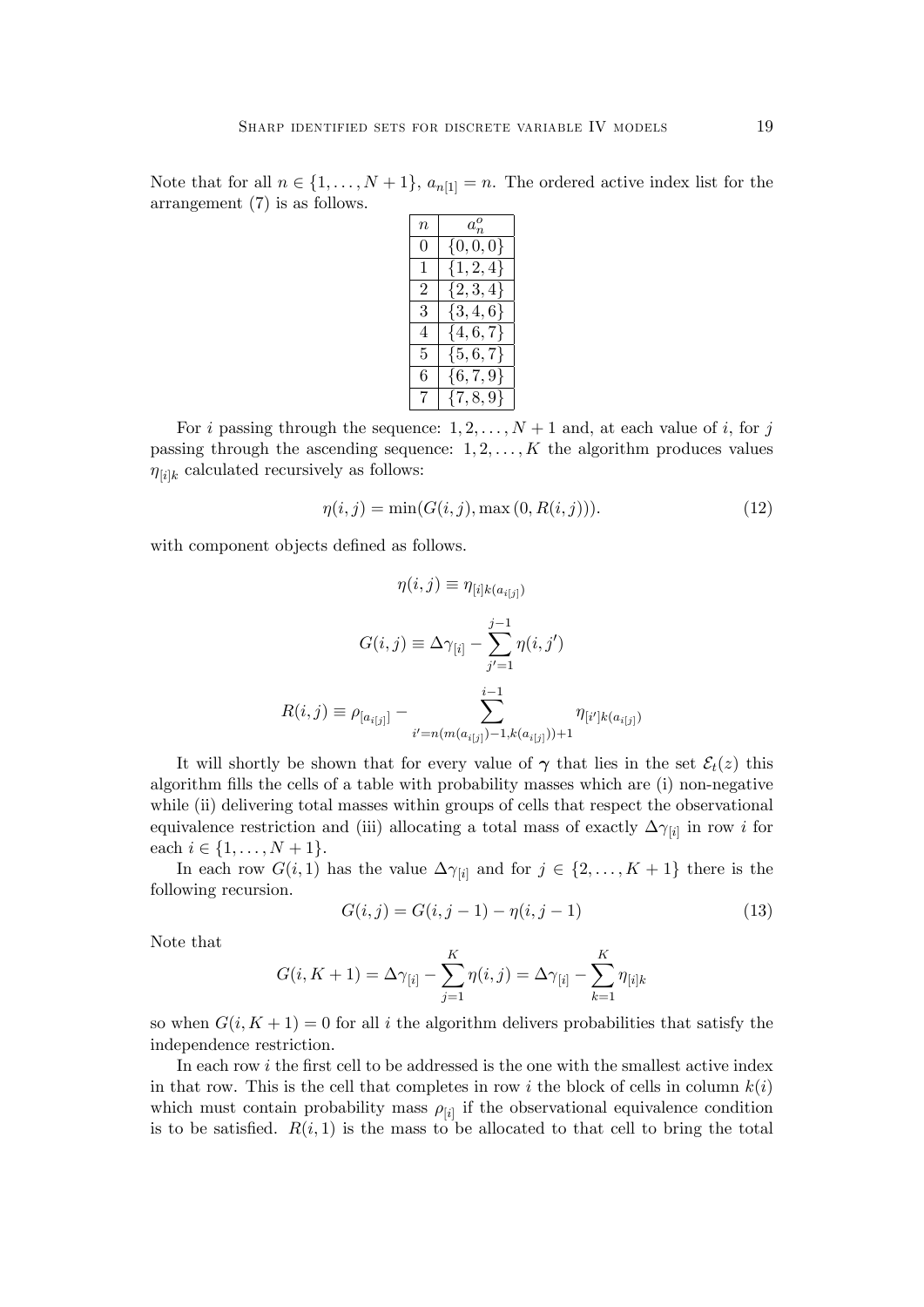Note that for all $n \in \{1, \ldots, N+1\}$, $a_{n[1]} = n$. The ordered active index list for the arrangement (7) is as follows.

| $n$ | $a_n^o$ |
|---|---|
| 0 | $\{0, 0, 0\}$ |
| 1 | $\{1, 2, 4\}$ |
| 2 | $\{2, 3, 4\}$ |
| 3 | $\{3, 4, 6\}$ |
| 4 | $\{4, 6, 7\}$ |
| 5 | $\{5, 6, 7\}$ |
| 6 | $\{6, 7, 9\}$ |
| 7 | $\{7, 8, 9\}$ |

For $i$ passing through the sequence: $1, 2, \ldots, N+1$ and, at each value of $i$, for $j$ passing through the ascending sequence: $1, 2, \ldots, K$ the algorithm produces values $\eta_{[i]k}$ calculated recursively as follows:

$$\eta(i,j) = \min(G(i,j), \max(0, R(i,j))). \tag{12}$$

with component objects defined as follows.

$$\eta(i,j) \equiv \eta_{[i]k(a_{i[j]})}$$

$$G(i,j) \equiv \Delta\gamma_{[i]} - \sum_{j'=1}^{j-1} \eta(i,j')$$

$$R(i,j) \equiv \rho_{[a_{i[j]}]} - \sum_{i'=n(m(a_{i[j]})-1,k(a_{i[j]}))+1}^{i-1} \eta_{[i']k(a_{i[j]})}$$

It will shortly be shown that for every value of $\boldsymbol{\gamma}$ that lies in the set $\mathcal{E}_t(z)$ this algorithm fills the cells of a table with probability masses which are (i) non-negative while (ii) delivering total masses within groups of cells that respect the observational equivalence restriction and (iii) allocating a total mass of exactly $\Delta\gamma_{[i]}$ in row $i$ for each $i \in \{1, \ldots, N+1\}$.

In each row $G(i,1)$ has the value $\Delta\gamma_{[i]}$ and for $j \in \{2, \ldots, K+1\}$ there is the following recursion.

$$G(i,j) = G(i,j-1) - \eta(i,j-1) \tag{13}$$

Note that

$$G(i,K+1) = \Delta\gamma_{[i]} - \sum_{j=1}^{K} \eta(i,j) = \Delta\gamma_{[i]} - \sum_{k=1}^{K} \eta_{[i]k}$$

so when $G(i,K+1) = 0$ for all $i$ the algorithm delivers probabilities that satisfy the independence restriction.

In each row $i$ the first cell to be addressed is the one with the smallest active index in that row. This is the cell that completes in row $i$ the block of cells in column $k(i)$ which must contain probability mass $\rho_{[i]}$ if the observational equivalence condition is to be satisfied. $R(i,1)$ is the mass to be allocated to that cell to bring the total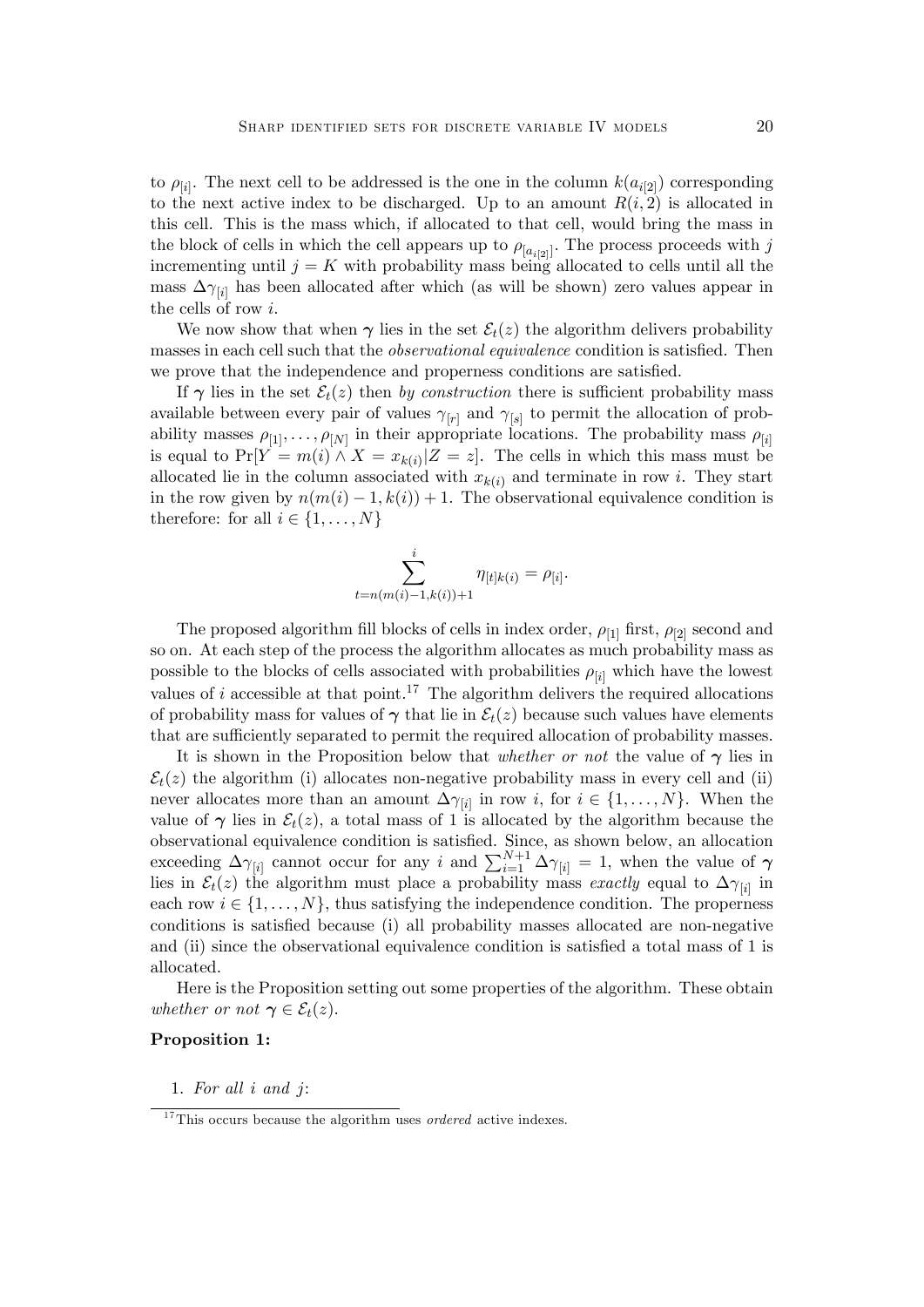to $\rho_{[i]}$. The next cell to be addressed is the one in the column $k(a_{i[2]})$ corresponding to the next active index to be discharged. Up to an amount $R(i,2)$ is allocated in this cell. This is the mass which, if allocated to that cell, would bring the mass in the block of cells in which the cell appears up to $\rho_{[a_{i[2]}]}$. The process proceeds with $j$ incrementing until $j = K$ with probability mass being allocated to cells until all the mass $\Delta\gamma_{[i]}$ has been allocated after which (as will be shown) zero values appear in the cells of row $i$.

We now show that when $\boldsymbol{\gamma}$ lies in the set $\mathcal{E}_t(z)$ the algorithm delivers probability masses in each cell such that the *observational equivalence* condition is satisfied. Then we prove that the independence and properness conditions are satisfied.

If $\boldsymbol{\gamma}$ lies in the set $\mathcal{E}_t(z)$ then *by construction* there is sufficient probability mass available between every pair of values $\gamma_{[r]}$ and $\gamma_{[s]}$ to permit the allocation of probability masses $\rho_{[1]}, \ldots, \rho_{[N]}$ in their appropriate locations. The probability mass $\rho_{[i]}$ is equal to $\Pr[Y = m(i) \wedge X = x_{k(i)} | Z = z]$. The cells in which this mass must be allocated lie in the column associated with $x_{k(i)}$ and terminate in row $i$. They start in the row given by $n(m(i)-1, k(i)) + 1$. The observational equivalence condition is therefore: for all $i \in \{1, \ldots, N\}$

$$\sum_{t=n(m(i)-1,k(i))+1}^{i} \eta_{[t]k(i)} = \rho_{[i]}.$$

The proposed algorithm fill blocks of cells in index order, $\rho_{[1]}$ first, $\rho_{[2]}$ second and so on. At each step of the process the algorithm allocates as much probability mass as possible to the blocks of cells associated with probabilities $\rho_{[i]}$ which have the lowest values of $i$ accessible at that point.[17] The algorithm delivers the required allocations of probability mass for values of $\boldsymbol{\gamma}$ that lie in $\mathcal{E}_t(z)$ because such values have elements that are sufficiently separated to permit the required allocation of probability masses.

It is shown in the Proposition below that *whether or not* the value of $\boldsymbol{\gamma}$ lies in $\mathcal{E}_t(z)$ the algorithm (i) allocates non-negative probability mass in every cell and (ii) never allocates more than an amount $\Delta\gamma_{[i]}$ in row $i$, for $i \in \{1, \ldots, N\}$. When the value of $\boldsymbol{\gamma}$ lies in $\mathcal{E}_t(z)$, a total mass of 1 is allocated by the algorithm because the observational equivalence condition is satisfied. Since, as shown below, an allocation exceeding $\Delta\gamma_{[i]}$ cannot occur for any $i$ and $\sum_{i=1}^{N+1} \Delta\gamma_{[i]} = 1$, when the value of $\boldsymbol{\gamma}$ lies in $\mathcal{E}_t(z)$ the algorithm must place a probability mass *exactly* equal to $\Delta\gamma_{[i]}$ in each row $i \in \{1, \ldots, N\}$, thus satisfying the independence condition. The properness conditions is satisfied because (i) all probability masses allocated are non-negative and (ii) since the observational equivalence condition is satisfied a total mass of 1 is allocated.

Here is the Proposition setting out some properties of the algorithm. These obtain *whether or not* $\boldsymbol{\gamma} \in \mathcal{E}_t(z)$.

**Proposition 1:**

1. *For all $i$ and $j$:*

[17] This occurs because the algorithm uses *ordered* active indexes.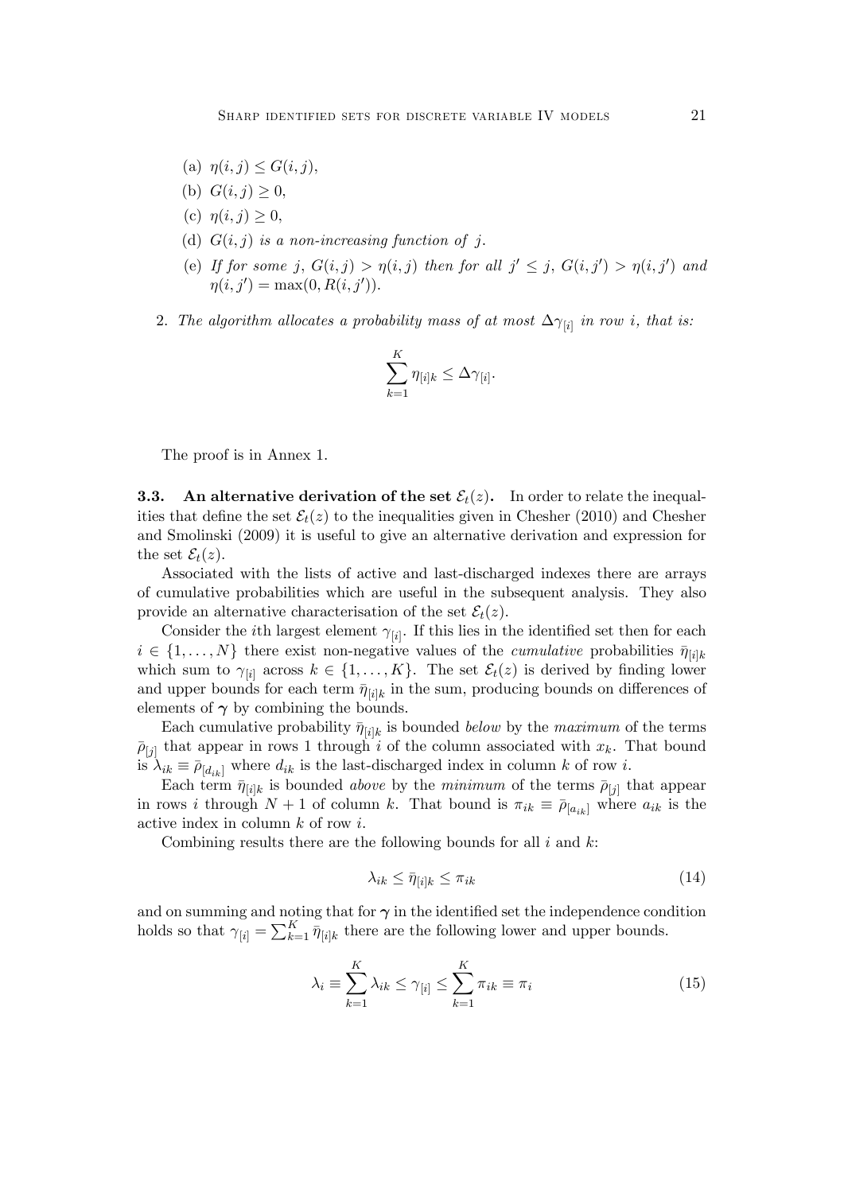(a) $\eta(i,j) \leq G(i,j)$,

(b) $G(i,j) \geq 0$,

(c) $\eta(i,j) \geq 0$,

(d) $G(i,j)$ *is a non-increasing function of* $j$.

(e) *If for some* $j$, $G(i,j) > \eta(i,j)$ *then for all* $j' \leq j$, $G(i,j') > \eta(i,j')$ *and* $\eta(i,j') = \max(0, R(i,j'))$.

2. *The algorithm allocates a probability mass of at most* $\Delta\gamma_{[i]}$ *in row* $i$, *that is:*

$$\sum_{k=1}^{K} \eta_{[i]k} \leq \Delta\gamma_{[i]}.$$

The proof is in Annex 1.

### 3.3. An alternative derivation of the set $\mathcal{E}_t(z)$.

In order to relate the inequalities that define the set $\mathcal{E}_t(z)$ to the inequalities given in Chesher (2010) and Chesher and Smolinski (2009) it is useful to give an alternative derivation and expression for the set $\mathcal{E}_t(z)$.

Associated with the lists of active and last-discharged indexes there are arrays of cumulative probabilities which are useful in the subsequent analysis. They also provide an alternative characterisation of the set $\mathcal{E}_t(z)$.

Consider the $i$th largest element $\gamma_{[i]}$. If this lies in the identified set then for each $i \in \{1, \ldots, N\}$ there exist non-negative values of the *cumulative* probabilities $\bar{\eta}_{[i]k}$ which sum to $\gamma_{[i]}$ across $k \in \{1, \ldots, K\}$. The set $\mathcal{E}_t(z)$ is derived by finding lower and upper bounds for each term $\bar{\eta}_{[i]k}$ in the sum, producing bounds on differences of elements of $\boldsymbol{\gamma}$ by combining the bounds.

Each cumulative probability $\bar{\eta}_{[i]k}$ is bounded *below* by the *maximum* of the terms $\bar{\rho}_{[j]}$ that appear in rows 1 through $i$ of the column associated with $x_k$. That bound is $\lambda_{ik} \equiv \bar{\rho}_{[d_{ik}]}$ where $d_{ik}$ is the last-discharged index in column $k$ of row $i$.

Each term $\bar{\eta}_{[i]k}$ is bounded *above* by the *minimum* of the terms $\bar{\rho}_{[j]}$ that appear in rows $i$ through $N+1$ of column $k$. That bound is $\pi_{ik} \equiv \bar{\rho}_{[a_{ik}]}$ where $a_{ik}$ is the active index in column $k$ of row $i$.

Combining results there are the following bounds for all $i$ and $k$:

$$\lambda_{ik} \leq \bar{\eta}_{[i]k} \leq \pi_{ik} \tag{14}$$

and on summing and noting that for $\boldsymbol{\gamma}$ in the identified set the independence condition holds so that $\gamma_{[i]} = \sum_{k=1}^{K} \bar{\eta}_{[i]k}$ there are the following lower and upper bounds.

$$\lambda_i \equiv \sum_{k=1}^{K} \lambda_{ik} \leq \gamma_{[i]} \leq \sum_{k=1}^{K} \pi_{ik} \equiv \pi_i \tag{15}$$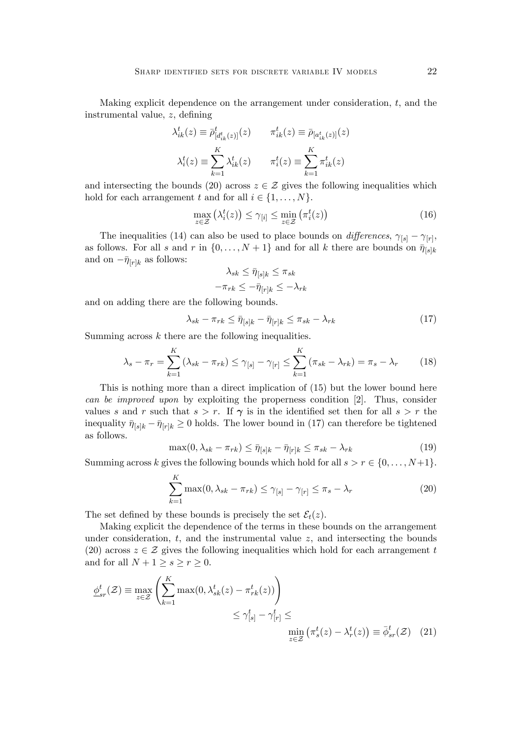Making explicit dependence on the arrangement under consideration, $t$, and the instrumental value, $z$, defining

$$\lambda^t_{ik}(z) \equiv \bar{\rho}^t_{[d^t_{ik}(z)]}(z) \qquad \pi^t_{ik}(z) \equiv \bar{\rho}_{[a^t_{ik}(z)]}(z)$$

$$\lambda^t_i(z) \equiv \sum_{k=1}^{K} \lambda^t_{ik}(z) \qquad \pi^t_i(z) \equiv \sum_{k=1}^{K} \pi^t_{ik}(z)$$

and intersecting the bounds (20) across $z \in \mathcal{Z}$ gives the following inequalities which hold for each arrangement $t$ and for all $i \in \{1, \ldots, N\}$.

$$\max_{z\in\mathcal{Z}} \left(\lambda^t_i(z)\right) \leq \gamma_{[i]} \leq \min_{z\in\mathcal{Z}} \left(\pi^t_i(z)\right) \tag{16}$$

The inequalities (14) can also be used to place bounds on *differences*, $\gamma_{[s]} - \gamma_{[r]}$, as follows. For all $s$ and $r$ in $\{0, \ldots, N+1\}$ and for all $k$ there are bounds on $\bar{\eta}_{[s]k}$ and on $-\bar{\eta}_{[r]k}$ as follows:

$$\lambda_{sk} \leq \bar{\eta}_{[s]k} \leq \pi_{sk}$$

$$-\pi_{rk} \leq -\bar{\eta}_{[r]k} \leq -\lambda_{rk}$$

and on adding there are the following bounds.

$$\lambda_{sk} - \pi_{rk} \leq \bar{\eta}_{[s]k} - \bar{\eta}_{[r]k} \leq \pi_{sk} - \lambda_{rk} \tag{17}$$

Summing across $k$ there are the following inequalities.

$$\lambda_s - \pi_r = \sum_{k=1}^{K} (\lambda_{sk} - \pi_{rk}) \leq \gamma_{[s]} - \gamma_{[r]} \leq \sum_{k=1}^{K} (\pi_{sk} - \lambda_{rk}) = \pi_s - \lambda_r \tag{18}$$

This is nothing more than a direct implication of (15) but the lower bound here *can be improved upon* by exploiting the properness condition [2]. Thus, consider values $s$ and $r$ such that $s > r$. If $\boldsymbol{\gamma}$ is in the identified set then for all $s > r$ the inequality $\bar{\eta}_{[s]k} - \bar{\eta}_{[r]k} \geq 0$ holds. The lower bound in (17) can therefore be tightened as follows.

$$\max(0, \lambda_{sk} - \pi_{rk}) \leq \bar{\eta}_{[s]k} - \bar{\eta}_{[r]k} \leq \pi_{sk} - \lambda_{rk} \tag{19}$$

Summing across $k$ gives the following bounds which hold for all $s > r \in \{0, \ldots, N+1\}$.

$$\sum_{k=1}^{K} \max(0, \lambda_{sk} - \pi_{rk}) \leq \gamma_{[s]} - \gamma_{[r]} \leq \pi_s - \lambda_r \tag{20}$$

The set defined by these bounds is precisely the set $\mathcal{E}_t(z)$.

Making explicit the dependence of the terms in these bounds on the arrangement under consideration, $t$, and the instrumental value $z$, and intersecting the bounds (20) across $z \in \mathcal{Z}$ gives the following inequalities which hold for each arrangement $t$ and for all $N+1 \geq s \geq r \geq 0$.

$$\underline{\phi}^t_{sr}(\mathcal{Z}) \equiv \max_{z\in\mathcal{Z}} \left( \sum_{k=1}^{K} \max(0, \lambda^t_{sk}(z) - \pi^t_{rk}(z)) \right) \leq \gamma^t_{[s]} - \gamma^t_{[r]} \leq \min_{z\in\mathcal{Z}} \left(\pi^t_s(z) - \lambda^t_r(z)\right) \equiv \bar{\phi}^t_{sr}(\mathcal{Z}) \tag{21}$$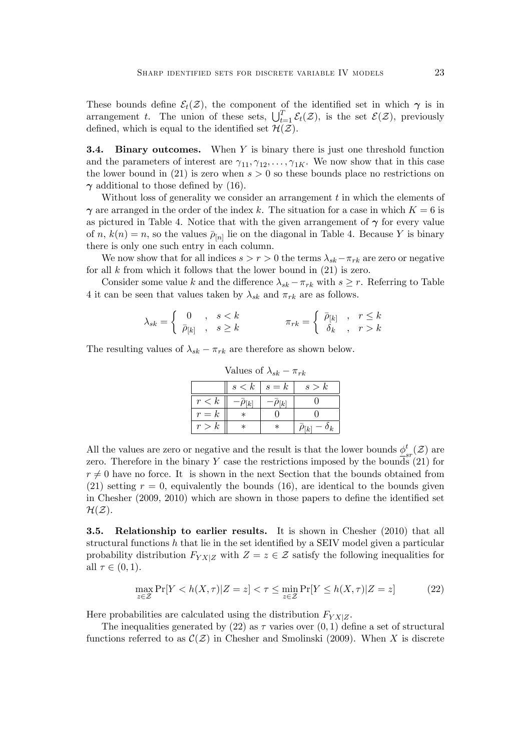These bounds define $\mathcal{E}_t(\mathcal{Z})$, the component of the identified set in which $\boldsymbol{\gamma}$ is in arrangement $t$. The union of these sets, $\bigcup_{t=1}^{T} \mathcal{E}_t(\mathcal{Z})$, is the set $\mathcal{E}(\mathcal{Z})$, previously defined, which is equal to the identified set $\mathcal{H}(\mathcal{Z})$.

**3.4. Binary outcomes.** When $Y$ is binary there is just one threshold function and the parameters of interest are $\gamma_{11}, \gamma_{12}, \ldots, \gamma_{1K}$. We now show that in this case the lower bound in (21) is zero when $s > 0$ so these bounds place no restrictions on $\boldsymbol{\gamma}$ additional to those defined by (16).

Without loss of generality we consider an arrangement $t$ in which the elements of $\boldsymbol{\gamma}$ are arranged in the order of the index $k$. The situation for a case in which $K = 6$ is as pictured in Table 4. Notice that with the given arrangement of $\boldsymbol{\gamma}$ for every value of $n$, $k(n) = n$, so the values $\bar{\rho}_{[n]}$ lie on the diagonal in Table 4. Because $Y$ is binary there is only one such entry in each column.

We now show that for all indices $s > r > 0$ the terms $\lambda_{sk} - \pi_{rk}$ are zero or negative for all $k$ from which it follows that the lower bound in (21) is zero.

Consider some value $k$ and the difference $\lambda_{sk} - \pi_{rk}$ with $s \geq r$. Referring to Table 4 it can be seen that values taken by $\lambda_{sk}$ and $\pi_{rk}$ are as follows.

$$\lambda_{sk} = \begin{cases} 0 & , \quad s < k \\ \bar{\rho}_{[k]} & , \quad s \geq k \end{cases} \qquad\qquad \pi_{rk} = \begin{cases} \bar{\rho}_{[k]} & , \quad r \leq k \\ \delta_k & , \quad r > k \end{cases}$$

The resulting values of $\lambda_{sk} - \pi_{rk}$ are therefore as shown below.

Values of $\lambda_{sk} - \pi_{rk}$

| | $s < k$ | $s = k$ | $s > k$ |
|---|---|---|---|
| $r < k$ | $-\bar{\rho}_{[k]}$ | $-\bar{\rho}_{[k]}$ | $0$ |
| $r = k$ | $*$ | $0$ | $0$ |
| $r > k$ | $*$ | $*$ | $\bar{\rho}_{[k]} - \delta_k$ |

All the values are zero or negative and the result is that the lower bounds $\underline{\phi}_{sr}^{t}(\mathcal{Z})$ are zero. Therefore in the binary $Y$ case the restrictions imposed by the bounds (21) for $r \neq 0$ have no force. It is shown in the next Section that the bounds obtained from (21) setting $r = 0$, equivalently the bounds (16), are identical to the bounds given in Chesher (2009, 2010) which are shown in those papers to define the identified set $\mathcal{H}(\mathcal{Z})$.

**3.5. Relationship to earlier results.** It is shown in Chesher (2010) that all structural functions $h$ that lie in the set identified by a SEIV model given a particular probability distribution $F_{YX|Z}$ with $Z = z \in \mathcal{Z}$ satisfy the following inequalities for all $\tau \in (0, 1)$.

$$\max_{z \in \mathcal{Z}} \Pr[Y < h(X, \tau)|Z = z] < \tau \leq \min_{z \in \mathcal{Z}} \Pr[Y \leq h(X, \tau)|Z = z] \tag{22}$$

Here probabilities are calculated using the distribution $F_{YX|Z}$.

The inequalities generated by (22) as $\tau$ varies over $(0, 1)$ define a set of structural functions referred to as $\mathcal{C}(\mathcal{Z})$ in Chesher and Smolinski (2009). When $X$ is discrete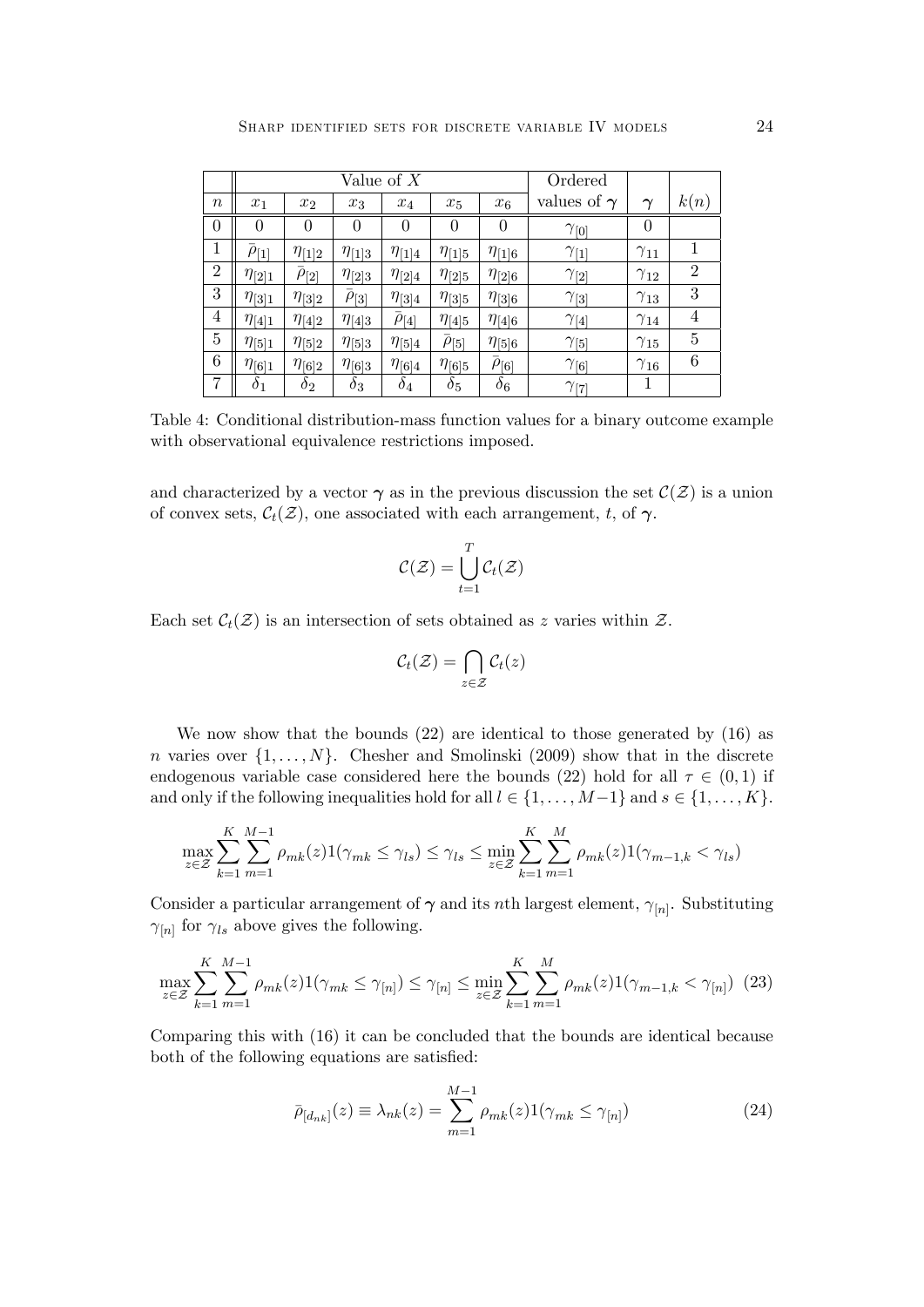|  | Value of $X$ |  |  |  |  |  | Ordered |  |  |
|---|---|---|---|---|---|---|---|---|---|
| $n$ | $x_1$ | $x_2$ | $x_3$ | $x_4$ | $x_5$ | $x_6$ | values of $\boldsymbol{\gamma}$ | $\boldsymbol{\gamma}$ | $k(n)$ |
| 0 | 0 | 0 | 0 | 0 | 0 | 0 | $\gamma_{[0]}$ | 0 |  |
| 1 | $\bar{\rho}_{[1]}$ | $\eta_{[1]2}$ | $\eta_{[1]3}$ | $\eta_{[1]4}$ | $\eta_{[1]5}$ | $\eta_{[1]6}$ | $\gamma_{[1]}$ | $\gamma_{11}$ | 1 |
| 2 | $\eta_{[2]1}$ | $\bar{\rho}_{[2]}$ | $\eta_{[2]3}$ | $\eta_{[2]4}$ | $\eta_{[2]5}$ | $\eta_{[2]6}$ | $\gamma_{[2]}$ | $\gamma_{12}$ | 2 |
| 3 | $\eta_{[3]1}$ | $\eta_{[3]2}$ | $\bar{\rho}_{[3]}$ | $\eta_{[3]4}$ | $\eta_{[3]5}$ | $\eta_{[3]6}$ | $\gamma_{[3]}$ | $\gamma_{13}$ | 3 |
| 4 | $\eta_{[4]1}$ | $\eta_{[4]2}$ | $\eta_{[4]3}$ | $\bar{\rho}_{[4]}$ | $\eta_{[4]5}$ | $\eta_{[4]6}$ | $\gamma_{[4]}$ | $\gamma_{14}$ | 4 |
| 5 | $\eta_{[5]1}$ | $\eta_{[5]2}$ | $\eta_{[5]3}$ | $\eta_{[5]4}$ | $\bar{\rho}_{[5]}$ | $\eta_{[5]6}$ | $\gamma_{[5]}$ | $\gamma_{15}$ | 5 |
| 6 | $\eta_{[6]1}$ | $\eta_{[6]2}$ | $\eta_{[6]3}$ | $\eta_{[6]4}$ | $\eta_{[6]5}$ | $\bar{\rho}_{[6]}$ | $\gamma_{[6]}$ | $\gamma_{16}$ | 6 |
| 7 | $\delta_1$ | $\delta_2$ | $\delta_3$ | $\delta_4$ | $\delta_5$ | $\delta_6$ | $\gamma_{[7]}$ | 1 |  |

Table 4: Conditional distribution-mass function values for a binary outcome example with observational equivalence restrictions imposed.

and characterized by a vector $\boldsymbol{\gamma}$ as in the previous discussion the set $\mathcal{C}(\mathcal{Z})$ is a union of convex sets, $\mathcal{C}_t(\mathcal{Z})$, one associated with each arrangement, $t$, of $\boldsymbol{\gamma}$.

$$\mathcal{C}(\mathcal{Z}) = \bigcup_{t=1}^{T} \mathcal{C}_t(\mathcal{Z})$$

Each set $\mathcal{C}_t(\mathcal{Z})$ is an intersection of sets obtained as $z$ varies within $\mathcal{Z}$.

$$\mathcal{C}_t(\mathcal{Z}) = \bigcap_{z \in \mathcal{Z}} \mathcal{C}_t(z)$$

We now show that the bounds (22) are identical to those generated by (16) as $n$ varies over $\{1, \ldots, N\}$. Chesher and Smolinski (2009) show that in the discrete endogenous variable case considered here the bounds (22) hold for all $\tau \in (0, 1)$ if and only if the following inequalities hold for all $l \in \{1, \ldots, M-1\}$ and $s \in \{1, \ldots, K\}$.

$$\max_{z \in \mathcal{Z}} \sum_{k=1}^{K} \sum_{m=1}^{M-1} \rho_{mk}(z) 1(\gamma_{mk} \leq \gamma_{ls}) \leq \gamma_{ls} \leq \min_{z \in \mathcal{Z}} \sum_{k=1}^{K} \sum_{m=1}^{M} \rho_{mk}(z) 1(\gamma_{m-1,k} < \gamma_{ls})$$

Consider a particular arrangement of $\boldsymbol{\gamma}$ and its $n$th largest element, $\gamma_{[n]}$. Substituting $\gamma_{[n]}$ for $\gamma_{ls}$ above gives the following.

$$\max_{z \in \mathcal{Z}} \sum_{k=1}^{K} \sum_{m=1}^{M-1} \rho_{mk}(z) 1(\gamma_{mk} \leq \gamma_{[n]}) \leq \gamma_{[n]} \leq \min_{z \in \mathcal{Z}} \sum_{k=1}^{K} \sum_{m=1}^{M} \rho_{mk}(z) 1(\gamma_{m-1,k} < \gamma_{[n]}) \quad (23)$$

Comparing this with (16) it can be concluded that the bounds are identical because both of the following equations are satisfied:

$$\bar{\rho}_{[d_{nk}]}(z) \equiv \lambda_{nk}(z) = \sum_{m=1}^{M-1} \rho_{mk}(z) 1(\gamma_{mk} \leq \gamma_{[n]}) \quad (24)$$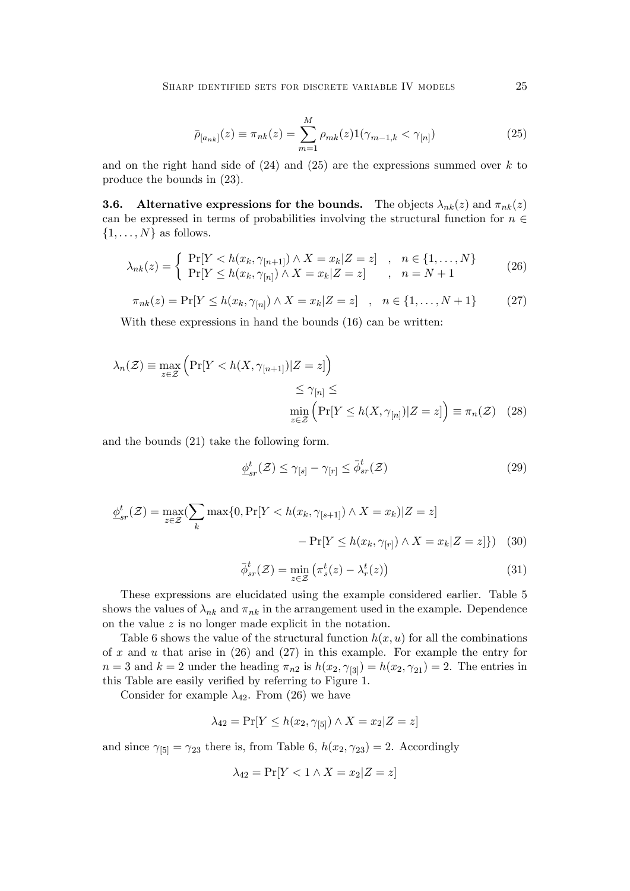$$\bar{\rho}_{[a_{nk}]}(z) \equiv \pi_{nk}(z) = \sum_{m=1}^{M} \rho_{mk}(z) 1(\gamma_{m-1,k} < \gamma_{[n]}) \tag{25}$$

and on the right hand side of (24) and (25) are the expressions summed over $k$ to produce the bounds in (23).

**3.6. Alternative expressions for the bounds.** The objects $\lambda_{nk}(z)$ and $\pi_{nk}(z)$ can be expressed in terms of probabilities involving the structural function for $n \in \{1, \ldots, N\}$ as follows.

$$\lambda_{nk}(z) = \begin{cases} \Pr[Y < h(x_k, \gamma_{[n+1]}) \wedge X = x_k | Z = z] & , \quad n \in \{1, \ldots, N\} \\ \Pr[Y \leq h(x_k, \gamma_{[n]}) \wedge X = x_k | Z = z] & , \quad n = N+1 \end{cases} \tag{26}$$

$$\pi_{nk}(z) = \Pr[Y \leq h(x_k, \gamma_{[n]}) \wedge X = x_k | Z = z] \quad , \quad n \in \{1, \ldots, N+1\} \tag{27}$$

With these expressions in hand the bounds (16) can be written:

$$\lambda_n(\mathcal{Z}) \equiv \max_{z \in \mathcal{Z}} \Big( \Pr[Y < h(X, \gamma_{[n+1]}) | Z = z] \Big) \leq \gamma_{[n]} \leq \min_{z \in \mathcal{Z}} \Big( \Pr[Y \leq h(X, \gamma_{[n]}) | Z = z] \Big) \equiv \pi_n(\mathcal{Z}) \tag{28}$$

and the bounds (21) take the following form.

$$\underline{\phi}^t_{sr}(\mathcal{Z}) \leq \gamma_{[s]} - \gamma_{[r]} \leq \bar{\phi}^t_{sr}(\mathcal{Z}) \tag{29}$$

$$\underline{\phi}^t_{sr}(\mathcal{Z}) = \max_{z \in \mathcal{Z}} (\sum_k \max\{0, \Pr[Y < h(x_k, \gamma_{[s+1]}) \wedge X = x_k) | Z = z] - \Pr[Y \leq h(x_k, \gamma_{[r]}) \wedge X = x_k | Z = z]\}) \tag{30}$$

$$\bar{\phi}^t_{sr}(\mathcal{Z}) = \min_{z \in \mathcal{Z}} \left( \pi^t_s(z) - \lambda^t_r(z) \right) \tag{31}$$

These expressions are elucidated using the example considered earlier. Table 5 shows the values of $\lambda_{nk}$ and $\pi_{nk}$ in the arrangement used in the example. Dependence on the value $z$ is no longer made explicit in the notation.

Table 6 shows the value of the structural function $h(x, u)$ for all the combinations of $x$ and $u$ that arise in (26) and (27) in this example. For example the entry for $n = 3$ and $k = 2$ under the heading $\pi_{n2}$ is $h(x_2, \gamma_{[3]}) = h(x_2, \gamma_{21}) = 2$. The entries in this Table are easily verified by referring to Figure 1.

Consider for example $\lambda_{42}$. From (26) we have

$$\lambda_{42} = \Pr[Y \leq h(x_2, \gamma_{[5]}) \wedge X = x_2 | Z = z]$$

and since $\gamma_{[5]} = \gamma_{23}$ there is, from Table 6, $h(x_2, \gamma_{23}) = 2$. Accordingly

$$\lambda_{42} = \Pr[Y < 1 \wedge X = x_2 | Z = z]$$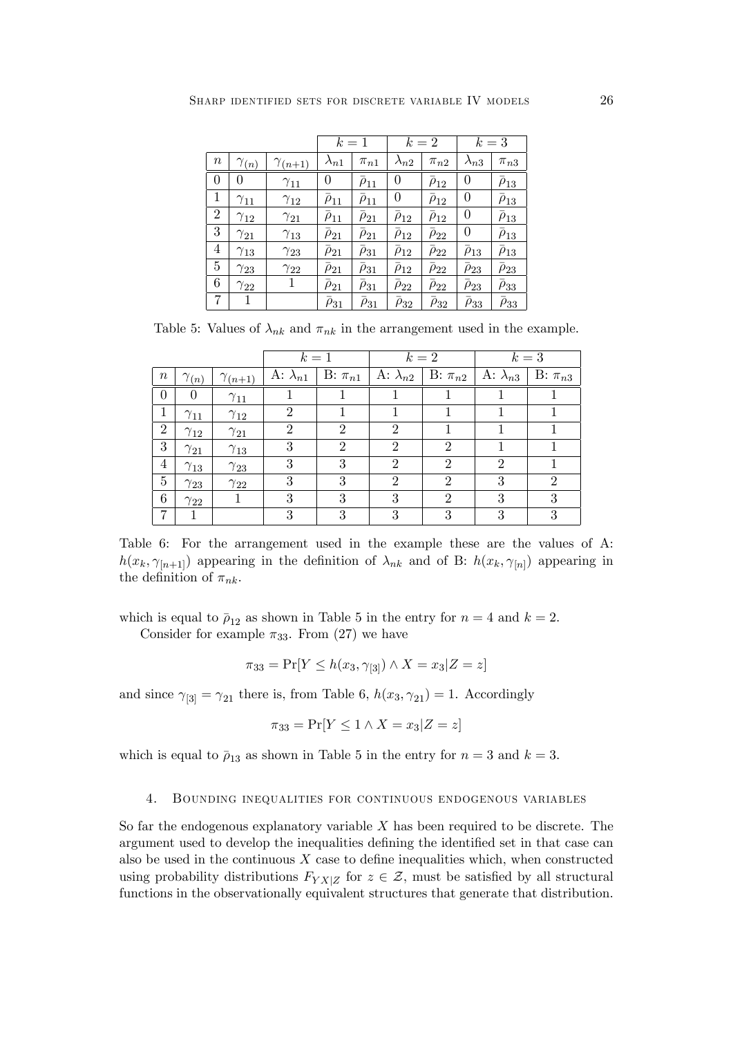| | | | $k=1$ | | $k=2$ | | $k=3$ | |
|---|---|---|---|---|---|---|---|---|
| $n$ | $\gamma_{(n)}$ | $\gamma_{(n+1)}$ | $\lambda_{n1}$ | $\pi_{n1}$ | $\lambda_{n2}$ | $\pi_{n2}$ | $\lambda_{n3}$ | $\pi_{n3}$ |
| 0 | 0 | $\gamma_{11}$ | 0 | $\bar{\rho}_{11}$ | 0 | $\bar{\rho}_{12}$ | 0 | $\bar{\rho}_{13}$ |
| 1 | $\gamma_{11}$ | $\gamma_{12}$ | $\bar{\rho}_{11}$ | $\bar{\rho}_{11}$ | 0 | $\bar{\rho}_{12}$ | 0 | $\bar{\rho}_{13}$ |
| 2 | $\gamma_{12}$ | $\gamma_{21}$ | $\bar{\rho}_{11}$ | $\bar{\rho}_{21}$ | $\bar{\rho}_{12}$ | $\bar{\rho}_{12}$ | 0 | $\bar{\rho}_{13}$ |
| 3 | $\gamma_{21}$ | $\gamma_{13}$ | $\bar{\rho}_{21}$ | $\bar{\rho}_{21}$ | $\bar{\rho}_{12}$ | $\bar{\rho}_{22}$ | 0 | $\bar{\rho}_{13}$ |
| 4 | $\gamma_{13}$ | $\gamma_{23}$ | $\bar{\rho}_{21}$ | $\bar{\rho}_{31}$ | $\bar{\rho}_{12}$ | $\bar{\rho}_{22}$ | $\bar{\rho}_{13}$ | $\bar{\rho}_{13}$ |
| 5 | $\gamma_{23}$ | $\gamma_{22}$ | $\bar{\rho}_{21}$ | $\bar{\rho}_{31}$ | $\bar{\rho}_{12}$ | $\bar{\rho}_{22}$ | $\bar{\rho}_{23}$ | $\bar{\rho}_{23}$ |
| 6 | $\gamma_{22}$ | 1 | $\bar{\rho}_{21}$ | $\bar{\rho}_{31}$ | $\bar{\rho}_{22}$ | $\bar{\rho}_{22}$ | $\bar{\rho}_{23}$ | $\bar{\rho}_{33}$ |
| 7 | 1 | | $\bar{\rho}_{31}$ | $\bar{\rho}_{31}$ | $\bar{\rho}_{32}$ | $\bar{\rho}_{32}$ | $\bar{\rho}_{33}$ | $\bar{\rho}_{33}$ |

Table 5: Values of $\lambda_{nk}$ and $\pi_{nk}$ in the arrangement used in the example.

| | | | $k=1$ | | $k=2$ | | $k=3$ | |
|---|---|---|---|---|---|---|---|---|
| $n$ | $\gamma_{(n)}$ | $\gamma_{(n+1)}$ | A: $\lambda_{n1}$ | B: $\pi_{n1}$ | A: $\lambda_{n2}$ | B: $\pi_{n2}$ | A: $\lambda_{n3}$ | B: $\pi_{n3}$ |
| 0 | 0 | $\gamma_{11}$ | 1 | 1 | 1 | 1 | 1 | 1 |
| 1 | $\gamma_{11}$ | $\gamma_{12}$ | 2 | 1 | 1 | 1 | 1 | 1 |
| 2 | $\gamma_{12}$ | $\gamma_{21}$ | 2 | 2 | 2 | 1 | 1 | 1 |
| 3 | $\gamma_{21}$ | $\gamma_{13}$ | 3 | 2 | 2 | 2 | 1 | 1 |
| 4 | $\gamma_{13}$ | $\gamma_{23}$ | 3 | 3 | 2 | 2 | 2 | 1 |
| 5 | $\gamma_{23}$ | $\gamma_{22}$ | 3 | 3 | 2 | 2 | 3 | 2 |
| 6 | $\gamma_{22}$ | 1 | 3 | 3 | 3 | 2 | 3 | 3 |
| 7 | 1 | | 3 | 3 | 3 | 3 | 3 | 3 |

Table 6: For the arrangement used in the example these are the values of A: $h(x_k, \gamma_{[n+1]})$ appearing in the definition of $\lambda_{nk}$ and of B: $h(x_k, \gamma_{[n]})$ appearing in the definition of $\pi_{nk}$.

which is equal to $\bar{\rho}_{12}$ as shown in Table 5 in the entry for $n = 4$ and $k = 2$.

Consider for example $\pi_{33}$. From (27) we have

$$\pi_{33} = \Pr[Y \leq h(x_3, \gamma_{[3]}) \wedge X = x_3 | Z = z]$$

and since $\gamma_{[3]} = \gamma_{21}$ there is, from Table 6, $h(x_3, \gamma_{21}) = 1$. Accordingly

$$\pi_{33} = \Pr[Y \leq 1 \wedge X = x_3 | Z = z]$$

which is equal to $\bar{\rho}_{13}$ as shown in Table 5 in the entry for $n = 3$ and $k = 3$.

## 4. Bounding inequalities for continuous endogenous variables

So far the endogenous explanatory variable $X$ has been required to be discrete. The argument used to develop the inequalities defining the identified set in that case can also be used in the continuous $X$ case to define inequalities which, when constructed using probability distributions $F_{YX|Z}$ for $z \in \mathcal{Z}$, must be satisfied by all structural functions in the observationally equivalent structures that generate that distribution.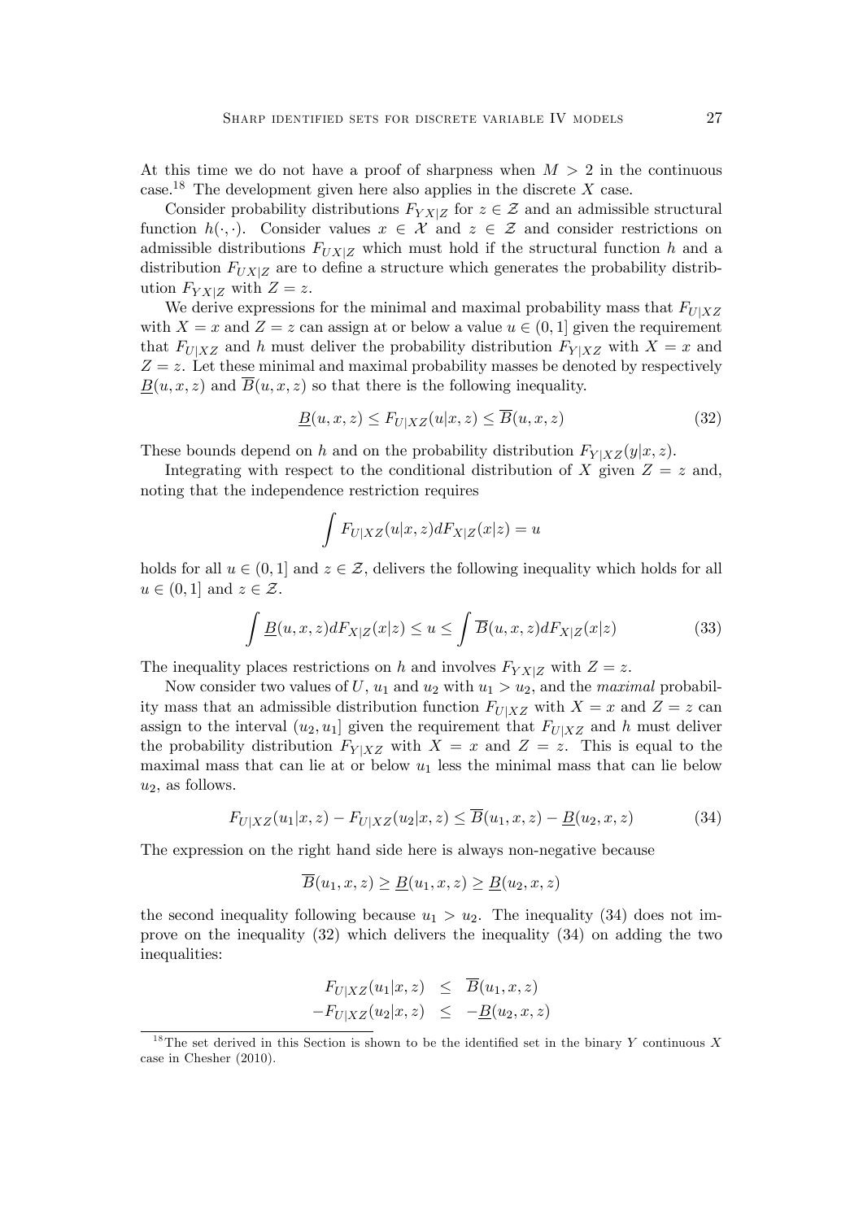At this time we do not have a proof of sharpness when $M > 2$ in the continuous case.[18] The development given here also applies in the discrete $X$ case.

Consider probability distributions $F_{YX|Z}$ for $z \in \mathcal{Z}$ and an admissible structural function $h(\cdot, \cdot)$. Consider values $x \in \mathcal{X}$ and $z \in \mathcal{Z}$ and consider restrictions on admissible distributions $F_{UX|Z}$ which must hold if the structural function $h$ and a distribution $F_{UX|Z}$ are to define a structure which generates the probability distribution $F_{YX|Z}$ with $Z = z$.

We derive expressions for the minimal and maximal probability mass that $F_{U|XZ}$ with $X = x$ and $Z = z$ can assign at or below a value $u \in (0, 1]$ given the requirement that $F_{U|XZ}$ and $h$ must deliver the probability distribution $F_{Y|XZ}$ with $X = x$ and $Z = z$. Let these minimal and maximal probability masses be denoted by respectively $\underline{B}(u, x, z)$ and $\overline{B}(u, x, z)$ so that there is the following inequality.

$$\underline{B}(u, x, z) \leq F_{U|XZ}(u|x, z) \leq \overline{B}(u, x, z) \tag{32}$$

These bounds depend on $h$ and on the probability distribution $F_{Y|XZ}(y|x, z)$.

Integrating with respect to the conditional distribution of $X$ given $Z = z$ and, noting that the independence restriction requires

$$\int F_{U|XZ}(u|x, z) dF_{X|Z}(x|z) = u$$

holds for all $u \in (0, 1]$ and $z \in \mathcal{Z}$, delivers the following inequality which holds for all $u \in (0, 1]$ and $z \in \mathcal{Z}$.

$$\int \underline{B}(u, x, z) dF_{X|Z}(x|z) \leq u \leq \int \overline{B}(u, x, z) dF_{X|Z}(x|z) \tag{33}$$

The inequality places restrictions on $h$ and involves $F_{YX|Z}$ with $Z = z$.

Now consider two values of $U$, $u_1$ and $u_2$ with $u_1 > u_2$, and the *maximal* probability mass that an admissible distribution function $F_{U|XZ}$ with $X = x$ and $Z = z$ can assign to the interval $(u_2, u_1]$ given the requirement that $F_{U|XZ}$ and $h$ must deliver the probability distribution $F_{Y|XZ}$ with $X = x$ and $Z = z$. This is equal to the maximal mass that can lie at or below $u_1$ less the minimal mass that can lie below $u_2$, as follows.

$$F_{U|XZ}(u_1|x, z) - F_{U|XZ}(u_2|x, z) \leq \overline{B}(u_1, x, z) - \underline{B}(u_2, x, z) \tag{34}$$

The expression on the right hand side here is always non-negative because

$$\overline{B}(u_1, x, z) \geq \underline{B}(u_1, x, z) \geq \underline{B}(u_2, x, z)$$

the second inequality following because $u_1 > u_2$. The inequality (34) does not improve on the inequality (32) which delivers the inequality (34) on adding the two inequalities:

$$\begin{aligned} F_{U|XZ}(u_1|x, z) &\leq \overline{B}(u_1, x, z) \\ -F_{U|XZ}(u_2|x, z) &\leq -\underline{B}(u_2, x, z) \end{aligned}$$

[18] The set derived in this Section is shown to be the identified set in the binary $Y$ continuous $X$ case in Chesher (2010).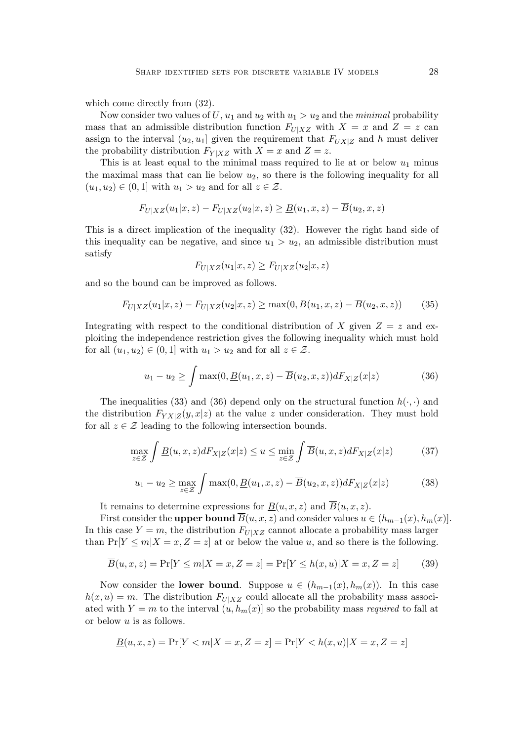which come directly from (32).

Now consider two values of $U$, $u_1$ and $u_2$ with $u_1 > u_2$ and the *minimal* probability mass that an admissible distribution function $F_{U|XZ}$ with $X = x$ and $Z = z$ can assign to the interval $(u_2, u_1]$ given the requirement that $F_{UX|Z}$ and $h$ must deliver the probability distribution $F_{Y|XZ}$ with $X = x$ and $Z = z$.

This is at least equal to the minimal mass required to lie at or below $u_1$ minus the maximal mass that can lie below $u_2$, so there is the following inequality for all $(u_1, u_2) \in (0, 1]$ with $u_1 > u_2$ and for all $z \in \mathcal{Z}$.

$$F_{U|XZ}(u_1|x,z) - F_{U|XZ}(u_2|x,z) \geq \underline{B}(u_1, x, z) - \overline{B}(u_2, x, z)$$

This is a direct implication of the inequality (32). However the right hand side of this inequality can be negative, and since $u_1 > u_2$, an admissible distribution must satisfy

$$F_{U|XZ}(u_1|x,z) \geq F_{U|XZ}(u_2|x,z)$$

and so the bound can be improved as follows.

$$F_{U|XZ}(u_1|x,z) - F_{U|XZ}(u_2|x,z) \geq \max(0, \underline{B}(u_1, x, z) - \overline{B}(u_2, x, z)) \tag{35}$$

Integrating with respect to the conditional distribution of $X$ given $Z = z$ and exploiting the independence restriction gives the following inequality which must hold for all $(u_1, u_2) \in (0, 1]$ with $u_1 > u_2$ and for all $z \in \mathcal{Z}$.

$$u_1 - u_2 \geq \int \max(0, \underline{B}(u_1, x, z) - \overline{B}(u_2, x, z)) dF_{X|Z}(x|z) \tag{36}$$

The inequalities (33) and (36) depend only on the structural function $h(\cdot, \cdot)$ and the distribution $F_{YX|Z}(y, x|z)$ at the value $z$ under consideration. They must hold for all $z \in \mathcal{Z}$ leading to the following intersection bounds.

$$\max_{z \in \mathcal{Z}} \int \underline{B}(u, x, z) dF_{X|Z}(x|z) \leq u \leq \min_{z \in \mathcal{Z}} \int \overline{B}(u, x, z) dF_{X|Z}(x|z) \tag{37}$$

$$u_1 - u_2 \geq \max_{z \in \mathcal{Z}} \int \max(0, \underline{B}(u_1, x, z) - \overline{B}(u_2, x, z)) dF_{X|Z}(x|z) \tag{38}$$

It remains to determine expressions for $\underline{B}(u, x, z)$ and $\overline{B}(u, x, z)$.

First consider the **upper bound** $\overline{B}(u, x, z)$ and consider values $u \in (h_{m-1}(x), h_m(x)]$. In this case $Y = m$, the distribution $F_{U|XZ}$ cannot allocate a probability mass larger than $\Pr[Y \leq m | X = x, Z = z]$ at or below the value $u$, and so there is the following.

$$\overline{B}(u, x, z) = \Pr[Y \leq m | X = x, Z = z] = \Pr[Y \leq h(x, u) | X = x, Z = z] \tag{39}$$

Now consider the **lower bound**. Suppose $u \in (h_{m-1}(x), h_m(x))$. In this case $h(x, u) = m$. The distribution $F_{U|XZ}$ could allocate all the probability mass associated with $Y = m$ to the interval $(u, h_m(x)]$ so the probability mass *required* to fall at or below $u$ is as follows.

$$\underline{B}(u, x, z) = \Pr[Y < m | X = x, Z = z] = \Pr[Y < h(x, u) | X = x, Z = z]$$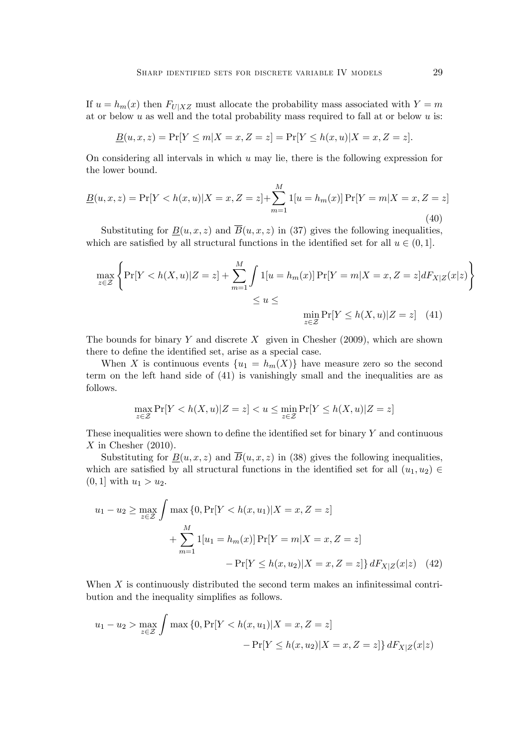If $u = h_m(x)$ then $F_{U|XZ}$ must allocate the probability mass associated with $Y = m$ at or below $u$ as well and the total probability mass required to fall at or below $u$ is:

$$\underline{B}(u, x, z) = \Pr[Y \leq m | X = x, Z = z] = \Pr[Y \leq h(x, u) | X = x, Z = z].$$

On considering all intervals in which $u$ may lie, there is the following expression for the lower bound.

$$\underline{B}(u, x, z) = \Pr[Y < h(x, u) | X = x, Z = z] + \sum_{m=1}^{M} 1[u = h_m(x)] \Pr[Y = m | X = x, Z = z] \tag{40}$$

Substituting for $\underline{B}(u, x, z)$ and $\overline{B}(u, x, z)$ in (37) gives the following inequalities, which are satisfied by all structural functions in the identified set for all $u \in (0, 1]$.

$$\max_{z \in \mathcal{Z}} \left\{ \Pr[Y < h(X, u) | Z = z] + \sum_{m=1}^{M} \int 1[u = h_m(x)] \Pr[Y = m | X = x, Z = z] dF_{X|Z}(x|z) \right\} \leq u \leq \min_{z \in \mathcal{Z}} \Pr[Y \leq h(X, u) | Z = z] \tag{41}$$

The bounds for binary $Y$ and discrete $X$ given in Chesher (2009), which are shown there to define the identified set, arise as a special case.

When $X$ is continuous events $\{u_1 = h_m(X)\}$ have measure zero so the second term on the left hand side of (41) is vanishingly small and the inequalities are as follows.

$$\max_{z \in \mathcal{Z}} \Pr[Y < h(X, u) | Z = z] < u \leq \min_{z \in \mathcal{Z}} \Pr[Y \leq h(X, u) | Z = z]$$

These inequalities were shown to define the identified set for binary $Y$ and continuous $X$ in Chesher (2010).

Substituting for $\underline{B}(u, x, z)$ and $\overline{B}(u, x, z)$ in (38) gives the following inequalities, which are satisfied by all structural functions in the identified set for all $(u_1, u_2) \in (0, 1]$ with $u_1 > u_2$.

$$\begin{aligned} u_1 - u_2 \geq \max_{z \in \mathcal{Z}} \int \max \{ 0, &\Pr[Y < h(x, u_1) | X = x, Z = z] \\ &+ \sum_{m=1}^{M} 1[u_1 = h_m(x)] \Pr[Y = m | X = x, Z = z] \\ &- \Pr[Y \leq h(x, u_2) | X = x, Z = z] \} \, dF_{X|Z}(x|z) \end{aligned} \tag{42}$$

When $X$ is continuously distributed the second term makes an infinitessimal contribution and the inequality simplifies as follows.

$$\begin{aligned} u_1 - u_2 > \max_{z \in \mathcal{Z}} \int \max \{ 0, &\Pr[Y < h(x, u_1) | X = x, Z = z] \\ &- \Pr[Y \leq h(x, u_2) | X = x, Z = z] \} \, dF_{X|Z}(x|z) \end{aligned}$$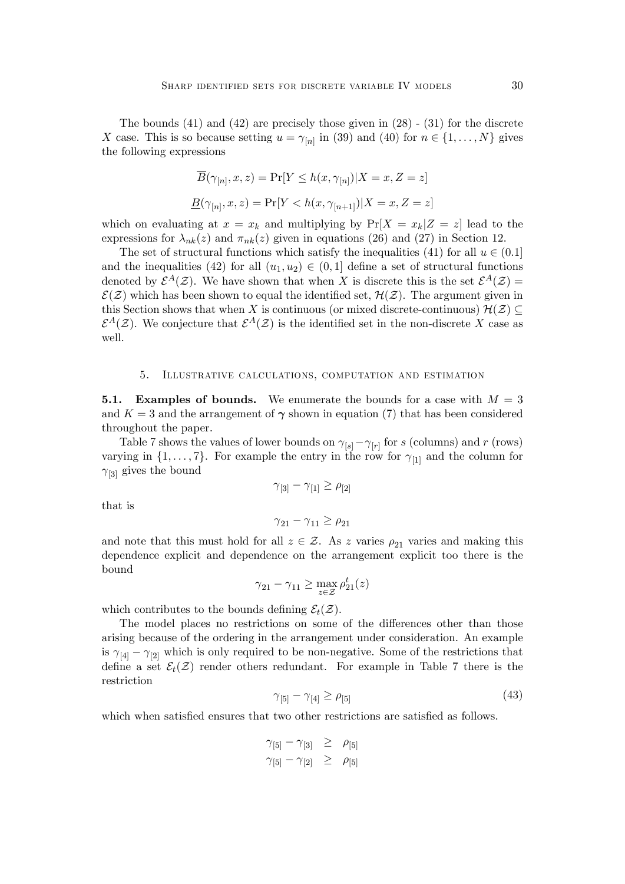The bounds (41) and (42) are precisely those given in (28) - (31) for the discrete $X$ case. This is so because setting $u = \gamma_{[n]}$ in (39) and (40) for $n \in \{1, \ldots, N\}$ gives the following expressions

$$\overline{B}(\gamma_{[n]}, x, z) = \Pr[Y \leq h(x, \gamma_{[n]}) | X = x, Z = z]$$

$$\underline{B}(\gamma_{[n]}, x, z) = \Pr[Y < h(x, \gamma_{[n+1]}) | X = x, Z = z]$$

which on evaluating at $x = x_k$ and multiplying by $\Pr[X = x_k | Z = z]$ lead to the expressions for $\lambda_{nk}(z)$ and $\pi_{nk}(z)$ given in equations (26) and (27) in Section 12.

The set of structural functions which satisfy the inequalities (41) for all $u \in (0.1]$ and the inequalities (42) for all $(u_1, u_2) \in (0, 1]$ define a set of structural functions denoted by $\mathcal{E}^A(\mathcal{Z})$. We have shown that when $X$ is discrete this is the set $\mathcal{E}^A(\mathcal{Z}) = \mathcal{E}(\mathcal{Z})$ which has been shown to equal the identified set, $\mathcal{H}(\mathcal{Z})$. The argument given in this Section shows that when $X$ is continuous (or mixed discrete-continuous) $\mathcal{H}(\mathcal{Z}) \subseteq \mathcal{E}^A(\mathcal{Z})$. We conjecture that $\mathcal{E}^A(\mathcal{Z})$ is the identified set in the non-discrete $X$ case as well.

## 5. Illustrative calculations, computation and estimation

**5.1. Examples of bounds.** We enumerate the bounds for a case with $M = 3$ and $K = 3$ and the arrangement of $\boldsymbol{\gamma}$ shown in equation (7) that has been considered throughout the paper.

Table 7 shows the values of lower bounds on $\gamma_{[s]} - \gamma_{[r]}$ for $s$ (columns) and $r$ (rows) varying in $\{1, \ldots, 7\}$. For example the entry in the row for $\gamma_{[1]}$ and the column for $\gamma_{[3]}$ gives the bound

$$\gamma_{[3]} - \gamma_{[1]} \geq \rho_{[2]}$$

that is

$$\gamma_{21} - \gamma_{11} \geq \rho_{21}$$

and note that this must hold for all $z \in \mathcal{Z}$. As $z$ varies $\rho_{21}$ varies and making this dependence explicit and dependence on the arrangement explicit too there is the bound

$$\gamma_{21} - \gamma_{11} \geq \max_{z \in \mathcal{Z}} \rho_{21}^t(z)$$

which contributes to the bounds defining $\mathcal{E}_t(\mathcal{Z})$.

The model places no restrictions on some of the differences other than those arising because of the ordering in the arrangement under consideration. An example is $\gamma_{[4]} - \gamma_{[2]}$ which is only required to be non-negative. Some of the restrictions that define a set $\mathcal{E}_t(\mathcal{Z})$ render others redundant. For example in Table 7 there is the restriction

$$\gamma_{[5]} - \gamma_{[4]} \geq \rho_{[5]} \tag{43}$$

which when satisfied ensures that two other restrictions are satisfied as follows.

$$\begin{aligned} \gamma_{[5]} - \gamma_{[3]} &\geq \rho_{[5]} \\ \gamma_{[5]} - \gamma_{[2]} &\geq \rho_{[5]} \end{aligned}$$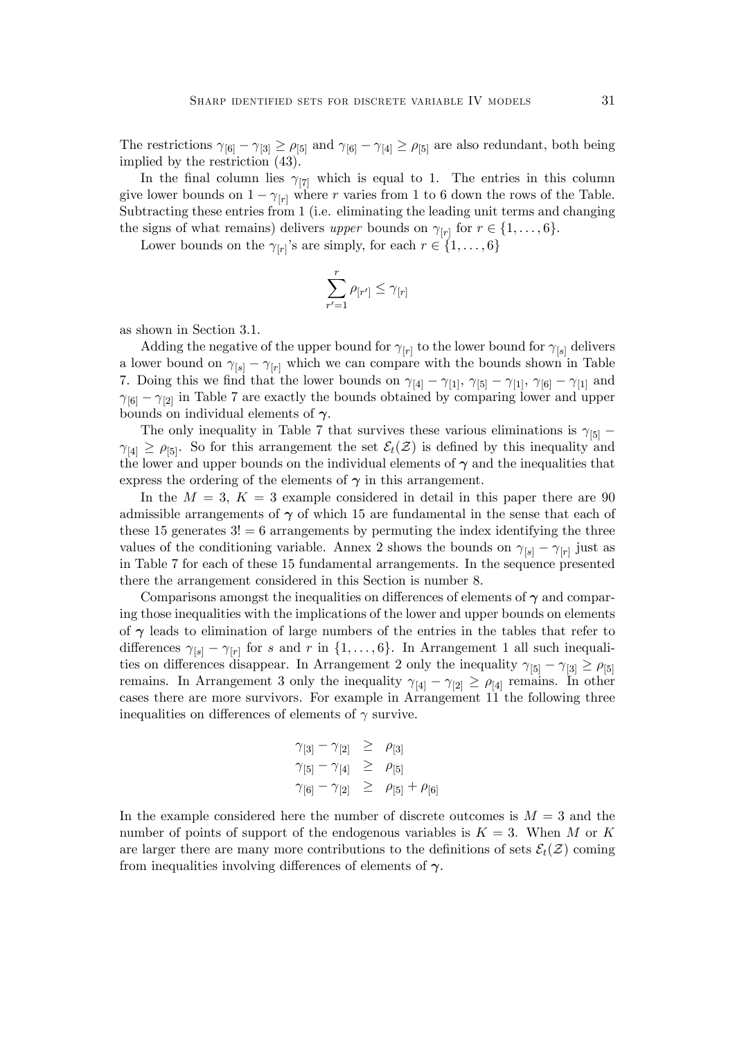The restrictions $\gamma_{[6]} - \gamma_{[3]} \geq \rho_{[5]}$ and $\gamma_{[6]} - \gamma_{[4]} \geq \rho_{[5]}$ are also redundant, both being implied by the restriction (43).

In the final column lies $\gamma_{[7]}$ which is equal to 1. The entries in this column give lower bounds on $1 - \gamma_{[r]}$ where $r$ varies from 1 to 6 down the rows of the Table. Subtracting these entries from 1 (i.e. eliminating the leading unit terms and changing the signs of what remains) delivers *upper* bounds on $\gamma_{[r]}$ for $r \in \{1, \ldots, 6\}$.

Lower bounds on the $\gamma_{[r]}$'s are simply, for each $r \in \{1, \ldots, 6\}$

$$\sum_{r'=1}^{r} \rho_{[r']} \leq \gamma_{[r]}$$

as shown in Section 3.1.

Adding the negative of the upper bound for $\gamma_{[r]}$ to the lower bound for $\gamma_{[s]}$ delivers a lower bound on $\gamma_{[s]} - \gamma_{[r]}$ which we can compare with the bounds shown in Table 7. Doing this we find that the lower bounds on $\gamma_{[4]} - \gamma_{[1]}$, $\gamma_{[5]} - \gamma_{[1]}$, $\gamma_{[6]} - \gamma_{[1]}$ and $\gamma_{[6]} - \gamma_{[2]}$ in Table 7 are exactly the bounds obtained by comparing lower and upper bounds on individual elements of $\boldsymbol{\gamma}$.

The only inequality in Table 7 that survives these various eliminations is $\gamma_{[5]} - \gamma_{[4]} \geq \rho_{[5]}$. So for this arrangement the set $\mathcal{E}_t(\mathcal{Z})$ is defined by this inequality and the lower and upper bounds on the individual elements of $\boldsymbol{\gamma}$ and the inequalities that express the ordering of the elements of $\boldsymbol{\gamma}$ in this arrangement.

In the $M = 3$, $K = 3$ example considered in detail in this paper there are 90 admissible arrangements of $\boldsymbol{\gamma}$ of which 15 are fundamental in the sense that each of these 15 generates $3! = 6$ arrangements by permuting the index identifying the three values of the conditioning variable. Annex 2 shows the bounds on $\gamma_{[s]} - \gamma_{[r]}$ just as in Table 7 for each of these 15 fundamental arrangements. In the sequence presented there the arrangement considered in this Section is number 8.

Comparisons amongst the inequalities on differences of elements of $\boldsymbol{\gamma}$ and comparing those inequalities with the implications of the lower and upper bounds on elements of $\boldsymbol{\gamma}$ leads to elimination of large numbers of the entries in the tables that refer to differences $\gamma_{[s]} - \gamma_{[r]}$ for $s$ and $r$ in $\{1, \ldots, 6\}$. In Arrangement 1 all such inequalities on differences disappear. In Arrangement 2 only the inequality $\gamma_{[5]} - \gamma_{[3]} \geq \rho_{[5]}$ remains. In Arrangement 3 only the inequality $\gamma_{[4]} - \gamma_{[2]} \geq \rho_{[4]}$ remains. In other cases there are more survivors. For example in Arrangement 11 the following three inequalities on differences of elements of $\gamma$ survive.

$$\begin{aligned}
\gamma_{[3]} - \gamma_{[2]} &\geq \rho_{[3]} \\
\gamma_{[5]} - \gamma_{[4]} &\geq \rho_{[5]} \\
\gamma_{[6]} - \gamma_{[2]} &\geq \rho_{[5]} + \rho_{[6]}
\end{aligned}$$

In the example considered here the number of discrete outcomes is $M = 3$ and the number of points of support of the endogenous variables is $K = 3$. When $M$ or $K$ are larger there are many more contributions to the definitions of sets $\mathcal{E}_t(\mathcal{Z})$ coming from inequalities involving differences of elements of $\boldsymbol{\gamma}$.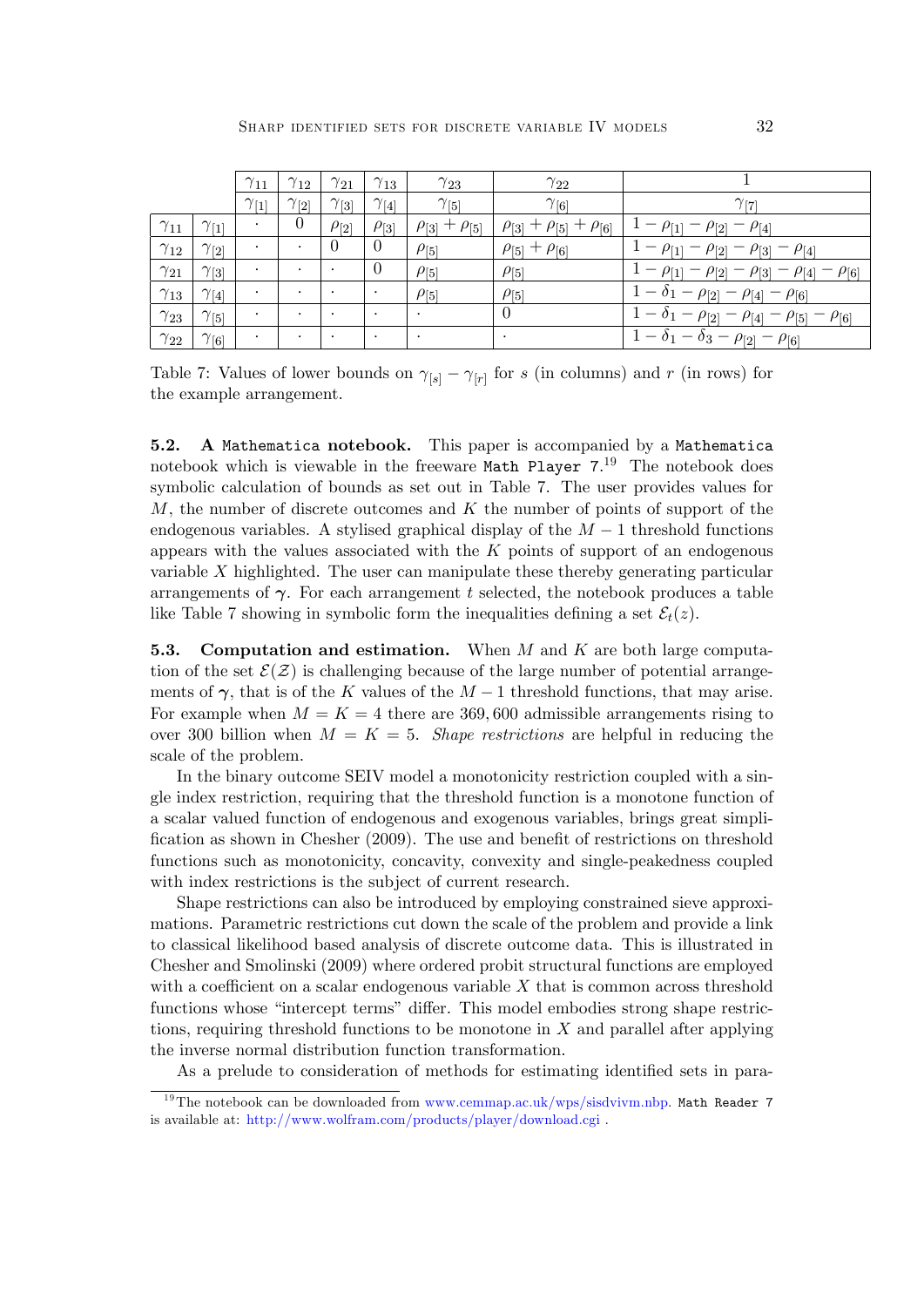| | | $\gamma_{11}$ | $\gamma_{12}$ | $\gamma_{21}$ | $\gamma_{13}$ | $\gamma_{23}$ | $\gamma_{22}$ | $1$ |
|---|---|---|---|---|---|---|---|---|
| | | $\gamma_{[1]}$ | $\gamma_{[2]}$ | $\gamma_{[3]}$ | $\gamma_{[4]}$ | $\gamma_{[5]}$ | $\gamma_{[6]}$ | $\gamma_{[7]}$ |
| $\gamma_{11}$ | $\gamma_{[1]}$ | $\cdot$ | $0$ | $\rho_{[2]}$ | $\rho_{[3]}$ | $\rho_{[3]}+\rho_{[5]}$ | $\rho_{[3]}+\rho_{[5]}+\rho_{[6]}$ | $1-\rho_{[1]}-\rho_{[2]}-\rho_{[4]}$ |
| $\gamma_{12}$ | $\gamma_{[2]}$ | $\cdot$ | $\cdot$ | $0$ | $0$ | $\rho_{[5]}$ | $\rho_{[5]}+\rho_{[6]}$ | $1-\rho_{[1]}-\rho_{[2]}-\rho_{[3]}-\rho_{[4]}$ |
| $\gamma_{21}$ | $\gamma_{[3]}$ | $\cdot$ | $\cdot$ | $\cdot$ | $0$ | $\rho_{[5]}$ | $\rho_{[5]}$ | $1-\rho_{[1]}-\rho_{[2]}-\rho_{[3]}-\rho_{[4]}-\rho_{[6]}$ |
| $\gamma_{13}$ | $\gamma_{[4]}$ | $\cdot$ | $\cdot$ | $\cdot$ | $\cdot$ | $\rho_{[5]}$ | $\rho_{[5]}$ | $1-\delta_1-\rho_{[2]}-\rho_{[4]}-\rho_{[6]}$ |
| $\gamma_{23}$ | $\gamma_{[5]}$ | $\cdot$ | $\cdot$ | $\cdot$ | $\cdot$ | $\cdot$ | $0$ | $1-\delta_1-\rho_{[2]}-\rho_{[4]}-\rho_{[5]}-\rho_{[6]}$ |
| $\gamma_{22}$ | $\gamma_{[6]}$ | $\cdot$ | $\cdot$ | $\cdot$ | $\cdot$ | $\cdot$ | $\cdot$ | $1-\delta_1-\delta_3-\rho_{[2]}-\rho_{[6]}$ |

Table 7: Values of lower bounds on $\gamma_{[s]}-\gamma_{[r]}$ for $s$ (in columns) and $r$ (in rows) for the example arrangement.

**5.2. A Mathematica notebook.** This paper is accompanied by a Mathematica notebook which is viewable in the freeware Math Player 7.[19] The notebook does symbolic calculation of bounds as set out in Table 7. The user provides values for $M$, the number of discrete outcomes and $K$ the number of points of support of the endogenous variables. A stylised graphical display of the $M-1$ threshold functions appears with the values associated with the $K$ points of support of an endogenous variable $X$ highlighted. The user can manipulate these thereby generating particular arrangements of $\boldsymbol{\gamma}$. For each arrangement $t$ selected, the notebook produces a table like Table 7 showing in symbolic form the inequalities defining a set $\mathcal{E}_t(z)$.

**5.3. Computation and estimation.** When $M$ and $K$ are both large computation of the set $\mathcal{E}(\mathcal{Z})$ is challenging because of the large number of potential arrangements of $\boldsymbol{\gamma}$, that is of the $K$ values of the $M-1$ threshold functions, that may arise. For example when $M=K=4$ there are 369,600 admissible arrangements rising to over 300 billion when $M=K=5$. *Shape restrictions* are helpful in reducing the scale of the problem.

In the binary outcome SEIV model a monotonicity restriction coupled with a single index restriction, requiring that the threshold function is a monotone function of a scalar valued function of endogenous and exogenous variables, brings great simplification as shown in Chesher (2009). The use and benefit of restrictions on threshold functions such as monotonicity, concavity, convexity and single-peakedness coupled with index restrictions is the subject of current research.

Shape restrictions can also be introduced by employing constrained sieve approximations. Parametric restrictions cut down the scale of the problem and provide a link to classical likelihood based analysis of discrete outcome data. This is illustrated in Chesher and Smolinski (2009) where ordered probit structural functions are employed with a coefficient on a scalar endogenous variable $X$ that is common across threshold functions whose "intercept terms" differ. This model embodies strong shape restrictions, requiring threshold functions to be monotone in $X$ and parallel after applying the inverse normal distribution function transformation.

As a prelude to consideration of methods for estimating identified sets in para-

[19] The notebook can be downloaded from www.cemmap.ac.uk/wps/sisdvivm.nbp. Math Reader 7 is available at: http://www.wolfram.com/products/player/download.cgi .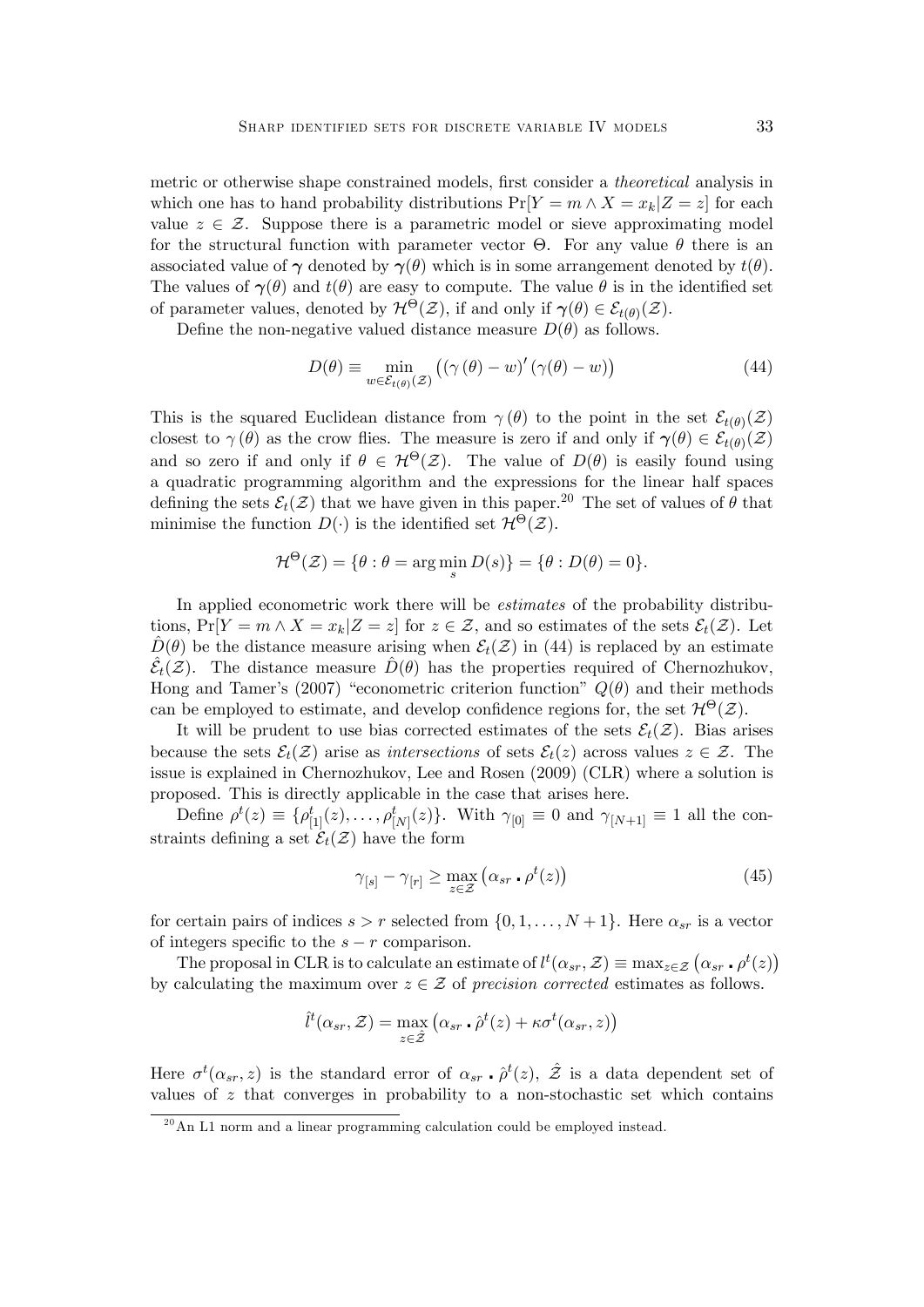metric or otherwise shape constrained models, first consider a *theoretical* analysis in which one has to hand probability distributions $\Pr[Y = m \wedge X = x_k | Z = z]$ for each value $z \in \mathcal{Z}$. Suppose there is a parametric model or sieve approximating model for the structural function with parameter vector $\Theta$. For any value $\theta$ there is an associated value of $\boldsymbol{\gamma}$ denoted by $\boldsymbol{\gamma}(\theta)$ which is in some arrangement denoted by $t(\theta)$. The values of $\boldsymbol{\gamma}(\theta)$ and $t(\theta)$ are easy to compute. The value $\theta$ is in the identified set of parameter values, denoted by $\mathcal{H}^{\Theta}(\mathcal{Z})$, if and only if $\boldsymbol{\gamma}(\theta) \in \mathcal{E}_{t(\theta)}(\mathcal{Z})$.

Define the non-negative valued distance measure $D(\theta)$ as follows.

$$D(\theta) \equiv \min_{w \in \mathcal{E}_{t(\theta)}(\mathcal{Z})} \left( \left( \gamma\left(\theta\right) - w \right)' \left( \gamma(\theta) - w \right) \right) \tag{44}$$

This is the squared Euclidean distance from $\gamma(\theta)$ to the point in the set $\mathcal{E}_{t(\theta)}(\mathcal{Z})$ closest to $\gamma(\theta)$ as the crow flies. The measure is zero if and only if $\boldsymbol{\gamma}(\theta) \in \mathcal{E}_{t(\theta)}(\mathcal{Z})$ and so zero if and only if $\theta \in \mathcal{H}^{\Theta}(\mathcal{Z})$. The value of $D(\theta)$ is easily found using a quadratic programming algorithm and the expressions for the linear half spaces defining the sets $\mathcal{E}_t(\mathcal{Z})$ that we have given in this paper.[20] The set of values of $\theta$ that minimise the function $D(\cdot)$ is the identified set $\mathcal{H}^{\Theta}(\mathcal{Z})$.

$$\mathcal{H}^{\Theta}(\mathcal{Z}) = \{\theta : \theta = \arg\min_{s} D(s)\} = \{\theta : D(\theta) = 0\}.$$

In applied econometric work there will be *estimates* of the probability distributions, $\Pr[Y = m \wedge X = x_k | Z = z]$ for $z \in \mathcal{Z}$, and so estimates of the sets $\mathcal{E}_t(\mathcal{Z})$. Let $\hat{D}(\theta)$ be the distance measure arising when $\mathcal{E}_t(\mathcal{Z})$ in (44) is replaced by an estimate $\hat{\mathcal{E}}_t(\mathcal{Z})$. The distance measure $\hat{D}(\theta)$ has the properties required of Chernozhukov, Hong and Tamer's (2007) "econometric criterion function" $Q(\theta)$ and their methods can be employed to estimate, and develop confidence regions for, the set $\mathcal{H}^{\Theta}(\mathcal{Z})$.

It will be prudent to use bias corrected estimates of the sets $\mathcal{E}_t(\mathcal{Z})$. Bias arises because the sets $\mathcal{E}_t(\mathcal{Z})$ arise as *intersections* of sets $\mathcal{E}_t(z)$ across values $z \in \mathcal{Z}$. The issue is explained in Chernozhukov, Lee and Rosen (2009) (CLR) where a solution is proposed. This is directly applicable in the case that arises here.

Define $\rho^t(z) \equiv \{\rho^t_{[1]}(z), \ldots, \rho^t_{[N]}(z)\}$. With $\gamma_{[0]} \equiv 0$ and $\gamma_{[N+1]} \equiv 1$ all the constraints defining a set $\mathcal{E}_t(\mathcal{Z})$ have the form

$$\gamma_{[s]} - \gamma_{[r]} \geq \max_{z \in \mathcal{Z}} \left( \alpha_{sr} \centerdot \rho^t(z) \right) \tag{45}$$

for certain pairs of indices $s > r$ selected from $\{0, 1, \ldots, N+1\}$. Here $\alpha_{sr}$ is a vector of integers specific to the $s - r$ comparison.

The proposal in CLR is to calculate an estimate of $l^t(\alpha_{sr}, \mathcal{Z}) \equiv \max_{z \in \mathcal{Z}} \left( \alpha_{sr} \centerdot \rho^t(z) \right)$ by calculating the maximum over $z \in \mathcal{Z}$ of *precision corrected* estimates as follows.

$$\hat{l}^t(\alpha_{sr}, \mathcal{Z}) = \max_{z \in \hat{\mathcal{Z}}} \left( \alpha_{sr} \centerdot \hat{\rho}^t(z) + \kappa \sigma^t(\alpha_{sr}, z) \right)$$

Here $\sigma^t(\alpha_{sr}, z)$ is the standard error of $\alpha_{sr} \centerdot \hat{\rho}^t(z)$, $\hat{\mathcal{Z}}$ is a data dependent set of values of $z$ that converges in probability to a non-stochastic set which contains

[20] An L1 norm and a linear programming calculation could be employed instead.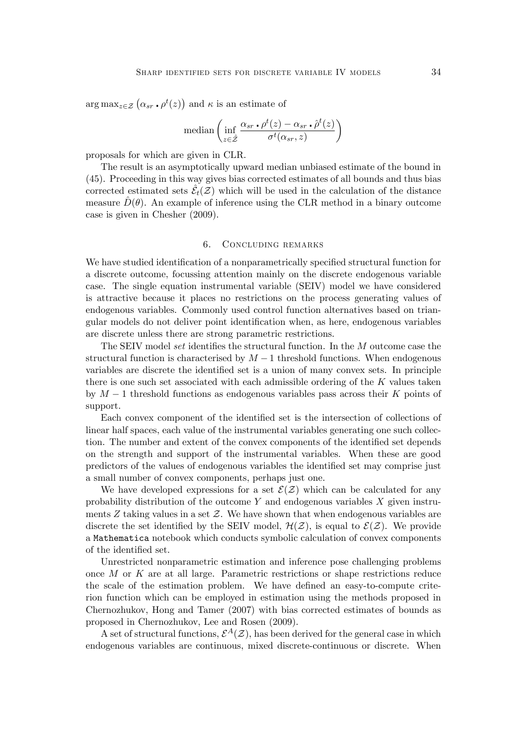$\arg\max_{z\in\mathcal{Z}} \left(\alpha_{sr} \cdot \rho^t(z)\right)$ and $\kappa$ is an estimate of

$$\text{median}\left(\inf_{z\in\hat{\mathcal{Z}}} \frac{\alpha_{sr} \cdot \rho^t(z) - \alpha_{sr} \cdot \hat{\rho}^t(z)}{\sigma^t(\alpha_{sr}, z)}\right)$$

proposals for which are given in CLR.

The result is an asymptotically upward median unbiased estimate of the bound in (45). Proceeding in this way gives bias corrected estimates of all bounds and thus bias corrected estimated sets $\hat{\mathcal{E}}_t(\mathcal{Z})$ which will be used in the calculation of the distance measure $\hat{D}(\theta)$. An example of inference using the CLR method in a binary outcome case is given in Chesher (2009).

## 6. Concluding remarks

We have studied identification of a nonparametrically specified structural function for a discrete outcome, focussing attention mainly on the discrete endogenous variable case. The single equation instrumental variable (SEIV) model we have considered is attractive because it places no restrictions on the process generating values of endogenous variables. Commonly used control function alternatives based on triangular models do not deliver point identification when, as here, endogenous variables are discrete unless there are strong parametric restrictions.

The SEIV model *set* identifies the structural function. In the $M$ outcome case the structural function is characterised by $M-1$ threshold functions. When endogenous variables are discrete the identified set is a union of many convex sets. In principle there is one such set associated with each admissible ordering of the $K$ values taken by $M-1$ threshold functions as endogenous variables pass across their $K$ points of support.

Each convex component of the identified set is the intersection of collections of linear half spaces, each value of the instrumental variables generating one such collection. The number and extent of the convex components of the identified set depends on the strength and support of the instrumental variables. When these are good predictors of the values of endogenous variables the identified set may comprise just a small number of convex components, perhaps just one.

We have developed expressions for a set $\mathcal{E}(\mathcal{Z})$ which can be calculated for any probability distribution of the outcome $Y$ and endogenous variables $X$ given instruments $Z$ taking values in a set $\mathcal{Z}$. We have shown that when endogenous variables are discrete the set identified by the SEIV model, $\mathcal{H}(\mathcal{Z})$, is equal to $\mathcal{E}(\mathcal{Z})$. We provide a `Mathematica` notebook which conducts symbolic calculation of convex components of the identified set.

Unrestricted nonparametric estimation and inference pose challenging problems once $M$ or $K$ are at all large. Parametric restrictions or shape restrictions reduce the scale of the estimation problem. We have defined an easy-to-compute criterion function which can be employed in estimation using the methods proposed in Chernozhukov, Hong and Tamer (2007) with bias corrected estimates of bounds as proposed in Chernozhukov, Lee and Rosen (2009).

A set of structural functions, $\mathcal{E}^A(\mathcal{Z})$, has been derived for the general case in which endogenous variables are continuous, mixed discrete-continuous or discrete. When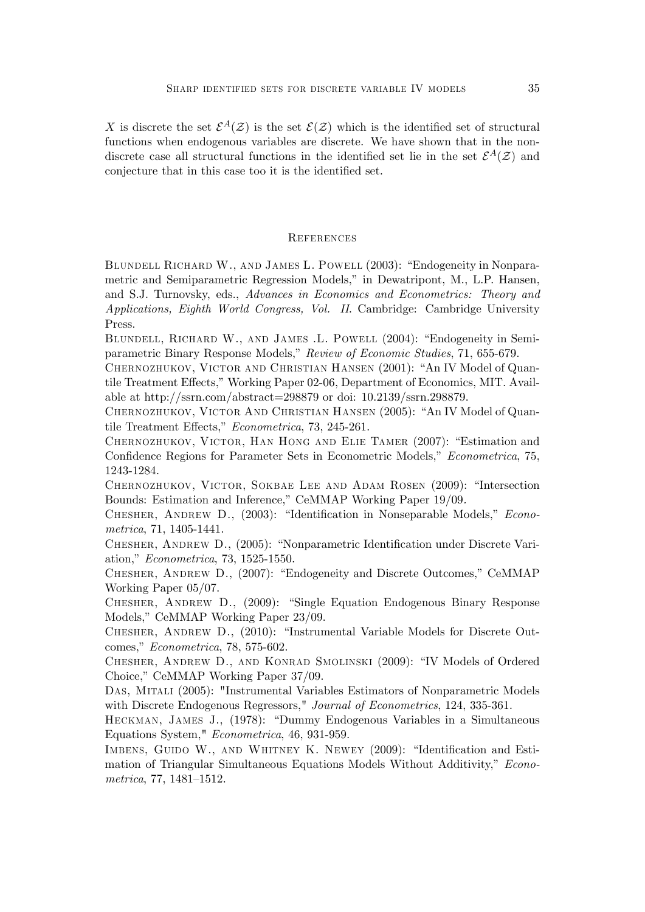$X$ is discrete the set $\mathcal{E}^A(\mathcal{Z})$ is the set $\mathcal{E}(\mathcal{Z})$ which is the identified set of structural functions when endogenous variables are discrete. We have shown that in the non-discrete case all structural functions in the identified set lie in the set $\mathcal{E}^A(\mathcal{Z})$ and conjecture that in this case too it is the identified set.

## References

Blundell Richard W., and James L. Powell (2003): "Endogeneity in Nonparametric and Semiparametric Regression Models," in Dewatripont, M., L.P. Hansen, and S.J. Turnovsky, eds., *Advances in Economics and Econometrics: Theory and Applications, Eighth World Congress, Vol. II.* Cambridge: Cambridge University Press.

Blundell, Richard W., and James .L. Powell (2004): "Endogeneity in Semiparametric Binary Response Models," *Review of Economic Studies*, 71, 655-679.

Chernozhukov, Victor and Christian Hansen (2001): "An IV Model of Quantile Treatment Effects," Working Paper 02-06, Department of Economics, MIT. Available at http://ssrn.com/abstract=298879 or doi: 10.2139/ssrn.298879.

Chernozhukov, Victor And Christian Hansen (2005): "An IV Model of Quantile Treatment Effects," *Econometrica*, 73, 245-261.

Chernozhukov, Victor, Han Hong and Elie Tamer (2007): "Estimation and Confidence Regions for Parameter Sets in Econometric Models," *Econometrica*, 75, 1243-1284.

Chernozhukov, Victor, Sokbae Lee and Adam Rosen (2009): "Intersection Bounds: Estimation and Inference," CeMMAP Working Paper 19/09.

Chesher, Andrew D., (2003): "Identification in Nonseparable Models," *Econometrica*, 71, 1405-1441.

Chesher, Andrew D., (2005): "Nonparametric Identification under Discrete Variation," *Econometrica*, 73, 1525-1550.

Chesher, Andrew D., (2007): "Endogeneity and Discrete Outcomes," CeMMAP Working Paper 05/07.

Chesher, Andrew D., (2009): "Single Equation Endogenous Binary Response Models," CeMMAP Working Paper 23/09.

Chesher, Andrew D., (2010): "Instrumental Variable Models for Discrete Outcomes," *Econometrica*, 78, 575-602.

Chesher, Andrew D., and Konrad Smolinski (2009): "IV Models of Ordered Choice," CeMMAP Working Paper 37/09.

Das, Mitali (2005): "Instrumental Variables Estimators of Nonparametric Models with Discrete Endogenous Regressors," *Journal of Econometrics*, 124, 335-361.

Heckman, James J., (1978): "Dummy Endogenous Variables in a Simultaneous Equations System," *Econometrica*, 46, 931-959.

Imbens, Guido W., and Whitney K. Newey (2009): "Identification and Estimation of Triangular Simultaneous Equations Models Without Additivity," *Econometrica*, 77, 1481–1512.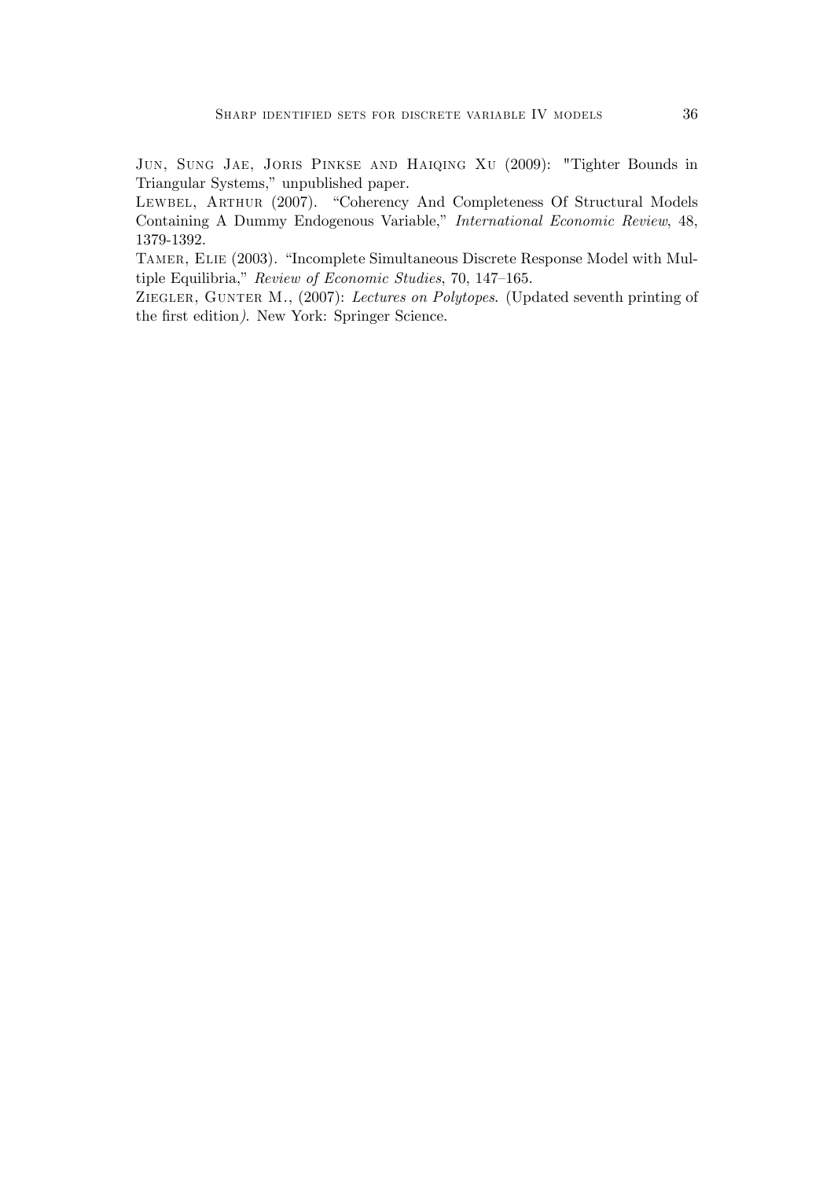Jun, Sung Jae, Joris Pinkse and Haiqing Xu (2009): "Tighter Bounds in Triangular Systems," unpublished paper.

Lewbel, Arthur (2007). "Coherency And Completeness Of Structural Models Containing A Dummy Endogenous Variable," *International Economic Review*, 48, 1379-1392.

Tamer, Elie (2003). "Incomplete Simultaneous Discrete Response Model with Multiple Equilibria," *Review of Economic Studies*, 70, 147–165.

Ziegler, Gunter M., (2007): *Lectures on Polytopes.* (Updated seventh printing of the first edition*).* New York: Springer Science.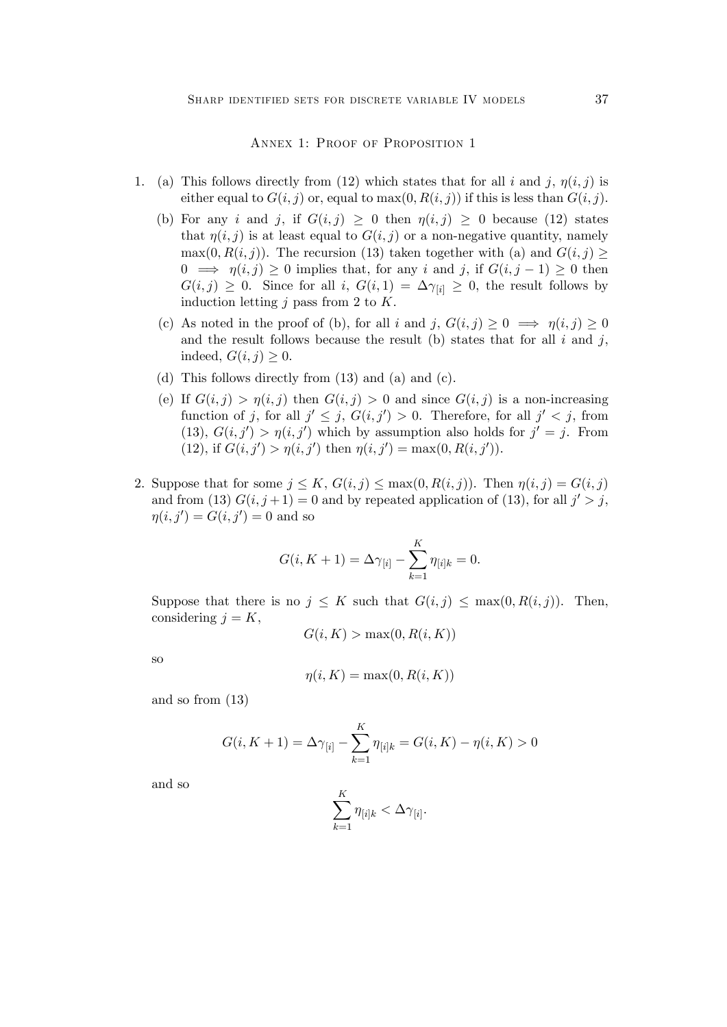## Annex 1: Proof of Proposition 1

1. (a) This follows directly from (12) which states that for all $i$ and $j$, $\eta(i,j)$ is either equal to $G(i,j)$ or, equal to $\max(0, R(i,j))$ if this is less than $G(i,j)$.

   (b) For any $i$ and $j$, if $G(i,j) \geq 0$ then $\eta(i,j) \geq 0$ because (12) states that $\eta(i,j)$ is at least equal to $G(i,j)$ or a non-negative quantity, namely $\max(0, R(i,j))$. The recursion (13) taken together with (a) and $G(i,j) \geq 0 \implies \eta(i,j) \geq 0$ implies that, for any $i$ and $j$, if $G(i,j-1) \geq 0$ then $G(i,j) \geq 0$. Since for all $i$, $G(i,1) = \Delta\gamma_{[i]} \geq 0$, the result follows by induction letting $j$ pass from 2 to $K$.

   (c) As noted in the proof of (b), for all $i$ and $j$, $G(i,j) \geq 0 \implies \eta(i,j) \geq 0$ and the result follows because the result (b) states that for all $i$ and $j$, indeed, $G(i,j) \geq 0$.

   (d) This follows directly from (13) and (a) and (c).

   (e) If $G(i,j) > \eta(i,j)$ then $G(i,j) > 0$ and since $G(i,j)$ is a non-increasing function of $j$, for all $j' \leq j$, $G(i,j') > 0$. Therefore, for all $j' < j$, from (13), $G(i,j') > \eta(i,j')$ which by assumption also holds for $j' = j$. From (12), if $G(i,j') > \eta(i,j')$ then $\eta(i,j') = \max(0, R(i,j'))$.

2. Suppose that for some $j \leq K$, $G(i,j) \leq \max(0, R(i,j))$. Then $\eta(i,j) = G(i,j)$ and from (13) $G(i,j+1) = 0$ and by repeated application of (13), for all $j' > j$, $\eta(i,j') = G(i,j') = 0$ and so

$$G(i, K+1) = \Delta\gamma_{[i]} - \sum_{k=1}^{K} \eta_{[i]k} = 0.$$

   Suppose that there is no $j \leq K$ such that $G(i,j) \leq \max(0, R(i,j))$. Then, considering $j = K$,

$$G(i,K) > \max(0, R(i,K))$$

   so

$$\eta(i,K) = \max(0, R(i,K))$$

   and so from (13)

$$G(i, K+1) = \Delta\gamma_{[i]} - \sum_{k=1}^{K} \eta_{[i]k} = G(i,K) - \eta(i,K) > 0$$

   and so

$$\sum_{k=1}^{K} \eta_{[i]k} < \Delta\gamma_{[i]}.$$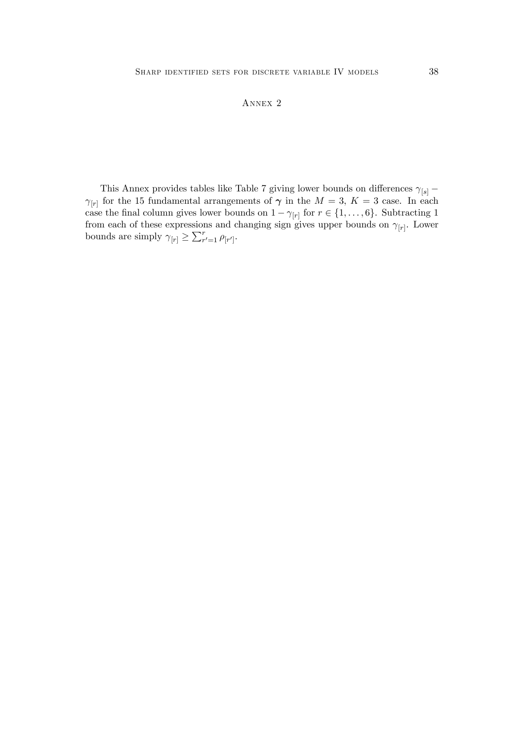# Annex 2

This Annex provides tables like Table 7 giving lower bounds on differences $\gamma_{[s]} - \gamma_{[r]}$ for the 15 fundamental arrangements of $\boldsymbol{\gamma}$ in the $M = 3$, $K = 3$ case. In each case the final column gives lower bounds on $1 - \gamma_{[r]}$ for $r \in \{1, \ldots, 6\}$. Subtracting 1 from each of these expressions and changing sign gives upper bounds on $\gamma_{[r]}$. Lower bounds are simply $\gamma_{[r]} \geq \sum_{r'=1}^{r} \rho_{[r']}$.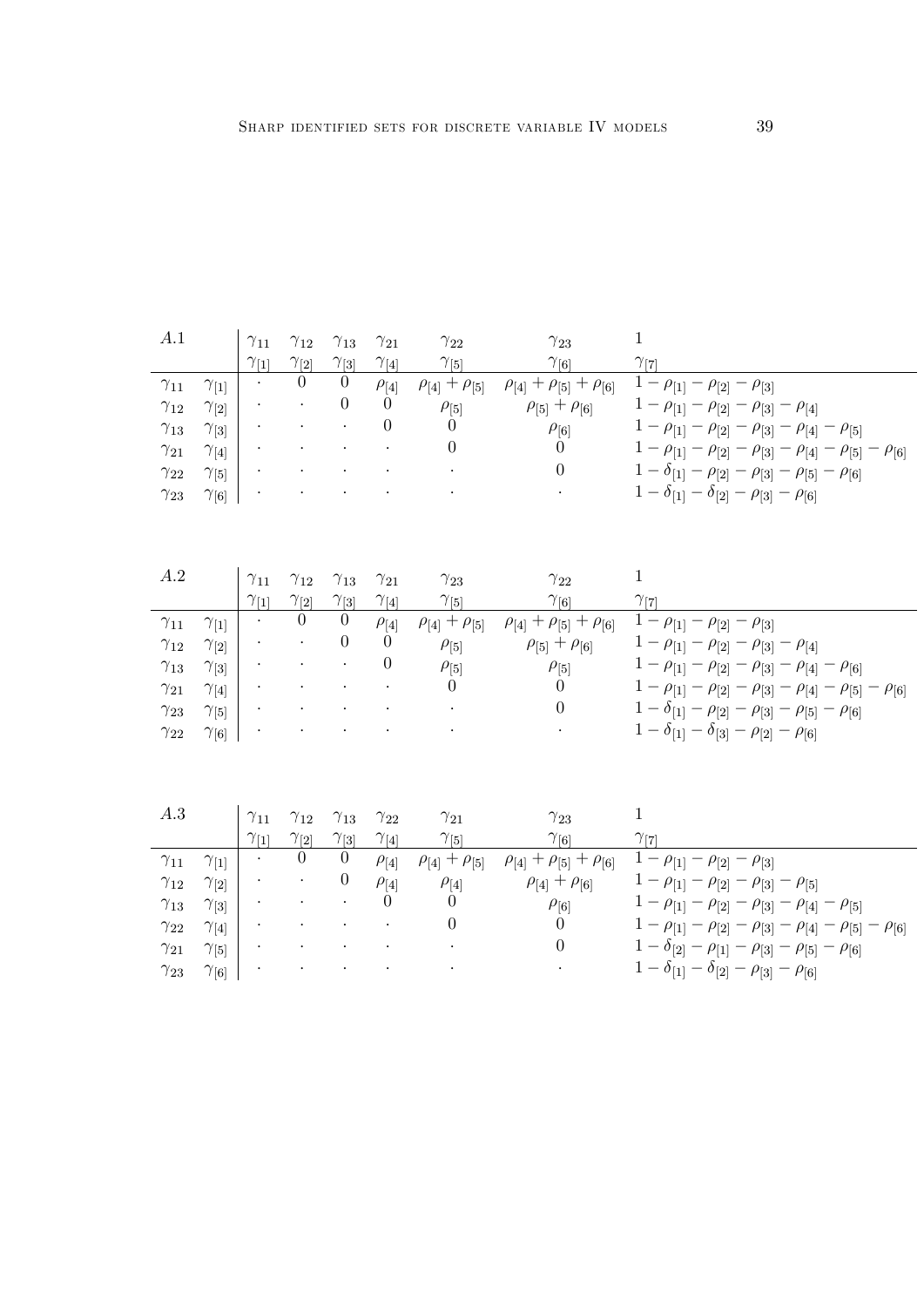| $A.1$ | | $\gamma_{11}$ | $\gamma_{12}$ | $\gamma_{13}$ | $\gamma_{21}$ | $\gamma_{22}$ | $\gamma_{23}$ | $1$ |
|---|---|---|---|---|---|---|---|---|
| | | $\gamma_{[1]}$ | $\gamma_{[2]}$ | $\gamma_{[3]}$ | $\gamma_{[4]}$ | $\gamma_{[5]}$ | $\gamma_{[6]}$ | $\gamma_{[7]}$ |
| $\gamma_{11}$ | $\gamma_{[1]}$ | $\cdot$ | $0$ | $0$ | $\rho_{[4]}$ | $\rho_{[4]}+\rho_{[5]}$ | $\rho_{[4]}+\rho_{[5]}+\rho_{[6]}$ | $1-\rho_{[1]}-\rho_{[2]}-\rho_{[3]}$ |
| $\gamma_{12}$ | $\gamma_{[2]}$ | $\cdot$ | $\cdot$ | $0$ | $0$ | $\rho_{[5]}$ | $\rho_{[5]}+\rho_{[6]}$ | $1-\rho_{[1]}-\rho_{[2]}-\rho_{[3]}-\rho_{[4]}$ |
| $\gamma_{13}$ | $\gamma_{[3]}$ | $\cdot$ | $\cdot$ | $\cdot$ | $0$ | $0$ | $\rho_{[6]}$ | $1-\rho_{[1]}-\rho_{[2]}-\rho_{[3]}-\rho_{[4]}-\rho_{[5]}$ |
| $\gamma_{21}$ | $\gamma_{[4]}$ | $\cdot$ | $\cdot$ | $\cdot$ | $\cdot$ | $0$ | $0$ | $1-\rho_{[1]}-\rho_{[2]}-\rho_{[3]}-\rho_{[4]}-\rho_{[5]}-\rho_{[6]}$ |
| $\gamma_{22}$ | $\gamma_{[5]}$ | $\cdot$ | $\cdot$ | $\cdot$ | $\cdot$ | $\cdot$ | $0$ | $1-\delta_{[1]}-\rho_{[2]}-\rho_{[3]}-\rho_{[5]}-\rho_{[6]}$ |
| $\gamma_{23}$ | $\gamma_{[6]}$ | $\cdot$ | $\cdot$ | $\cdot$ | $\cdot$ | $\cdot$ | $\cdot$ | $1-\delta_{[1]}-\delta_{[2]}-\rho_{[3]}-\rho_{[6]}$ |

| $A.2$ | | $\gamma_{11}$ | $\gamma_{12}$ | $\gamma_{13}$ | $\gamma_{21}$ | $\gamma_{23}$ | $\gamma_{22}$ | $1$ |
|---|---|---|---|---|---|---|---|---|
| | | $\gamma_{[1]}$ | $\gamma_{[2]}$ | $\gamma_{[3]}$ | $\gamma_{[4]}$ | $\gamma_{[5]}$ | $\gamma_{[6]}$ | $\gamma_{[7]}$ |
| $\gamma_{11}$ | $\gamma_{[1]}$ | $\cdot$ | $0$ | $0$ | $\rho_{[4]}$ | $\rho_{[4]}+\rho_{[5]}$ | $\rho_{[4]}+\rho_{[5]}+\rho_{[6]}$ | $1-\rho_{[1]}-\rho_{[2]}-\rho_{[3]}$ |
| $\gamma_{12}$ | $\gamma_{[2]}$ | $\cdot$ | $\cdot$ | $0$ | $0$ | $\rho_{[5]}$ | $\rho_{[5]}+\rho_{[6]}$ | $1-\rho_{[1]}-\rho_{[2]}-\rho_{[3]}-\rho_{[4]}$ |
| $\gamma_{13}$ | $\gamma_{[3]}$ | $\cdot$ | $\cdot$ | $\cdot$ | $0$ | $\rho_{[5]}$ | $\rho_{[5]}$ | $1-\rho_{[1]}-\rho_{[2]}-\rho_{[3]}-\rho_{[4]}-\rho_{[6]}$ |
| $\gamma_{21}$ | $\gamma_{[4]}$ | $\cdot$ | $\cdot$ | $\cdot$ | $\cdot$ | $0$ | $0$ | $1-\rho_{[1]}-\rho_{[2]}-\rho_{[3]}-\rho_{[4]}-\rho_{[5]}-\rho_{[6]}$ |
| $\gamma_{23}$ | $\gamma_{[5]}$ | $\cdot$ | $\cdot$ | $\cdot$ | $\cdot$ | $\cdot$ | $0$ | $1-\delta_{[1]}-\rho_{[2]}-\rho_{[3]}-\rho_{[5]}-\rho_{[6]}$ |
| $\gamma_{22}$ | $\gamma_{[6]}$ | $\cdot$ | $\cdot$ | $\cdot$ | $\cdot$ | $\cdot$ | $\cdot$ | $1-\delta_{[1]}-\delta_{[3]}-\rho_{[2]}-\rho_{[6]}$ |

| $A.3$ | | $\gamma_{11}$ | $\gamma_{12}$ | $\gamma_{13}$ | $\gamma_{22}$ | $\gamma_{21}$ | $\gamma_{23}$ | $1$ |
|---|---|---|---|---|---|---|---|---|
| | | $\gamma_{[1]}$ | $\gamma_{[2]}$ | $\gamma_{[3]}$ | $\gamma_{[4]}$ | $\gamma_{[5]}$ | $\gamma_{[6]}$ | $\gamma_{[7]}$ |
| $\gamma_{11}$ | $\gamma_{[1]}$ | $\cdot$ | $0$ | $0$ | $\rho_{[4]}$ | $\rho_{[4]}+\rho_{[5]}$ | $\rho_{[4]}+\rho_{[5]}+\rho_{[6]}$ | $1-\rho_{[1]}-\rho_{[2]}-\rho_{[3]}$ |
| $\gamma_{12}$ | $\gamma_{[2]}$ | $\cdot$ | $\cdot$ | $0$ | $\rho_{[4]}$ | $\rho_{[4]}$ | $\rho_{[4]}+\rho_{[6]}$ | $1-\rho_{[1]}-\rho_{[2]}-\rho_{[3]}-\rho_{[5]}$ |
| $\gamma_{13}$ | $\gamma_{[3]}$ | $\cdot$ | $\cdot$ | $\cdot$ | $0$ | $0$ | $\rho_{[6]}$ | $1-\rho_{[1]}-\rho_{[2]}-\rho_{[3]}-\rho_{[4]}-\rho_{[5]}$ |
| $\gamma_{22}$ | $\gamma_{[4]}$ | $\cdot$ | $\cdot$ | $\cdot$ | $\cdot$ | $0$ | $0$ | $1-\rho_{[1]}-\rho_{[2]}-\rho_{[3]}-\rho_{[4]}-\rho_{[5]}-\rho_{[6]}$ |
| $\gamma_{21}$ | $\gamma_{[5]}$ | $\cdot$ | $\cdot$ | $\cdot$ | $\cdot$ | $\cdot$ | $0$ | $1-\delta_{[2]}-\rho_{[1]}-\rho_{[3]}-\rho_{[5]}-\rho_{[6]}$ |
| $\gamma_{23}$ | $\gamma_{[6]}$ | $\cdot$ | $\cdot$ | $\cdot$ | $\cdot$ | $\cdot$ | $\cdot$ | $1-\delta_{[1]}-\delta_{[2]}-\rho_{[3]}-\rho_{[6]}$ |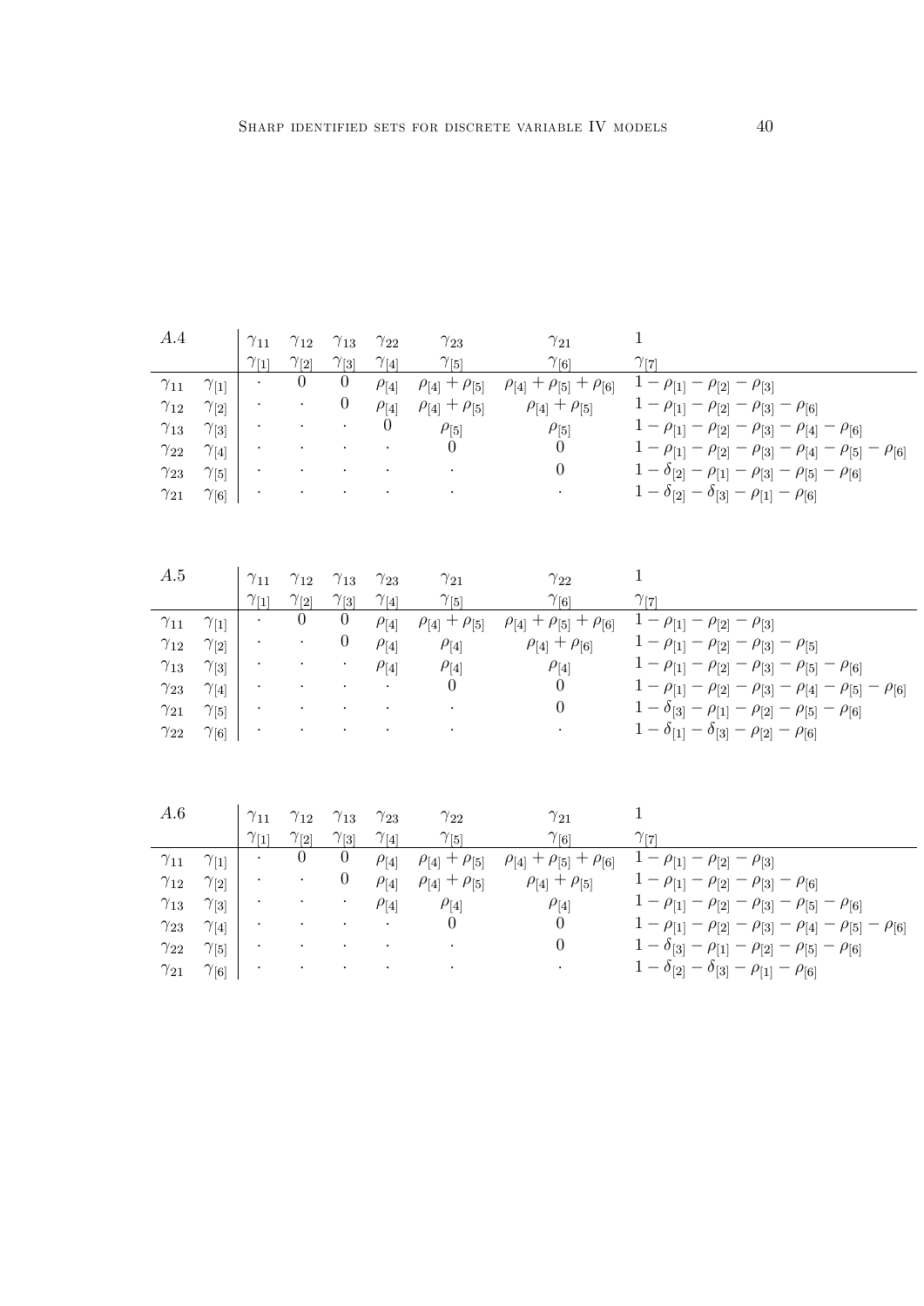| A.4 | | $\gamma_{11}$ | $\gamma_{12}$ | $\gamma_{13}$ | $\gamma_{22}$ | $\gamma_{23}$ | $\gamma_{21}$ | $1$ |
|---|---|---|---|---|---|---|---|---|
| | | $\gamma_{[1]}$ | $\gamma_{[2]}$ | $\gamma_{[3]}$ | $\gamma_{[4]}$ | $\gamma_{[5]}$ | $\gamma_{[6]}$ | $\gamma_{[7]}$ |
| $\gamma_{11}$ | $\gamma_{[1]}$ | $\cdot$ | $0$ | $0$ | $\rho_{[4]}$ | $\rho_{[4]}+\rho_{[5]}$ | $\rho_{[4]}+\rho_{[5]}+\rho_{[6]}$ | $1-\rho_{[1]}-\rho_{[2]}-\rho_{[3]}$ |
| $\gamma_{12}$ | $\gamma_{[2]}$ | $\cdot$ | $\cdot$ | $0$ | $\rho_{[4]}$ | $\rho_{[4]}+\rho_{[5]}$ | $\rho_{[4]}+\rho_{[5]}$ | $1-\rho_{[1]}-\rho_{[2]}-\rho_{[3]}-\rho_{[6]}$ |
| $\gamma_{13}$ | $\gamma_{[3]}$ | $\cdot$ | $\cdot$ | $\cdot$ | $0$ | $\rho_{[5]}$ | $\rho_{[5]}$ | $1-\rho_{[1]}-\rho_{[2]}-\rho_{[3]}-\rho_{[4]}-\rho_{[6]}$ |
| $\gamma_{22}$ | $\gamma_{[4]}$ | $\cdot$ | $\cdot$ | $\cdot$ | $\cdot$ | $0$ | $0$ | $1-\rho_{[1]}-\rho_{[2]}-\rho_{[3]}-\rho_{[4]}-\rho_{[5]}-\rho_{[6]}$ |
| $\gamma_{23}$ | $\gamma_{[5]}$ | $\cdot$ | $\cdot$ | $\cdot$ | $\cdot$ | $\cdot$ | $0$ | $1-\delta_{[2]}-\rho_{[1]}-\rho_{[3]}-\rho_{[5]}-\rho_{[6]}$ |
| $\gamma_{21}$ | $\gamma_{[6]}$ | $\cdot$ | $\cdot$ | $\cdot$ | $\cdot$ | $\cdot$ | $\cdot$ | $1-\delta_{[2]}-\delta_{[3]}-\rho_{[1]}-\rho_{[6]}$ |

| A.5 | | $\gamma_{11}$ | $\gamma_{12}$ | $\gamma_{13}$ | $\gamma_{23}$ | $\gamma_{21}$ | $\gamma_{22}$ | $1$ |
|---|---|---|---|---|---|---|---|---|
| | | $\gamma_{[1]}$ | $\gamma_{[2]}$ | $\gamma_{[3]}$ | $\gamma_{[4]}$ | $\gamma_{[5]}$ | $\gamma_{[6]}$ | $\gamma_{[7]}$ |
| $\gamma_{11}$ | $\gamma_{[1]}$ | $\cdot$ | $0$ | $0$ | $\rho_{[4]}$ | $\rho_{[4]}+\rho_{[5]}$ | $\rho_{[4]}+\rho_{[5]}+\rho_{[6]}$ | $1-\rho_{[1]}-\rho_{[2]}-\rho_{[3]}$ |
| $\gamma_{12}$ | $\gamma_{[2]}$ | $\cdot$ | $\cdot$ | $0$ | $\rho_{[4]}$ | $\rho_{[4]}$ | $\rho_{[4]}+\rho_{[6]}$ | $1-\rho_{[1]}-\rho_{[2]}-\rho_{[3]}-\rho_{[5]}$ |
| $\gamma_{13}$ | $\gamma_{[3]}$ | $\cdot$ | $\cdot$ | $\cdot$ | $\rho_{[4]}$ | $\rho_{[4]}$ | $\rho_{[4]}$ | $1-\rho_{[1]}-\rho_{[2]}-\rho_{[3]}-\rho_{[5]}-\rho_{[6]}$ |
| $\gamma_{23}$ | $\gamma_{[4]}$ | $\cdot$ | $\cdot$ | $\cdot$ | $\cdot$ | $0$ | $0$ | $1-\rho_{[1]}-\rho_{[2]}-\rho_{[3]}-\rho_{[4]}-\rho_{[5]}-\rho_{[6]}$ |
| $\gamma_{21}$ | $\gamma_{[5]}$ | $\cdot$ | $\cdot$ | $\cdot$ | $\cdot$ | $\cdot$ | $0$ | $1-\delta_{[3]}-\rho_{[1]}-\rho_{[2]}-\rho_{[5]}-\rho_{[6]}$ |
| $\gamma_{22}$ | $\gamma_{[6]}$ | $\cdot$ | $\cdot$ | $\cdot$ | $\cdot$ | $\cdot$ | $\cdot$ | $1-\delta_{[1]}-\delta_{[3]}-\rho_{[2]}-\rho_{[6]}$ |

| A.6 | | $\gamma_{11}$ | $\gamma_{12}$ | $\gamma_{13}$ | $\gamma_{23}$ | $\gamma_{22}$ | $\gamma_{21}$ | $1$ |
|---|---|---|---|---|---|---|---|---|
| | | $\gamma_{[1]}$ | $\gamma_{[2]}$ | $\gamma_{[3]}$ | $\gamma_{[4]}$ | $\gamma_{[5]}$ | $\gamma_{[6]}$ | $\gamma_{[7]}$ |
| $\gamma_{11}$ | $\gamma_{[1]}$ | $\cdot$ | $0$ | $0$ | $\rho_{[4]}$ | $\rho_{[4]}+\rho_{[5]}$ | $\rho_{[4]}+\rho_{[5]}+\rho_{[6]}$ | $1-\rho_{[1]}-\rho_{[2]}-\rho_{[3]}$ |
| $\gamma_{12}$ | $\gamma_{[2]}$ | $\cdot$ | $\cdot$ | $0$ | $\rho_{[4]}$ | $\rho_{[4]}+\rho_{[5]}$ | $\rho_{[4]}+\rho_{[5]}$ | $1-\rho_{[1]}-\rho_{[2]}-\rho_{[3]}-\rho_{[6]}$ |
| $\gamma_{13}$ | $\gamma_{[3]}$ | $\cdot$ | $\cdot$ | $\cdot$ | $\rho_{[4]}$ | $\rho_{[4]}$ | $\rho_{[4]}$ | $1-\rho_{[1]}-\rho_{[2]}-\rho_{[3]}-\rho_{[5]}-\rho_{[6]}$ |
| $\gamma_{23}$ | $\gamma_{[4]}$ | $\cdot$ | $\cdot$ | $\cdot$ | $\cdot$ | $0$ | $0$ | $1-\rho_{[1]}-\rho_{[2]}-\rho_{[3]}-\rho_{[4]}-\rho_{[5]}-\rho_{[6]}$ |
| $\gamma_{22}$ | $\gamma_{[5]}$ | $\cdot$ | $\cdot$ | $\cdot$ | $\cdot$ | $\cdot$ | $0$ | $1-\delta_{[3]}-\rho_{[1]}-\rho_{[2]}-\rho_{[5]}-\rho_{[6]}$ |
| $\gamma_{21}$ | $\gamma_{[6]}$ | $\cdot$ | $\cdot$ | $\cdot$ | $\cdot$ | $\cdot$ | $\cdot$ | $1-\delta_{[2]}-\delta_{[3]}-\rho_{[1]}-\rho_{[6]}$ |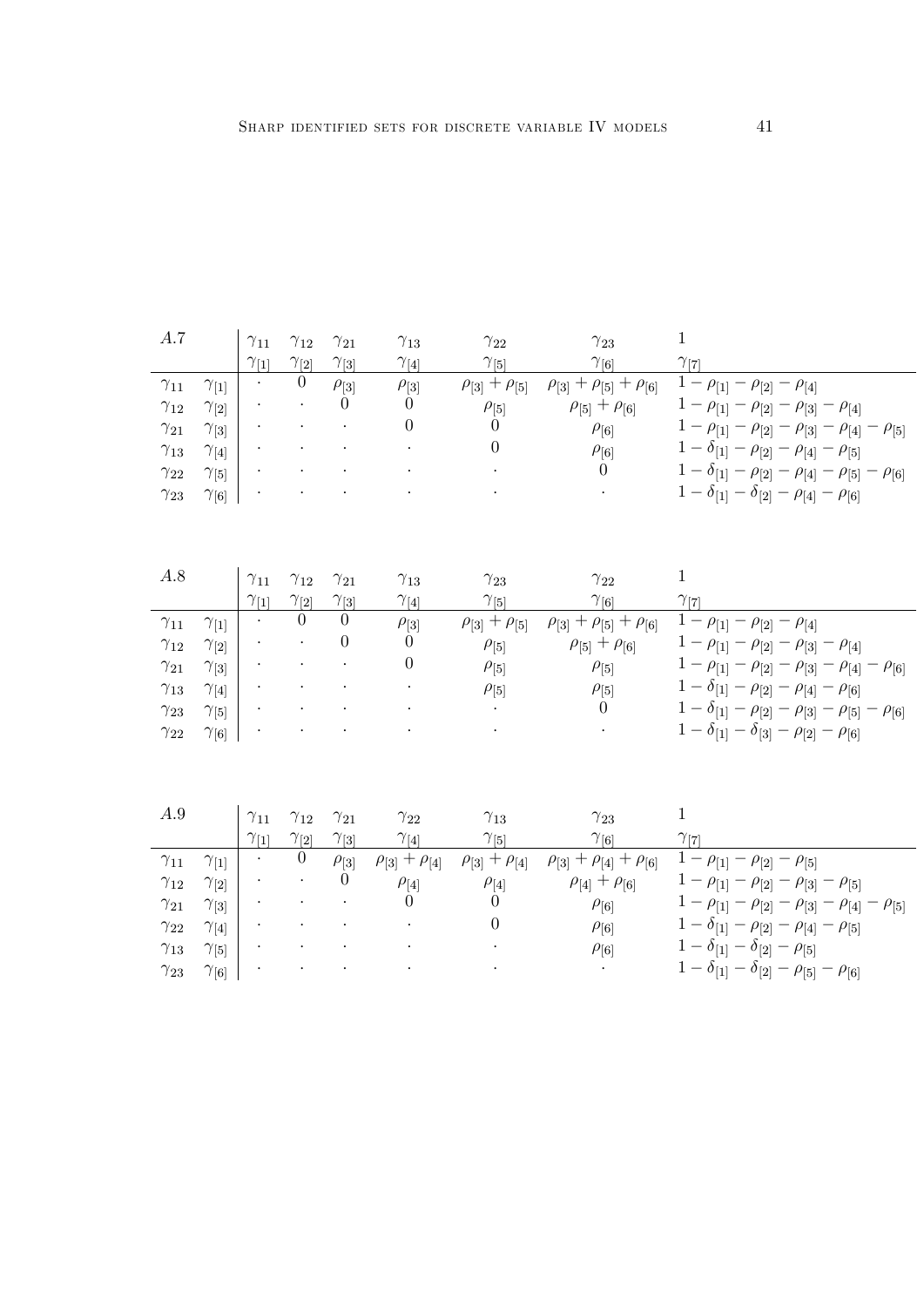| A.7 | | $\gamma_{11}$ | $\gamma_{12}$ | $\gamma_{21}$ | $\gamma_{13}$ | $\gamma_{22}$ | $\gamma_{23}$ | $1$ |
|---|---|---|---|---|---|---|---|---|
| | | $\gamma_{[1]}$ | $\gamma_{[2]}$ | $\gamma_{[3]}$ | $\gamma_{[4]}$ | $\gamma_{[5]}$ | $\gamma_{[6]}$ | $\gamma_{[7]}$ |
| $\gamma_{11}$ | $\gamma_{[1]}$ | $\cdot$ | $0$ | $\rho_{[3]}$ | $\rho_{[3]}$ | $\rho_{[3]}+\rho_{[5]}$ | $\rho_{[3]}+\rho_{[5]}+\rho_{[6]}$ | $1-\rho_{[1]}-\rho_{[2]}-\rho_{[4]}$ |
| $\gamma_{12}$ | $\gamma_{[2]}$ | $\cdot$ | $\cdot$ | $0$ | $0$ | $\rho_{[5]}$ | $\rho_{[5]}+\rho_{[6]}$ | $1-\rho_{[1]}-\rho_{[2]}-\rho_{[3]}-\rho_{[4]}$ |
| $\gamma_{21}$ | $\gamma_{[3]}$ | $\cdot$ | $\cdot$ | $\cdot$ | $0$ | $0$ | $\rho_{[6]}$ | $1-\rho_{[1]}-\rho_{[2]}-\rho_{[3]}-\rho_{[4]}-\rho_{[5]}$ |
| $\gamma_{13}$ | $\gamma_{[4]}$ | $\cdot$ | $\cdot$ | $\cdot$ | $\cdot$ | $0$ | $\rho_{[6]}$ | $1-\delta_{[1]}-\rho_{[2]}-\rho_{[4]}-\rho_{[5]}$ |
| $\gamma_{22}$ | $\gamma_{[5]}$ | $\cdot$ | $\cdot$ | $\cdot$ | $\cdot$ | $\cdot$ | $0$ | $1-\delta_{[1]}-\rho_{[2]}-\rho_{[4]}-\rho_{[5]}-\rho_{[6]}$ |
| $\gamma_{23}$ | $\gamma_{[6]}$ | $\cdot$ | $\cdot$ | $\cdot$ | $\cdot$ | $\cdot$ | $\cdot$ | $1-\delta_{[1]}-\delta_{[2]}-\rho_{[4]}-\rho_{[6]}$ |

| A.8 | | $\gamma_{11}$ | $\gamma_{12}$ | $\gamma_{21}$ | $\gamma_{13}$ | $\gamma_{23}$ | $\gamma_{22}$ | $1$ |
|---|---|---|---|---|---|---|---|---|
| | | $\gamma_{[1]}$ | $\gamma_{[2]}$ | $\gamma_{[3]}$ | $\gamma_{[4]}$ | $\gamma_{[5]}$ | $\gamma_{[6]}$ | $\gamma_{[7]}$ |
| $\gamma_{11}$ | $\gamma_{[1]}$ | $\cdot$ | $0$ | $0$ | $\rho_{[3]}$ | $\rho_{[3]}+\rho_{[5]}$ | $\rho_{[3]}+\rho_{[5]}+\rho_{[6]}$ | $1-\rho_{[1]}-\rho_{[2]}-\rho_{[4]}$ |
| $\gamma_{12}$ | $\gamma_{[2]}$ | $\cdot$ | $\cdot$ | $0$ | $0$ | $\rho_{[5]}$ | $\rho_{[5]}+\rho_{[6]}$ | $1-\rho_{[1]}-\rho_{[2]}-\rho_{[3]}-\rho_{[4]}$ |
| $\gamma_{21}$ | $\gamma_{[3]}$ | $\cdot$ | $\cdot$ | $\cdot$ | $0$ | $\rho_{[5]}$ | $\rho_{[5]}$ | $1-\rho_{[1]}-\rho_{[2]}-\rho_{[3]}-\rho_{[4]}-\rho_{[6]}$ |
| $\gamma_{13}$ | $\gamma_{[4]}$ | $\cdot$ | $\cdot$ | $\cdot$ | $\cdot$ | $\rho_{[5]}$ | $\rho_{[5]}$ | $1-\delta_{[1]}-\rho_{[2]}-\rho_{[4]}-\rho_{[6]}$ |
| $\gamma_{23}$ | $\gamma_{[5]}$ | $\cdot$ | $\cdot$ | $\cdot$ | $\cdot$ | $\cdot$ | $0$ | $1-\delta_{[1]}-\rho_{[2]}-\rho_{[3]}-\rho_{[5]}-\rho_{[6]}$ |
| $\gamma_{22}$ | $\gamma_{[6]}$ | $\cdot$ | $\cdot$ | $\cdot$ | $\cdot$ | $\cdot$ | $\cdot$ | $1-\delta_{[1]}-\delta_{[3]}-\rho_{[2]}-\rho_{[6]}$ |

| A.9 | | $\gamma_{11}$ | $\gamma_{12}$ | $\gamma_{21}$ | $\gamma_{22}$ | $\gamma_{13}$ | $\gamma_{23}$ | $1$ |
|---|---|---|---|---|---|---|---|---|
| | | $\gamma_{[1]}$ | $\gamma_{[2]}$ | $\gamma_{[3]}$ | $\gamma_{[4]}$ | $\gamma_{[5]}$ | $\gamma_{[6]}$ | $\gamma_{[7]}$ |
| $\gamma_{11}$ | $\gamma_{[1]}$ | $\cdot$ | $0$ | $\rho_{[3]}$ | $\rho_{[3]}+\rho_{[4]}$ | $\rho_{[3]}+\rho_{[4]}$ | $\rho_{[3]}+\rho_{[4]}+\rho_{[6]}$ | $1-\rho_{[1]}-\rho_{[2]}-\rho_{[5]}$ |
| $\gamma_{12}$ | $\gamma_{[2]}$ | $\cdot$ | $\cdot$ | $0$ | $\rho_{[4]}$ | $\rho_{[4]}$ | $\rho_{[4]}+\rho_{[6]}$ | $1-\rho_{[1]}-\rho_{[2]}-\rho_{[3]}-\rho_{[5]}$ |
| $\gamma_{21}$ | $\gamma_{[3]}$ | $\cdot$ | $\cdot$ | $\cdot$ | $0$ | $0$ | $\rho_{[6]}$ | $1-\rho_{[1]}-\rho_{[2]}-\rho_{[3]}-\rho_{[4]}-\rho_{[5]}$ |
| $\gamma_{22}$ | $\gamma_{[4]}$ | $\cdot$ | $\cdot$ | $\cdot$ | $\cdot$ | $0$ | $\rho_{[6]}$ | $1-\delta_{[1]}-\rho_{[2]}-\rho_{[4]}-\rho_{[5]}$ |
| $\gamma_{13}$ | $\gamma_{[5]}$ | $\cdot$ | $\cdot$ | $\cdot$ | $\cdot$ | $\cdot$ | $\rho_{[6]}$ | $1-\delta_{[1]}-\delta_{[2]}-\rho_{[5]}$ |
| $\gamma_{23}$ | $\gamma_{[6]}$ | $\cdot$ | $\cdot$ | $\cdot$ | $\cdot$ | $\cdot$ | $\cdot$ | $1-\delta_{[1]}-\delta_{[2]}-\rho_{[5]}-\rho_{[6]}$ |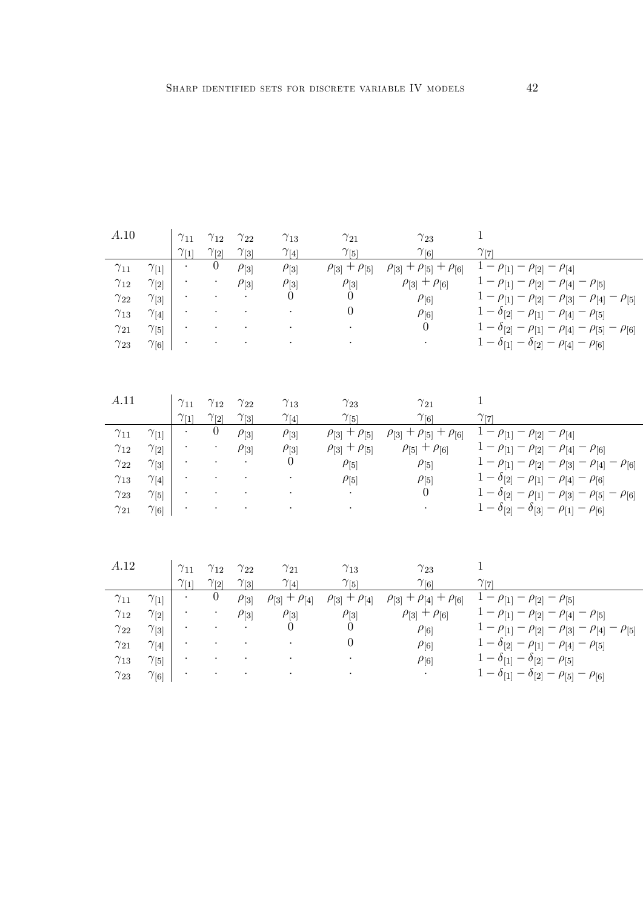| A.10 | | $\gamma_{11}$ | $\gamma_{12}$ | $\gamma_{22}$ | $\gamma_{13}$ | $\gamma_{21}$ | $\gamma_{23}$ | $1$ |
|---|---|---|---|---|---|---|---|---|
| | | $\gamma_{[1]}$ | $\gamma_{[2]}$ | $\gamma_{[3]}$ | $\gamma_{[4]}$ | $\gamma_{[5]}$ | $\gamma_{[6]}$ | $\gamma_{[7]}$ |
| $\gamma_{11}$ | $\gamma_{[1]}$ | $\cdot$ | $0$ | $\rho_{[3]}$ | $\rho_{[3]}$ | $\rho_{[3]} + \rho_{[5]}$ | $\rho_{[3]} + \rho_{[5]} + \rho_{[6]}$ | $1 - \rho_{[1]} - \rho_{[2]} - \rho_{[4]}$ |
| $\gamma_{12}$ | $\gamma_{[2]}$ | $\cdot$ | $\cdot$ | $\rho_{[3]}$ | $\rho_{[3]}$ | $\rho_{[3]}$ | $\rho_{[3]} + \rho_{[6]}$ | $1 - \rho_{[1]} - \rho_{[2]} - \rho_{[4]} - \rho_{[5]}$ |
| $\gamma_{22}$ | $\gamma_{[3]}$ | $\cdot$ | $\cdot$ | $\cdot$ | $0$ | $0$ | $\rho_{[6]}$ | $1 - \rho_{[1]} - \rho_{[2]} - \rho_{[3]} - \rho_{[4]} - \rho_{[5]}$ |
| $\gamma_{13}$ | $\gamma_{[4]}$ | $\cdot$ | $\cdot$ | $\cdot$ | $\cdot$ | $0$ | $\rho_{[6]}$ | $1 - \delta_{[2]} - \rho_{[1]} - \rho_{[4]} - \rho_{[5]}$ |
| $\gamma_{21}$ | $\gamma_{[5]}$ | $\cdot$ | $\cdot$ | $\cdot$ | $\cdot$ | $\cdot$ | $0$ | $1 - \delta_{[2]} - \rho_{[1]} - \rho_{[4]} - \rho_{[5]} - \rho_{[6]}$ |
| $\gamma_{23}$ | $\gamma_{[6]}$ | $\cdot$ | $\cdot$ | $\cdot$ | $\cdot$ | $\cdot$ | $\cdot$ | $1 - \delta_{[1]} - \delta_{[2]} - \rho_{[4]} - \rho_{[6]}$ |

| A.11 | | $\gamma_{11}$ | $\gamma_{12}$ | $\gamma_{22}$ | $\gamma_{13}$ | $\gamma_{23}$ | $\gamma_{21}$ | $1$ |
|---|---|---|---|---|---|---|---|---|
| | | $\gamma_{[1]}$ | $\gamma_{[2]}$ | $\gamma_{[3]}$ | $\gamma_{[4]}$ | $\gamma_{[5]}$ | $\gamma_{[6]}$ | $\gamma_{[7]}$ |
| $\gamma_{11}$ | $\gamma_{[1]}$ | $\cdot$ | $0$ | $\rho_{[3]}$ | $\rho_{[3]}$ | $\rho_{[3]} + \rho_{[5]}$ | $\rho_{[3]} + \rho_{[5]} + \rho_{[6]}$ | $1 - \rho_{[1]} - \rho_{[2]} - \rho_{[4]}$ |
| $\gamma_{12}$ | $\gamma_{[2]}$ | $\cdot$ | $\cdot$ | $\rho_{[3]}$ | $\rho_{[3]}$ | $\rho_{[3]} + \rho_{[5]}$ | $\rho_{[5]} + \rho_{[6]}$ | $1 - \rho_{[1]} - \rho_{[2]} - \rho_{[4]} - \rho_{[6]}$ |
| $\gamma_{22}$ | $\gamma_{[3]}$ | $\cdot$ | $\cdot$ | $\cdot$ | $0$ | $\rho_{[5]}$ | $\rho_{[5]}$ | $1 - \rho_{[1]} - \rho_{[2]} - \rho_{[3]} - \rho_{[4]} - \rho_{[6]}$ |
| $\gamma_{13}$ | $\gamma_{[4]}$ | $\cdot$ | $\cdot$ | $\cdot$ | $\cdot$ | $\rho_{[5]}$ | $\rho_{[5]}$ | $1 - \delta_{[2]} - \rho_{[1]} - \rho_{[4]} - \rho_{[6]}$ |
| $\gamma_{23}$ | $\gamma_{[5]}$ | $\cdot$ | $\cdot$ | $\cdot$ | $\cdot$ | $\cdot$ | $0$ | $1 - \delta_{[2]} - \rho_{[1]} - \rho_{[3]} - \rho_{[5]} - \rho_{[6]}$ |
| $\gamma_{21}$ | $\gamma_{[6]}$ | $\cdot$ | $\cdot$ | $\cdot$ | $\cdot$ | $\cdot$ | $\cdot$ | $1 - \delta_{[2]} - \delta_{[3]} - \rho_{[1]} - \rho_{[6]}$ |

| A.12 | | $\gamma_{11}$ | $\gamma_{12}$ | $\gamma_{22}$ | $\gamma_{21}$ | $\gamma_{13}$ | $\gamma_{23}$ | $1$ |
|---|---|---|---|---|---|---|---|---|
| | | $\gamma_{[1]}$ | $\gamma_{[2]}$ | $\gamma_{[3]}$ | $\gamma_{[4]}$ | $\gamma_{[5]}$ | $\gamma_{[6]}$ | $\gamma_{[7]}$ |
| $\gamma_{11}$ | $\gamma_{[1]}$ | $\cdot$ | $0$ | $\rho_{[3]}$ | $\rho_{[3]} + \rho_{[4]}$ | $\rho_{[3]} + \rho_{[4]}$ | $\rho_{[3]} + \rho_{[4]} + \rho_{[6]}$ | $1 - \rho_{[1]} - \rho_{[2]} - \rho_{[5]}$ |
| $\gamma_{12}$ | $\gamma_{[2]}$ | $\cdot$ | $\cdot$ | $\rho_{[3]}$ | $\rho_{[3]}$ | $\rho_{[3]}$ | $\rho_{[3]} + \rho_{[6]}$ | $1 - \rho_{[1]} - \rho_{[2]} - \rho_{[4]} - \rho_{[5]}$ |
| $\gamma_{22}$ | $\gamma_{[3]}$ | $\cdot$ | $\cdot$ | $\cdot$ | $0$ | $0$ | $\rho_{[6]}$ | $1 - \rho_{[1]} - \rho_{[2]} - \rho_{[3]} - \rho_{[4]} - \rho_{[5]}$ |
| $\gamma_{21}$ | $\gamma_{[4]}$ | $\cdot$ | $\cdot$ | $\cdot$ | $\cdot$ | $0$ | $\rho_{[6]}$ | $1 - \delta_{[2]} - \rho_{[1]} - \rho_{[4]} - \rho_{[5]}$ |
| $\gamma_{13}$ | $\gamma_{[5]}$ | $\cdot$ | $\cdot$ | $\cdot$ | $\cdot$ | $\cdot$ | $\rho_{[6]}$ | $1 - \delta_{[1]} - \delta_{[2]} - \rho_{[5]}$ |
| $\gamma_{23}$ | $\gamma_{[6]}$ | $\cdot$ | $\cdot$ | $\cdot$ | $\cdot$ | $\cdot$ | $\cdot$ | $1 - \delta_{[1]} - \delta_{[2]} - \rho_{[5]} - \rho_{[6]}$ |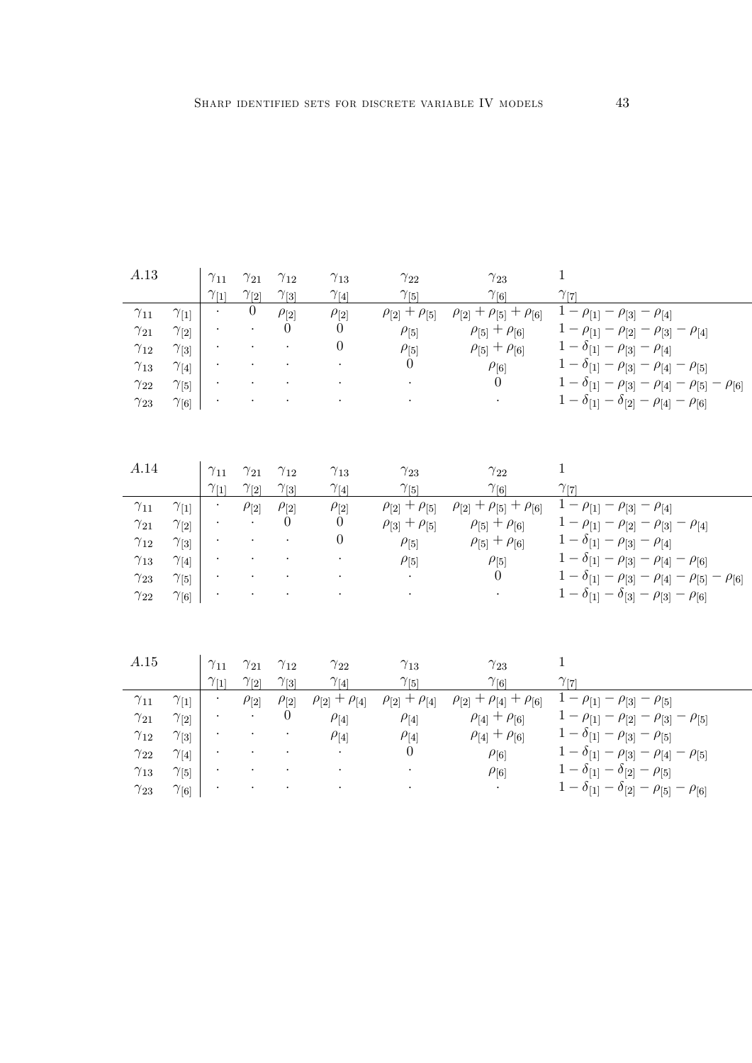| A.13 | | $\gamma_{11}$ | $\gamma_{21}$ | $\gamma_{12}$ | $\gamma_{13}$ | $\gamma_{22}$ | $\gamma_{23}$ | 1 |
|---|---|---|---|---|---|---|---|---|
| | | $\gamma_{[1]}$ | $\gamma_{[2]}$ | $\gamma_{[3]}$ | $\gamma_{[4]}$ | $\gamma_{[5]}$ | $\gamma_{[6]}$ | $\gamma_{[7]}$ |
| $\gamma_{11}$ | $\gamma_{[1]}$ | $\cdot$ | $0$ | $\rho_{[2]}$ | $\rho_{[2]}$ | $\rho_{[2]} + \rho_{[5]}$ | $\rho_{[2]} + \rho_{[5]} + \rho_{[6]}$ | $1 - \rho_{[1]} - \rho_{[3]} - \rho_{[4]}$ |
| $\gamma_{21}$ | $\gamma_{[2]}$ | $\cdot$ | $\cdot$ | $0$ | $0$ | $\rho_{[5]}$ | $\rho_{[5]} + \rho_{[6]}$ | $1 - \rho_{[1]} - \rho_{[2]} - \rho_{[3]} - \rho_{[4]}$ |
| $\gamma_{12}$ | $\gamma_{[3]}$ | $\cdot$ | $\cdot$ | $\cdot$ | $0$ | $\rho_{[5]}$ | $\rho_{[5]} + \rho_{[6]}$ | $1 - \delta_{[1]} - \rho_{[3]} - \rho_{[4]}$ |
| $\gamma_{13}$ | $\gamma_{[4]}$ | $\cdot$ | $\cdot$ | $\cdot$ | $\cdot$ | $0$ | $\rho_{[6]}$ | $1 - \delta_{[1]} - \rho_{[3]} - \rho_{[4]} - \rho_{[5]}$ |
| $\gamma_{22}$ | $\gamma_{[5]}$ | $\cdot$ | $\cdot$ | $\cdot$ | $\cdot$ | $\cdot$ | $0$ | $1 - \delta_{[1]} - \rho_{[3]} - \rho_{[4]} - \rho_{[5]} - \rho_{[6]}$ |
| $\gamma_{23}$ | $\gamma_{[6]}$ | $\cdot$ | $\cdot$ | $\cdot$ | $\cdot$ | $\cdot$ | $\cdot$ | $1 - \delta_{[1]} - \delta_{[2]} - \rho_{[4]} - \rho_{[6]}$ |

| A.14 | | $\gamma_{11}$ | $\gamma_{21}$ | $\gamma_{12}$ | $\gamma_{13}$ | $\gamma_{23}$ | $\gamma_{22}$ | 1 |
|---|---|---|---|---|---|---|---|---|
| | | $\gamma_{[1]}$ | $\gamma_{[2]}$ | $\gamma_{[3]}$ | $\gamma_{[4]}$ | $\gamma_{[5]}$ | $\gamma_{[6]}$ | $\gamma_{[7]}$ |
| $\gamma_{11}$ | $\gamma_{[1]}$ | $\cdot$ | $\rho_{[2]}$ | $\rho_{[2]}$ | $\rho_{[2]}$ | $\rho_{[2]} + \rho_{[5]}$ | $\rho_{[2]} + \rho_{[5]} + \rho_{[6]}$ | $1 - \rho_{[1]} - \rho_{[3]} - \rho_{[4]}$ |
| $\gamma_{21}$ | $\gamma_{[2]}$ | $\cdot$ | $\cdot$ | $0$ | $0$ | $\rho_{[3]} + \rho_{[5]}$ | $\rho_{[5]} + \rho_{[6]}$ | $1 - \rho_{[1]} - \rho_{[2]} - \rho_{[3]} - \rho_{[4]}$ |
| $\gamma_{12}$ | $\gamma_{[3]}$ | $\cdot$ | $\cdot$ | $\cdot$ | $0$ | $\rho_{[5]}$ | $\rho_{[5]} + \rho_{[6]}$ | $1 - \delta_{[1]} - \rho_{[3]} - \rho_{[4]}$ |
| $\gamma_{13}$ | $\gamma_{[4]}$ | $\cdot$ | $\cdot$ | $\cdot$ | $\cdot$ | $\rho_{[5]}$ | $\rho_{[5]}$ | $1 - \delta_{[1]} - \rho_{[3]} - \rho_{[4]} - \rho_{[6]}$ |
| $\gamma_{23}$ | $\gamma_{[5]}$ | $\cdot$ | $\cdot$ | $\cdot$ | $\cdot$ | $\cdot$ | $0$ | $1 - \delta_{[1]} - \rho_{[3]} - \rho_{[4]} - \rho_{[5]} - \rho_{[6]}$ |
| $\gamma_{22}$ | $\gamma_{[6]}$ | $\cdot$ | $\cdot$ | $\cdot$ | $\cdot$ | $\cdot$ | $\cdot$ | $1 - \delta_{[1]} - \delta_{[3]} - \rho_{[3]} - \rho_{[6]}$ |

| A.15 | | $\gamma_{11}$ | $\gamma_{21}$ | $\gamma_{12}$ | $\gamma_{22}$ | $\gamma_{13}$ | $\gamma_{23}$ | 1 |
|---|---|---|---|---|---|---|---|---|
| | | $\gamma_{[1]}$ | $\gamma_{[2]}$ | $\gamma_{[3]}$ | $\gamma_{[4]}$ | $\gamma_{[5]}$ | $\gamma_{[6]}$ | $\gamma_{[7]}$ |
| $\gamma_{11}$ | $\gamma_{[1]}$ | $\cdot$ | $\rho_{[2]}$ | $\rho_{[2]}$ | $\rho_{[2]} + \rho_{[4]}$ | $\rho_{[2]} + \rho_{[4]}$ | $\rho_{[2]} + \rho_{[4]} + \rho_{[6]}$ | $1 - \rho_{[1]} - \rho_{[3]} - \rho_{[5]}$ |
| $\gamma_{21}$ | $\gamma_{[2]}$ | $\cdot$ | $\cdot$ | $0$ | $\rho_{[4]}$ | $\rho_{[4]}$ | $\rho_{[4]} + \rho_{[6]}$ | $1 - \rho_{[1]} - \rho_{[2]} - \rho_{[3]} - \rho_{[5]}$ |
| $\gamma_{12}$ | $\gamma_{[3]}$ | $\cdot$ | $\cdot$ | $\cdot$ | $\rho_{[4]}$ | $\rho_{[4]}$ | $\rho_{[4]} + \rho_{[6]}$ | $1 - \delta_{[1]} - \rho_{[3]} - \rho_{[5]}$ |
| $\gamma_{22}$ | $\gamma_{[4]}$ | $\cdot$ | $\cdot$ | $\cdot$ | $\cdot$ | $0$ | $\rho_{[6]}$ | $1 - \delta_{[1]} - \rho_{[3]} - \rho_{[4]} - \rho_{[5]}$ |
| $\gamma_{13}$ | $\gamma_{[5]}$ | $\cdot$ | $\cdot$ | $\cdot$ | $\cdot$ | $\cdot$ | $\rho_{[6]}$ | $1 - \delta_{[1]} - \delta_{[2]} - \rho_{[5]}$ |
| $\gamma_{23}$ | $\gamma_{[6]}$ | $\cdot$ | $\cdot$ | $\cdot$ | $\cdot$ | $\cdot$ | $\cdot$ | $1 - \delta_{[1]} - \delta_{[2]} - \rho_{[5]} - \rho_{[6]}$ |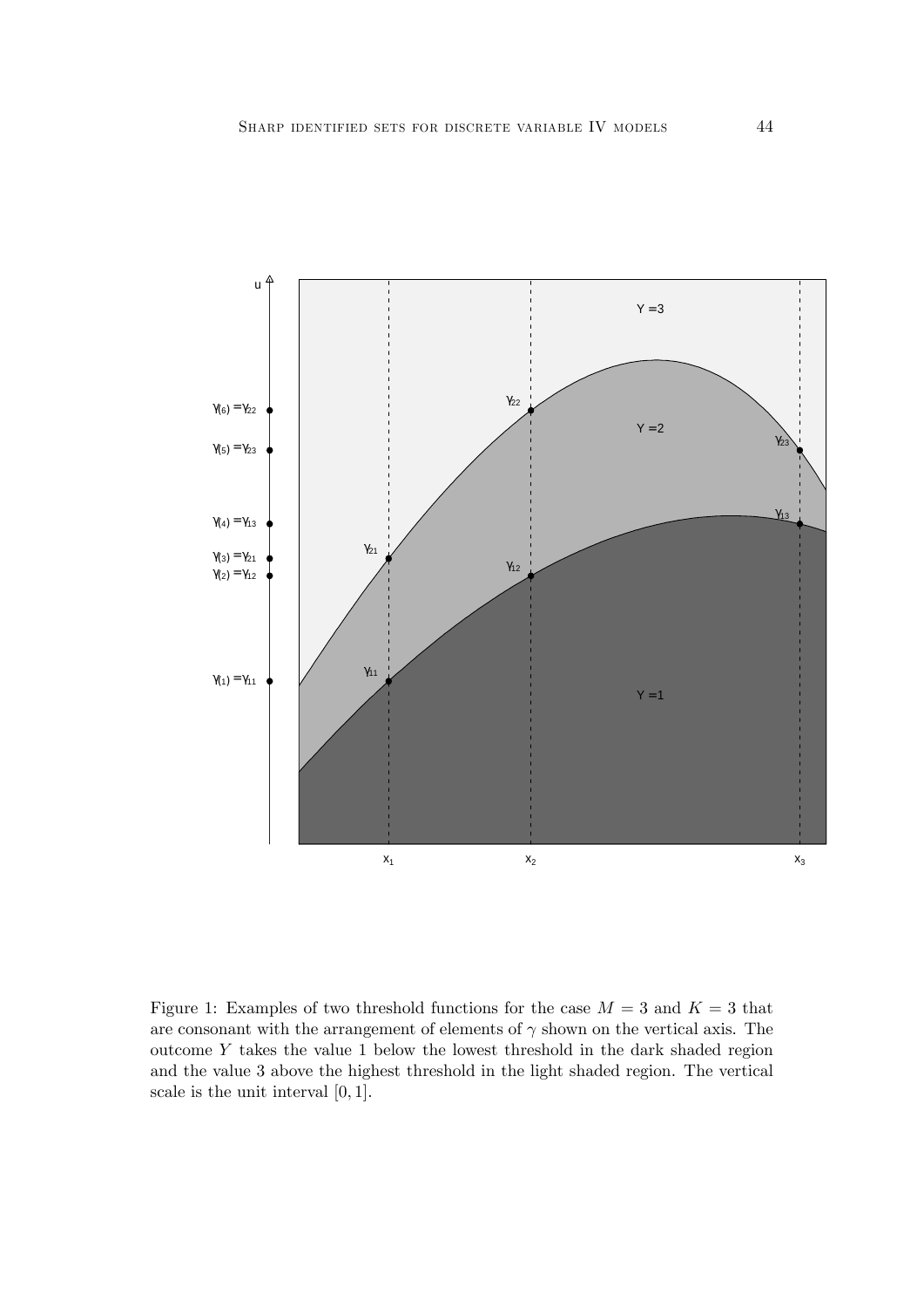u

$\gamma_{(6)} = \gamma_{22}$

$\gamma_{(5)} = \gamma_{23}$

$\gamma_{(4)} = \gamma_{13}$

$\gamma_{(3)} = \gamma_{21}$

$\gamma_{(2)} = \gamma_{12}$

$\gamma_{(1)} = \gamma_{11}$

Y =3

Y =2

Y =1

$\gamma_{22}$

$\gamma_{23}$

$\gamma_{13}$

$\gamma_{21}$

$\gamma_{12}$

$\gamma_{11}$

$x_1$

$x_2$

$x_3$

Figure 1: Examples of two threshold functions for the case $M = 3$ and $K = 3$ that are consonant with the arrangement of elements of $\gamma$ shown on the vertical axis. The outcome $Y$ takes the value 1 below the lowest threshold in the dark shaded region and the value 3 above the highest threshold in the light shaded region. The vertical scale is the unit interval $[0, 1]$.